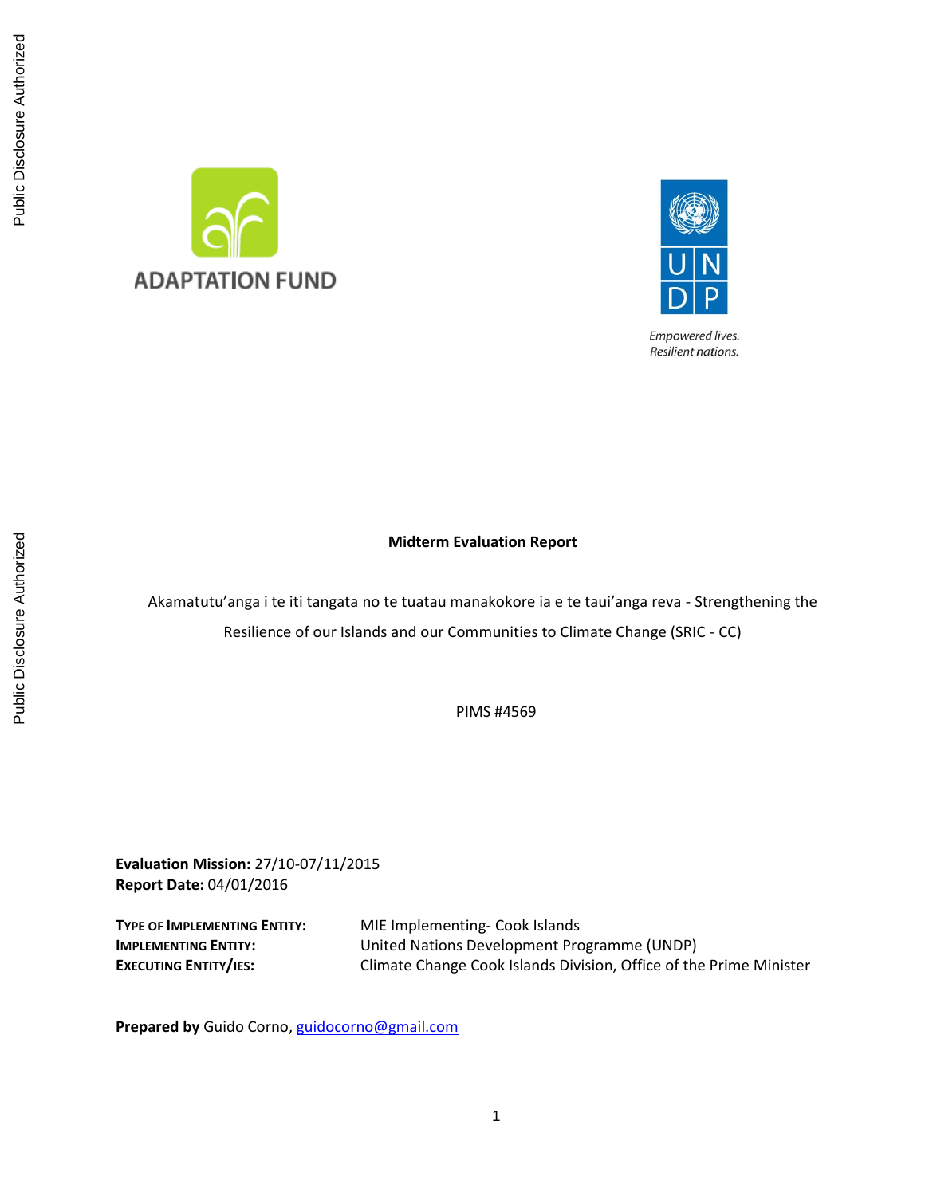Public Disclosure Authorized

Public Disclosure Authorized

ADAPTATION FUND

Empowered lives.
Resilient nations.

**Midterm Evaluation Report**

Akamatutu'anga i te iti tangata no te tuatau manakokore ia e te taui'anga reva - Strengthening the Resilience of our Islands and our Communities to Climate Change (SRIC - CC)

PIMS #4569

**Evaluation Mission:** 27/10-07/11/2015
**Report Date:** 04/01/2016

| | |
|---|---|
| **TYPE OF IMPLEMENTING ENTITY:** | MIE Implementing- Cook Islands |
| **IMPLEMENTING ENTITY:** | United Nations Development Programme (UNDP) |
| **EXECUTING ENTITY/IES:** | Climate Change Cook Islands Division, Office of the Prime Minister |

**Prepared by** Guido Corno, guidocorno@gmail.com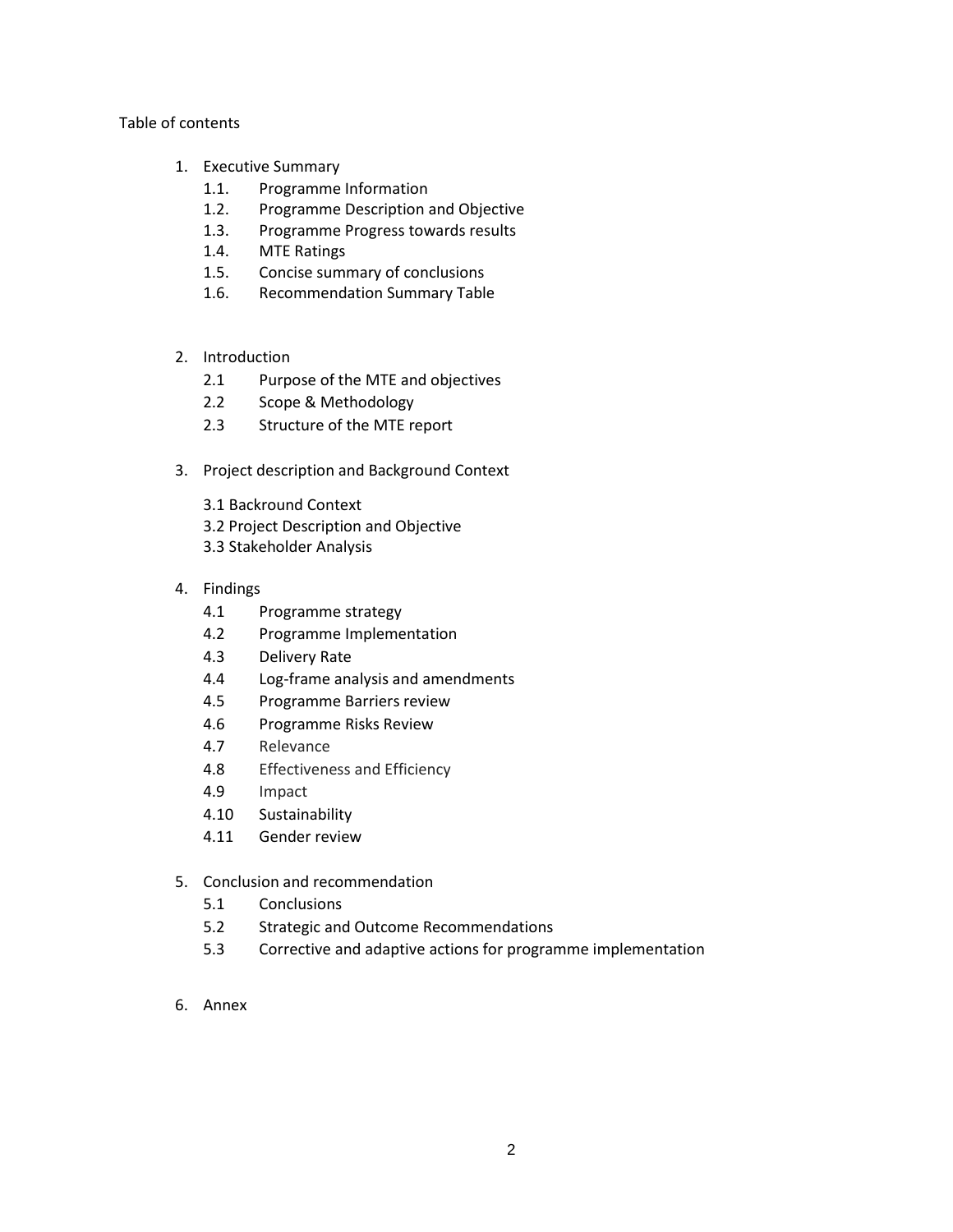Table of contents

1. Executive Summary
    1.1. Programme Information
    1.2. Programme Description and Objective
    1.3. Programme Progress towards results
    1.4. MTE Ratings
    1.5. Concise summary of conclusions
    1.6. Recommendation Summary Table

2. Introduction
    2.1 Purpose of the MTE and objectives
    2.2 Scope & Methodology
    2.3 Structure of the MTE report

3. Project description and Background Context
    3.1 Backround Context
    3.2 Project Description and Objective
    3.3 Stakeholder Analysis

4. Findings
    4.1 Programme strategy
    4.2 Programme Implementation
    4.3 Delivery Rate
    4.4 Log-frame analysis and amendments
    4.5 Programme Barriers review
    4.6 Programme Risks Review
    4.7 Relevance
    4.8 Effectiveness and Efficiency
    4.9 Impact
    4.10 Sustainability
    4.11 Gender review

5. Conclusion and recommendation
    5.1 Conclusions
    5.2 Strategic and Outcome Recommendations
    5.3 Corrective and adaptive actions for programme implementation

6. Annex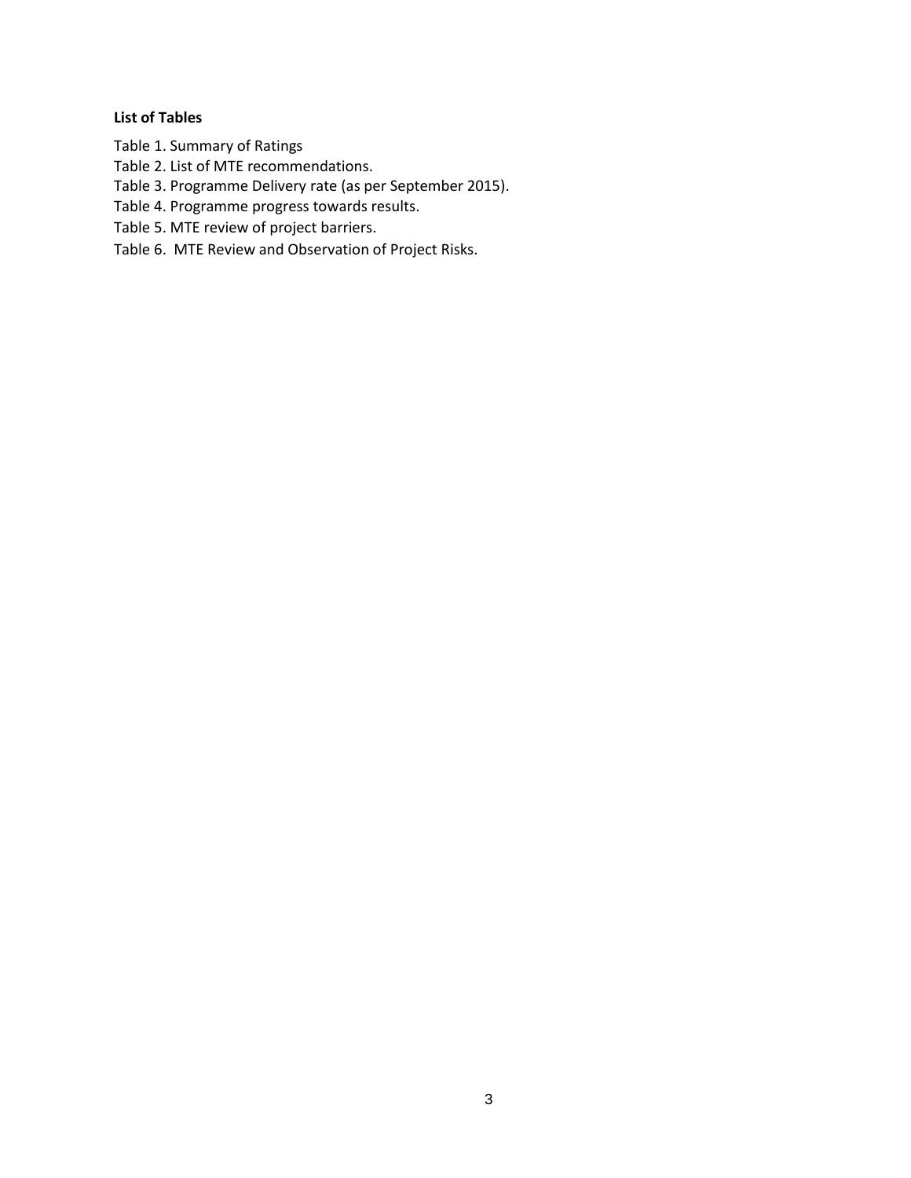**List of Tables**

Table 1. Summary of Ratings

Table 2. List of MTE recommendations.

Table 3. Programme Delivery rate (as per September 2015).

Table 4. Programme progress towards results.

Table 5. MTE review of project barriers.

Table 6. MTE Review and Observation of Project Risks.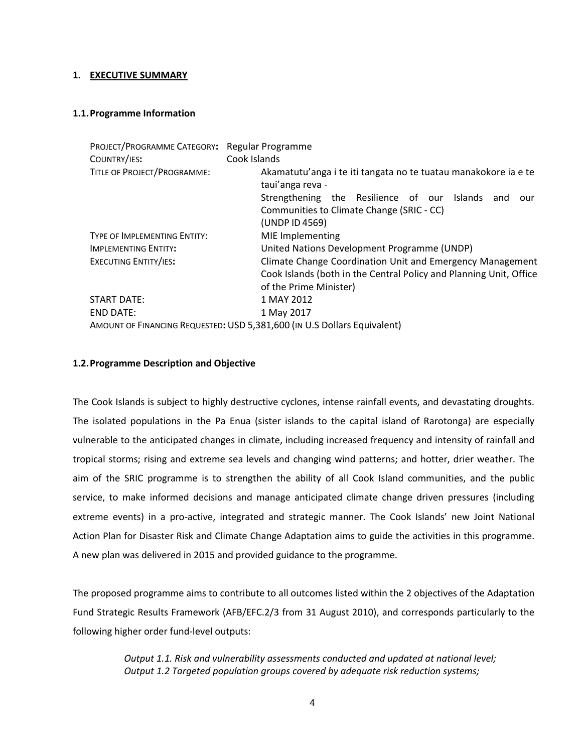# 1. EXECUTIVE SUMMARY

## 1.1. Programme Information

| | |
|---|---|
| PROJECT/PROGRAMME CATEGORY: | Regular Programme |
| COUNTRY/IES: | Cook Islands |
| TITLE OF PROJECT/PROGRAMME: | Akamatutu'anga i te iti tangata no te tuatau manakokore ia e te taui'anga reva - Strengthening the Resilience of our Islands and our Communities to Climate Change (SRIC - CC) (UNDP ID 4569) |
| TYPE OF IMPLEMENTING ENTITY: | MIE Implementing |
| IMPLEMENTING ENTITY: | United Nations Development Programme (UNDP) |
| EXECUTING ENTITY/IES: | Climate Change Coordination Unit and Emergency Management Cook Islands (both in the Central Policy and Planning Unit, Office of the Prime Minister) |
| START DATE: | 1 MAY 2012 |
| END DATE: | 1 May 2017 |

AMOUNT OF FINANCING REQUESTED: USD 5,381,600 (IN U.S Dollars Equivalent)

## 1.2. Programme Description and Objective

The Cook Islands is subject to highly destructive cyclones, intense rainfall events, and devastating droughts. The isolated populations in the Pa Enua (sister islands to the capital island of Rarotonga) are especially vulnerable to the anticipated changes in climate, including increased frequency and intensity of rainfall and tropical storms; rising and extreme sea levels and changing wind patterns; and hotter, drier weather. The aim of the SRIC programme is to strengthen the ability of all Cook Island communities, and the public service, to make informed decisions and manage anticipated climate change driven pressures (including extreme events) in a pro-active, integrated and strategic manner. The Cook Islands' new Joint National Action Plan for Disaster Risk and Climate Change Adaptation aims to guide the activities in this programme. A new plan was delivered in 2015 and provided guidance to the programme.

The proposed programme aims to contribute to all outcomes listed within the 2 objectives of the Adaptation Fund Strategic Results Framework (AFB/EFC.2/3 from 31 August 2010), and corresponds particularly to the following higher order fund-level outputs:

> *Output 1.1. Risk and vulnerability assessments conducted and updated at national level;*
> *Output 1.2 Targeted population groups covered by adequate risk reduction systems;*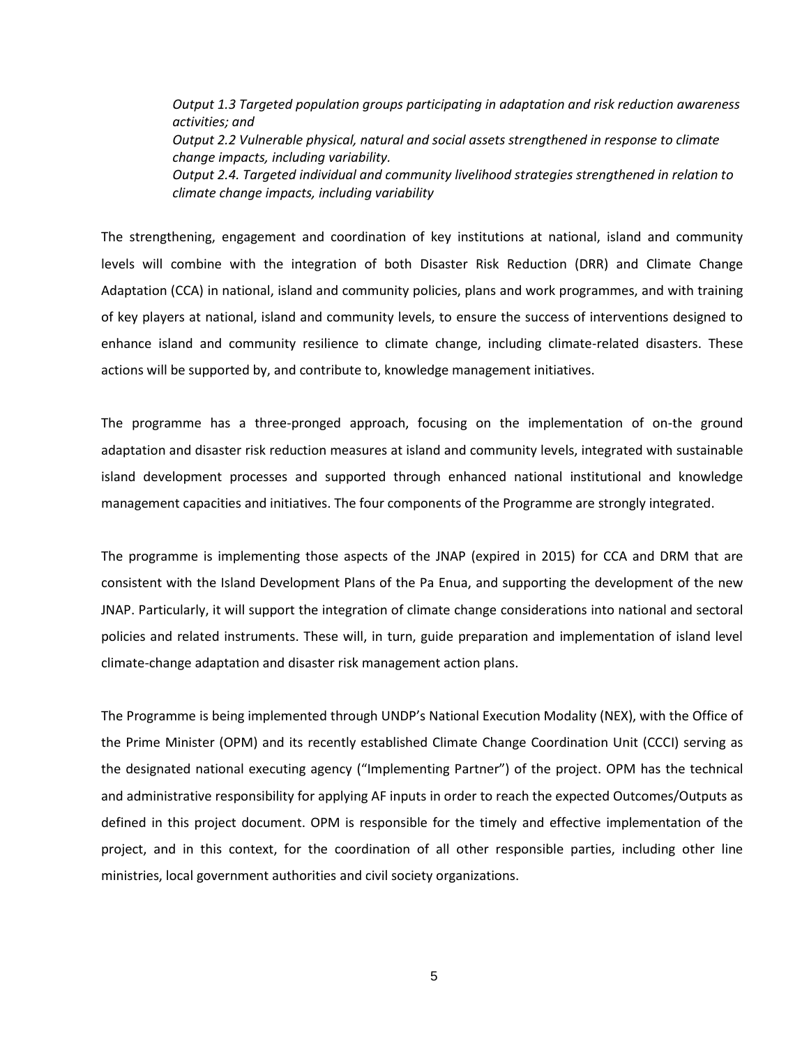*Output 1.3 Targeted population groups participating in adaptation and risk reduction awareness activities; and*
*Output 2.2 Vulnerable physical, natural and social assets strengthened in response to climate change impacts, including variability.*
*Output 2.4. Targeted individual and community livelihood strategies strengthened in relation to climate change impacts, including variability*

The strengthening, engagement and coordination of key institutions at national, island and community levels will combine with the integration of both Disaster Risk Reduction (DRR) and Climate Change Adaptation (CCA) in national, island and community policies, plans and work programmes, and with training of key players at national, island and community levels, to ensure the success of interventions designed to enhance island and community resilience to climate change, including climate-related disasters. These actions will be supported by, and contribute to, knowledge management initiatives.

The programme has a three-pronged approach, focusing on the implementation of on-the ground adaptation and disaster risk reduction measures at island and community levels, integrated with sustainable island development processes and supported through enhanced national institutional and knowledge management capacities and initiatives. The four components of the Programme are strongly integrated.

The programme is implementing those aspects of the JNAP (expired in 2015) for CCA and DRM that are consistent with the Island Development Plans of the Pa Enua, and supporting the development of the new JNAP. Particularly, it will support the integration of climate change considerations into national and sectoral policies and related instruments. These will, in turn, guide preparation and implementation of island level climate-change adaptation and disaster risk management action plans.

The Programme is being implemented through UNDP's National Execution Modality (NEX), with the Office of the Prime Minister (OPM) and its recently established Climate Change Coordination Unit (CCCI) serving as the designated national executing agency ("Implementing Partner") of the project. OPM has the technical and administrative responsibility for applying AF inputs in order to reach the expected Outcomes/Outputs as defined in this project document. OPM is responsible for the timely and effective implementation of the project, and in this context, for the coordination of all other responsible parties, including other line ministries, local government authorities and civil society organizations.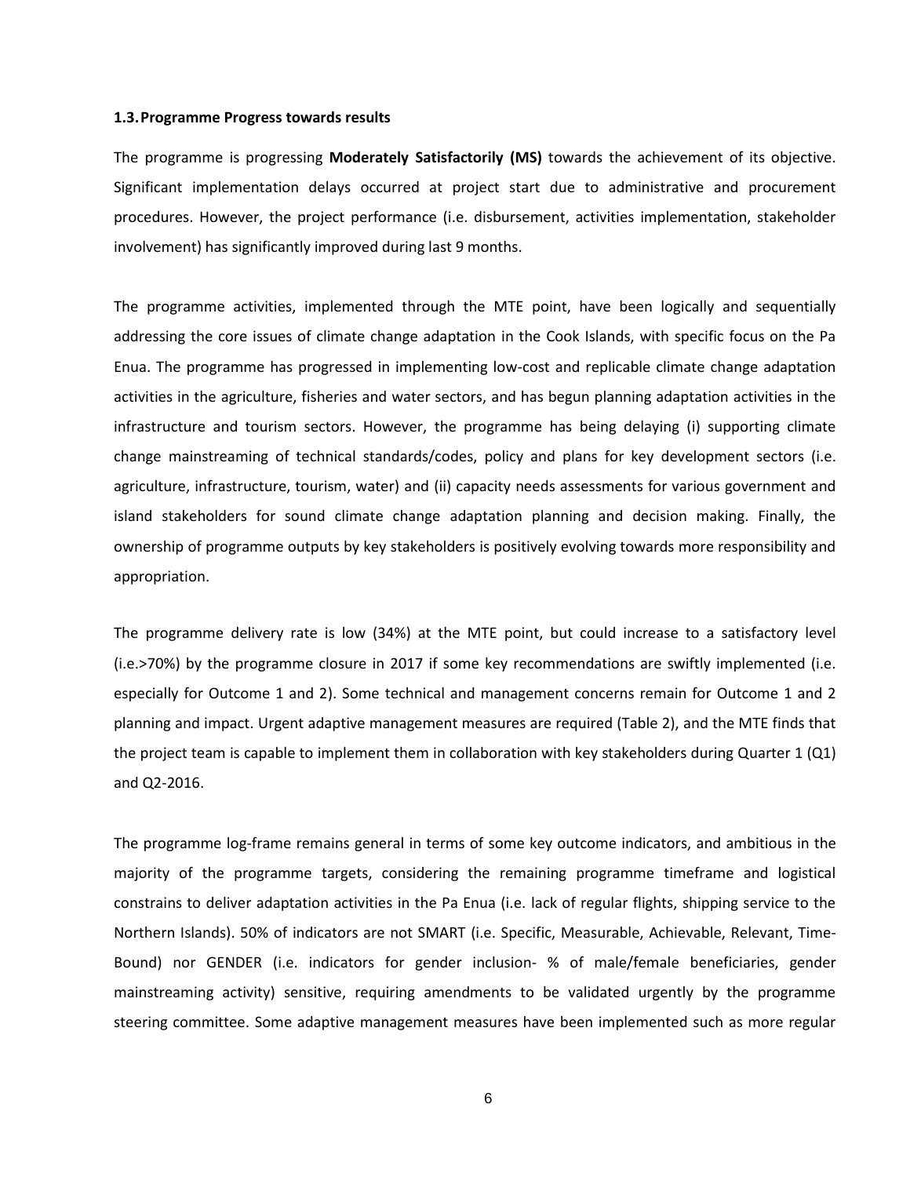### 1.3. Programme Progress towards results

The programme is progressing **Moderately Satisfactorily (MS)** towards the achievement of its objective. Significant implementation delays occurred at project start due to administrative and procurement procedures. However, the project performance (i.e. disbursement, activities implementation, stakeholder involvement) has significantly improved during last 9 months.

The programme activities, implemented through the MTE point, have been logically and sequentially addressing the core issues of climate change adaptation in the Cook Islands, with specific focus on the Pa Enua. The programme has progressed in implementing low-cost and replicable climate change adaptation activities in the agriculture, fisheries and water sectors, and has begun planning adaptation activities in the infrastructure and tourism sectors. However, the programme has being delaying (i) supporting climate change mainstreaming of technical standards/codes, policy and plans for key development sectors (i.e. agriculture, infrastructure, tourism, water) and (ii) capacity needs assessments for various government and island stakeholders for sound climate change adaptation planning and decision making. Finally, the ownership of programme outputs by key stakeholders is positively evolving towards more responsibility and appropriation.

The programme delivery rate is low (34%) at the MTE point, but could increase to a satisfactory level (i.e.>70%) by the programme closure in 2017 if some key recommendations are swiftly implemented (i.e. especially for Outcome 1 and 2). Some technical and management concerns remain for Outcome 1 and 2 planning and impact. Urgent adaptive management measures are required (Table 2), and the MTE finds that the project team is capable to implement them in collaboration with key stakeholders during Quarter 1 (Q1) and Q2-2016.

The programme log-frame remains general in terms of some key outcome indicators, and ambitious in the majority of the programme targets, considering the remaining programme timeframe and logistical constrains to deliver adaptation activities in the Pa Enua (i.e. lack of regular flights, shipping service to the Northern Islands). 50% of indicators are not SMART (i.e. Specific, Measurable, Achievable, Relevant, Time-Bound) nor GENDER (i.e. indicators for gender inclusion- % of male/female beneficiaries, gender mainstreaming activity) sensitive, requiring amendments to be validated urgently by the programme steering committee. Some adaptive management measures have been implemented such as more regular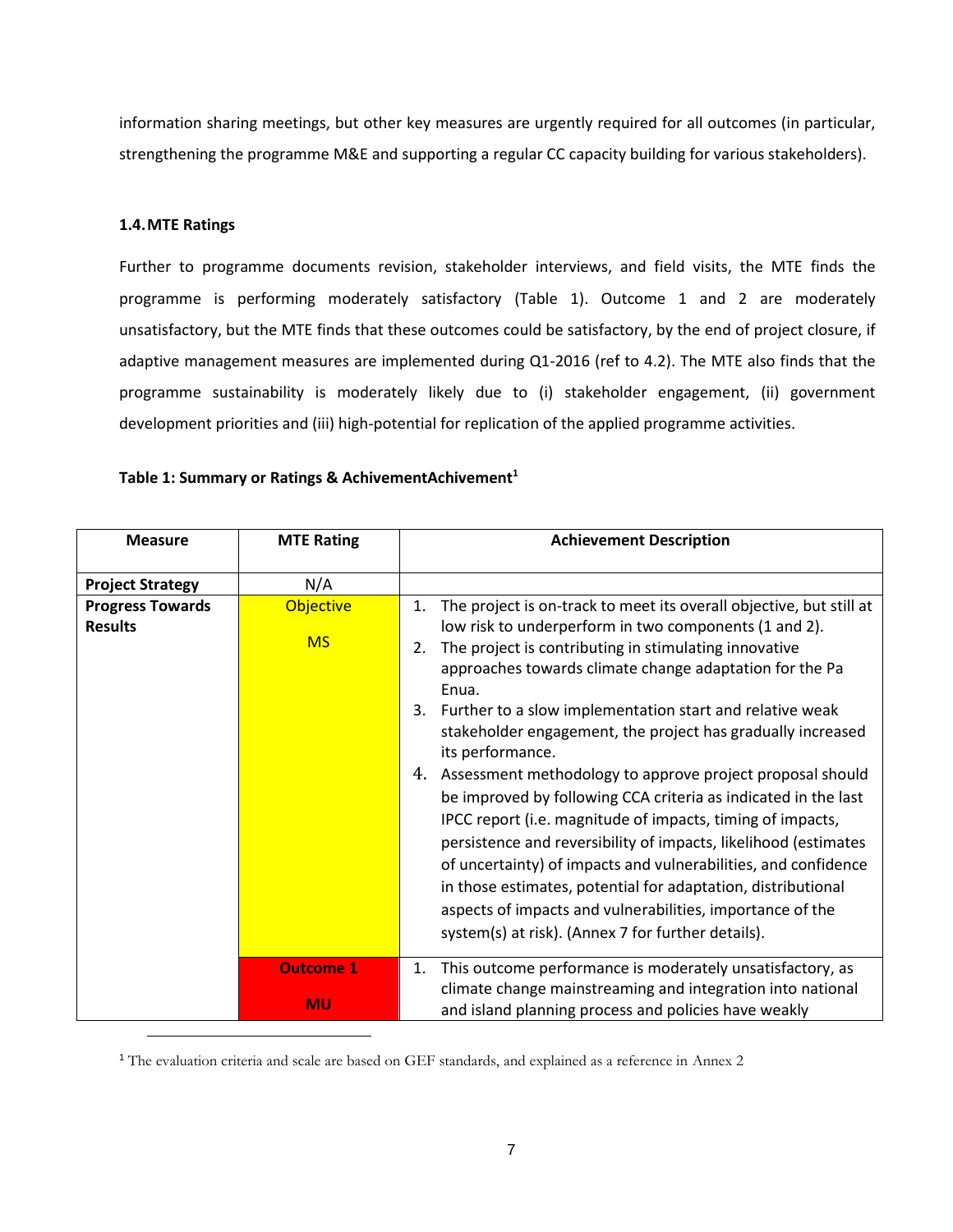information sharing meetings, but other key measures are urgently required for all outcomes (in particular, strengthening the programme M&E and supporting a regular CC capacity building for various stakeholders).

### 1.4. MTE Ratings

Further to programme documents revision, stakeholder interviews, and field visits, the MTE finds the programme is performing moderately satisfactory (Table 1). Outcome 1 and 2 are moderately unsatisfactory, but the MTE finds that these outcomes could be satisfactory, by the end of project closure, if adaptive management measures are implemented during Q1-2016 (ref to 4.2). The MTE also finds that the programme sustainability is moderately likely due to (i) stakeholder engagement, (ii) government development priorities and (iii) high-potential for replication of the applied programme activities.

**Table 1: Summary or Ratings & AchivementAchivement[1]**

| Measure | MTE Rating | Achievement Description |
|---|---|---|
| **Project Strategy** | N/A | |
| **Progress Towards Results** | Objective<br><br>MS | 1. The project is on-track to meet its overall objective, but still at low risk to underperform in two components (1 and 2).<br>2. The project is contributing in stimulating innovative approaches towards climate change adaptation for the Pa Enua.<br>3. Further to a slow implementation start and relative weak stakeholder engagement, the project has gradually increased its performance.<br>4. Assessment methodology to approve project proposal should be improved by following CCA criteria as indicated in the last IPCC report (i.e. magnitude of impacts, timing of impacts, persistence and reversibility of impacts, likelihood (estimates of uncertainty) of impacts and vulnerabilities, and confidence in those estimates, potential for adaptation, distributional aspects of impacts and vulnerabilities, importance of the system(s) at risk). (Annex 7 for further details). |
| | **Outcome 1**<br><br>**MU** | 1. This outcome performance is moderately unsatisfactory, as climate change mainstreaming and integration into national and island planning process and policies have weakly |

[1] The evaluation criteria and scale are based on GEF standards, and explained as a reference in Annex 2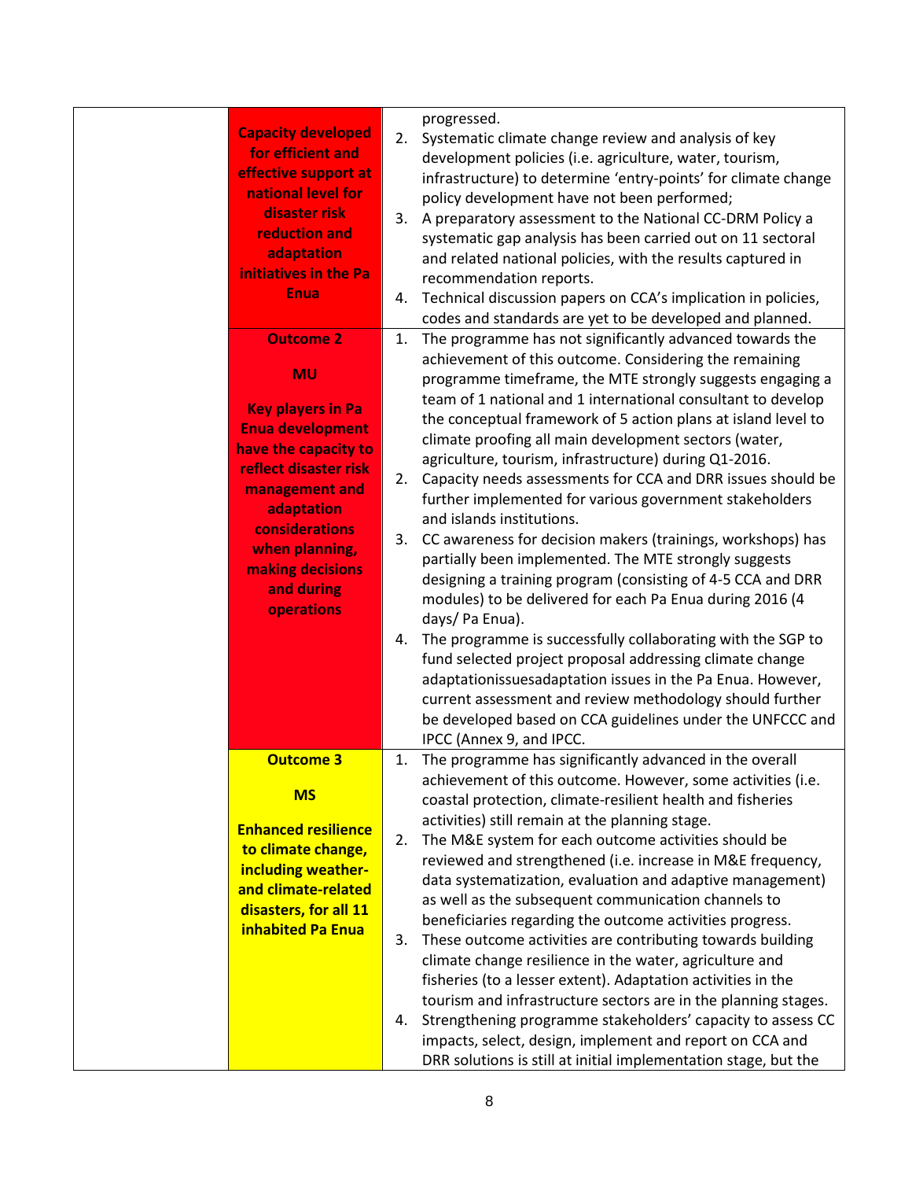| | | |
|---|---|---|
| | **Capacity developed for efficient and effective support at national level for disaster risk reduction and adaptation initiatives in the Pa Enua** | progressed.<br>2. Systematic climate change review and analysis of key development policies (i.e. agriculture, water, tourism, infrastructure) to determine 'entry-points' for climate change policy development have not been performed;<br>3. A preparatory assessment to the National CC-DRM Policy a systematic gap analysis has been carried out on 11 sectoral and related national policies, with the results captured in recommendation reports.<br>4. Technical discussion papers on CCA's implication in policies, codes and standards are yet to be developed and planned. |
| | **Outcome 2**<br><br>**MU**<br><br>**Key players in Pa Enua development have the capacity to reflect disaster risk management and adaptation considerations when planning, making decisions and during operations** | 1. The programme has not significantly advanced towards the achievement of this outcome. Considering the remaining programme timeframe, the MTE strongly suggests engaging a team of 1 national and 1 international consultant to develop the conceptual framework of 5 action plans at island level to climate proofing all main development sectors (water, agriculture, tourism, infrastructure) during Q1-2016.<br>2. Capacity needs assessments for CCA and DRR issues should be further implemented for various government stakeholders and islands institutions.<br>3. CC awareness for decision makers (trainings, workshops) has partially been implemented. The MTE strongly suggests designing a training program (consisting of 4-5 CCA and DRR modules) to be delivered for each Pa Enua during 2016 (4 days/ Pa Enua).<br>4. The programme is successfully collaborating with the SGP to fund selected project proposal addressing climate change adaptationissuesadaptation issues in the Pa Enua. However, current assessment and review methodology should further be developed based on CCA guidelines under the UNFCCC and IPCC (Annex 9, and IPCC. |
| | **Outcome 3**<br><br>**MS**<br><br>**Enhanced resilience to climate change, including weather- and climate-related disasters, for all 11 inhabited Pa Enua** | 1. The programme has significantly advanced in the overall achievement of this outcome. However, some activities (i.e. coastal protection, climate-resilient health and fisheries activities) still remain at the planning stage.<br>2. The M&E system for each outcome activities should be reviewed and strengthened (i.e. increase in M&E frequency, data systematization, evaluation and adaptive management) as well as the subsequent communication channels to beneficiaries regarding the outcome activities progress.<br>3. These outcome activities are contributing towards building climate change resilience in the water, agriculture and fisheries (to a lesser extent). Adaptation activities in the tourism and infrastructure sectors are in the planning stages.<br>4. Strengthening programme stakeholders' capacity to assess CC impacts, select, design, implement and report on CCA and DRR solutions is still at initial implementation stage, but the |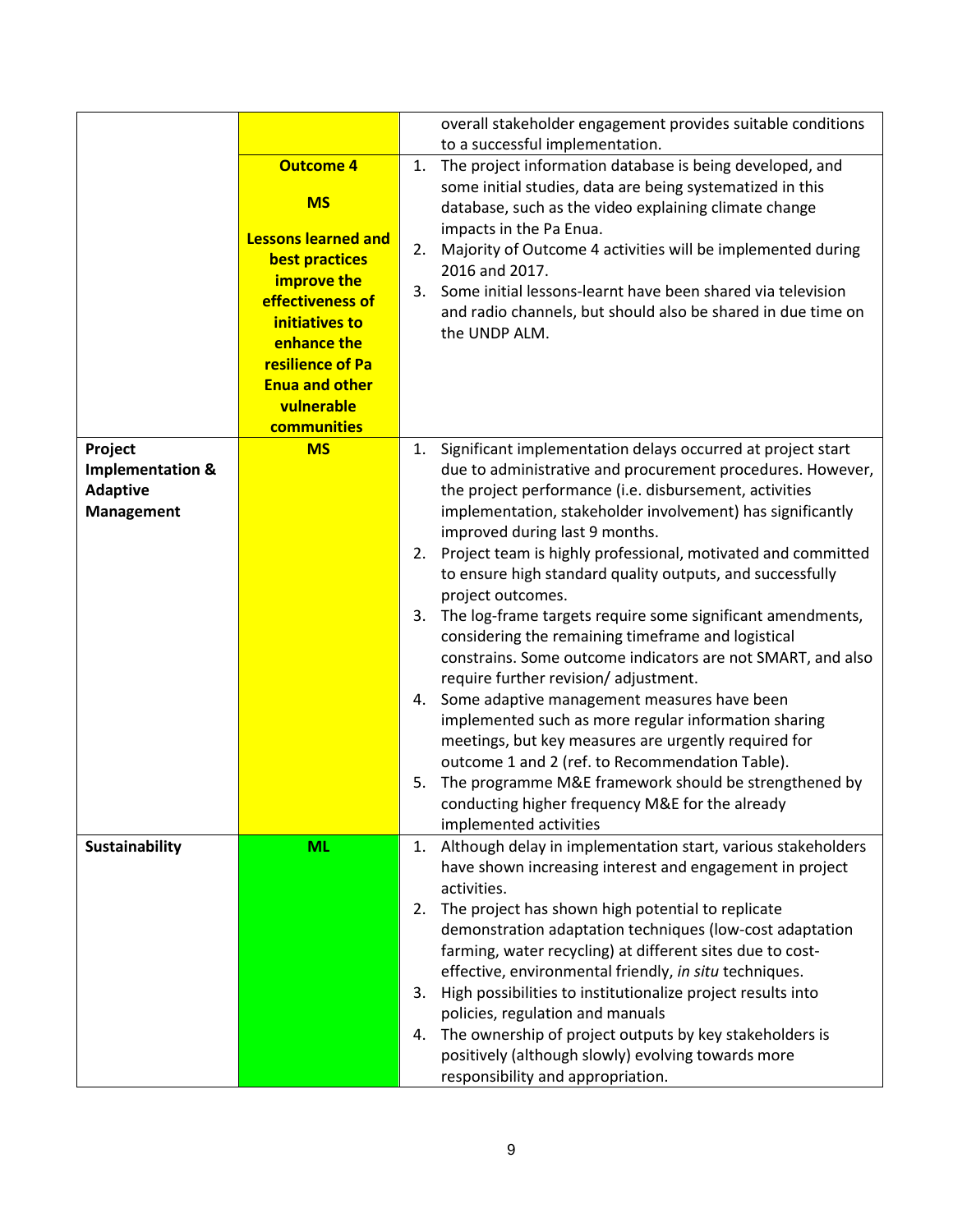| | | |
|---|---|---|
| | | overall stakeholder engagement provides suitable conditions to a successful implementation. |
| | **Outcome 4**<br><br>**MS**<br><br>**Lessons learned and best practices improve the effectiveness of initiatives to enhance the resilience of Pa Enua and other vulnerable communities** | 1. The project information database is being developed, and some initial studies, data are being systematized in this database, such as the video explaining climate change impacts in the Pa Enua.<br>2. Majority of Outcome 4 activities will be implemented during 2016 and 2017.<br>3. Some initial lessons-learnt have been shared via television and radio channels, but should also be shared in due time on the UNDP ALM. |
| **Project Implementation & Adaptive Management** | **MS** | 1. Significant implementation delays occurred at project start due to administrative and procurement procedures. However, the project performance (i.e. disbursement, activities implementation, stakeholder involvement) has significantly improved during last 9 months.<br>2. Project team is highly professional, motivated and committed to ensure high standard quality outputs, and successfully project outcomes.<br>3. The log-frame targets require some significant amendments, considering the remaining timeframe and logistical constrains. Some outcome indicators are not SMART, and also require further revision/ adjustment.<br>4. Some adaptive management measures have been implemented such as more regular information sharing meetings, but key measures are urgently required for outcome 1 and 2 (ref. to Recommendation Table).<br>5. The programme M&E framework should be strengthened by conducting higher frequency M&E for the already implemented activities |
| **Sustainability** | **ML** | 1. Although delay in implementation start, various stakeholders have shown increasing interest and engagement in project activities.<br>2. The project has shown high potential to replicate demonstration adaptation techniques (low-cost adaptation farming, water recycling) at different sites due to cost-effective, environmental friendly, *in situ* techniques.<br>3. High possibilities to institutionalize project results into policies, regulation and manuals<br>4. The ownership of project outputs by key stakeholders is positively (although slowly) evolving towards more responsibility and appropriation. |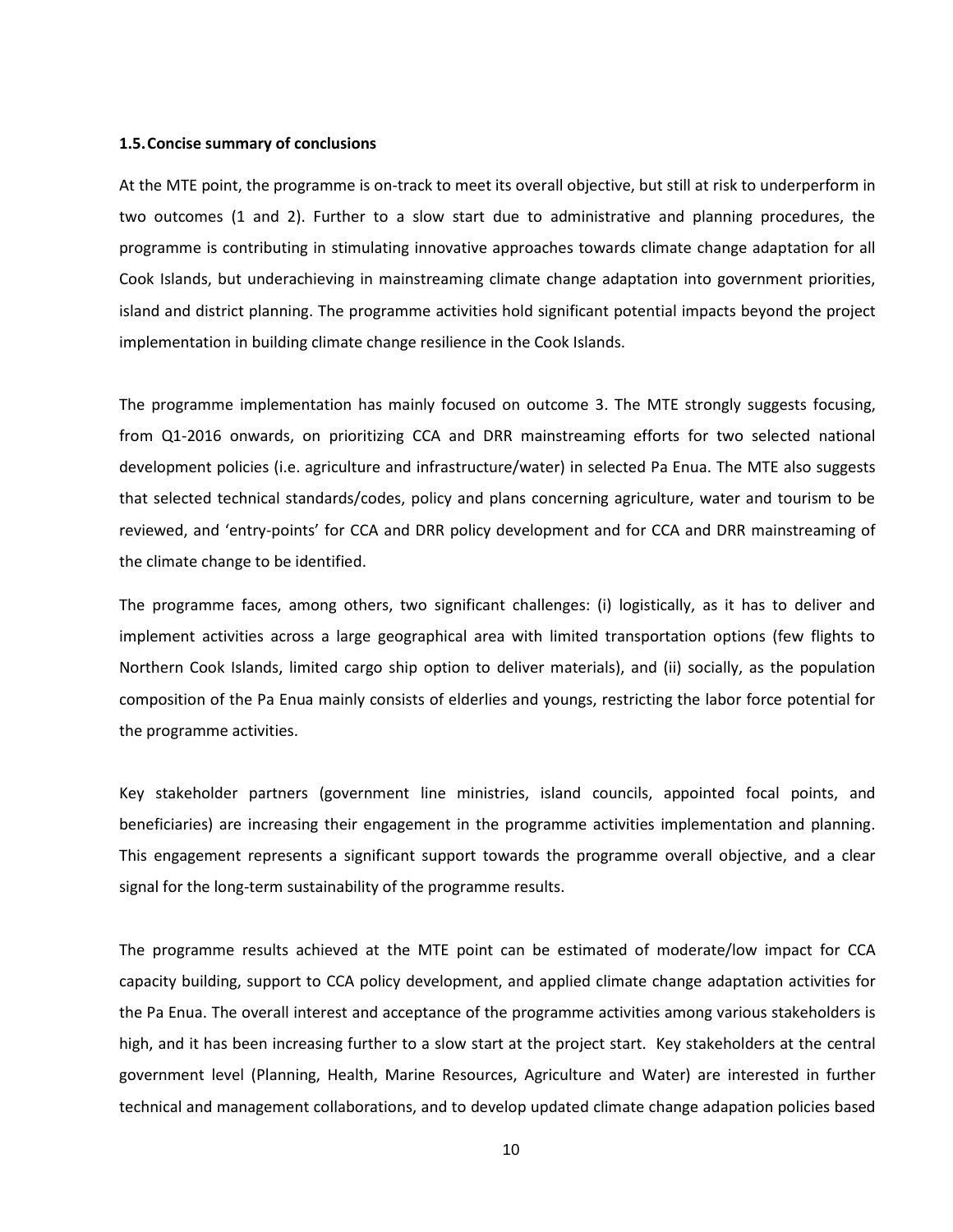### 1.5. Concise summary of conclusions

At the MTE point, the programme is on-track to meet its overall objective, but still at risk to underperform in two outcomes (1 and 2). Further to a slow start due to administrative and planning procedures, the programme is contributing in stimulating innovative approaches towards climate change adaptation for all Cook Islands, but underachieving in mainstreaming climate change adaptation into government priorities, island and district planning. The programme activities hold significant potential impacts beyond the project implementation in building climate change resilience in the Cook Islands.

The programme implementation has mainly focused on outcome 3. The MTE strongly suggests focusing, from Q1-2016 onwards, on prioritizing CCA and DRR mainstreaming efforts for two selected national development policies (i.e. agriculture and infrastructure/water) in selected Pa Enua. The MTE also suggests that selected technical standards/codes, policy and plans concerning agriculture, water and tourism to be reviewed, and 'entry-points' for CCA and DRR policy development and for CCA and DRR mainstreaming of the climate change to be identified.

The programme faces, among others, two significant challenges: (i) logistically, as it has to deliver and implement activities across a large geographical area with limited transportation options (few flights to Northern Cook Islands, limited cargo ship option to deliver materials), and (ii) socially, as the population composition of the Pa Enua mainly consists of elderlies and youngs, restricting the labor force potential for the programme activities.

Key stakeholder partners (government line ministries, island councils, appointed focal points, and beneficiaries) are increasing their engagement in the programme activities implementation and planning. This engagement represents a significant support towards the programme overall objective, and a clear signal for the long-term sustainability of the programme results.

The programme results achieved at the MTE point can be estimated of moderate/low impact for CCA capacity building, support to CCA policy development, and applied climate change adaptation activities for the Pa Enua. The overall interest and acceptance of the programme activities among various stakeholders is high, and it has been increasing further to a slow start at the project start. Key stakeholders at the central government level (Planning, Health, Marine Resources, Agriculture and Water) are interested in further technical and management collaborations, and to develop updated climate change adapation policies based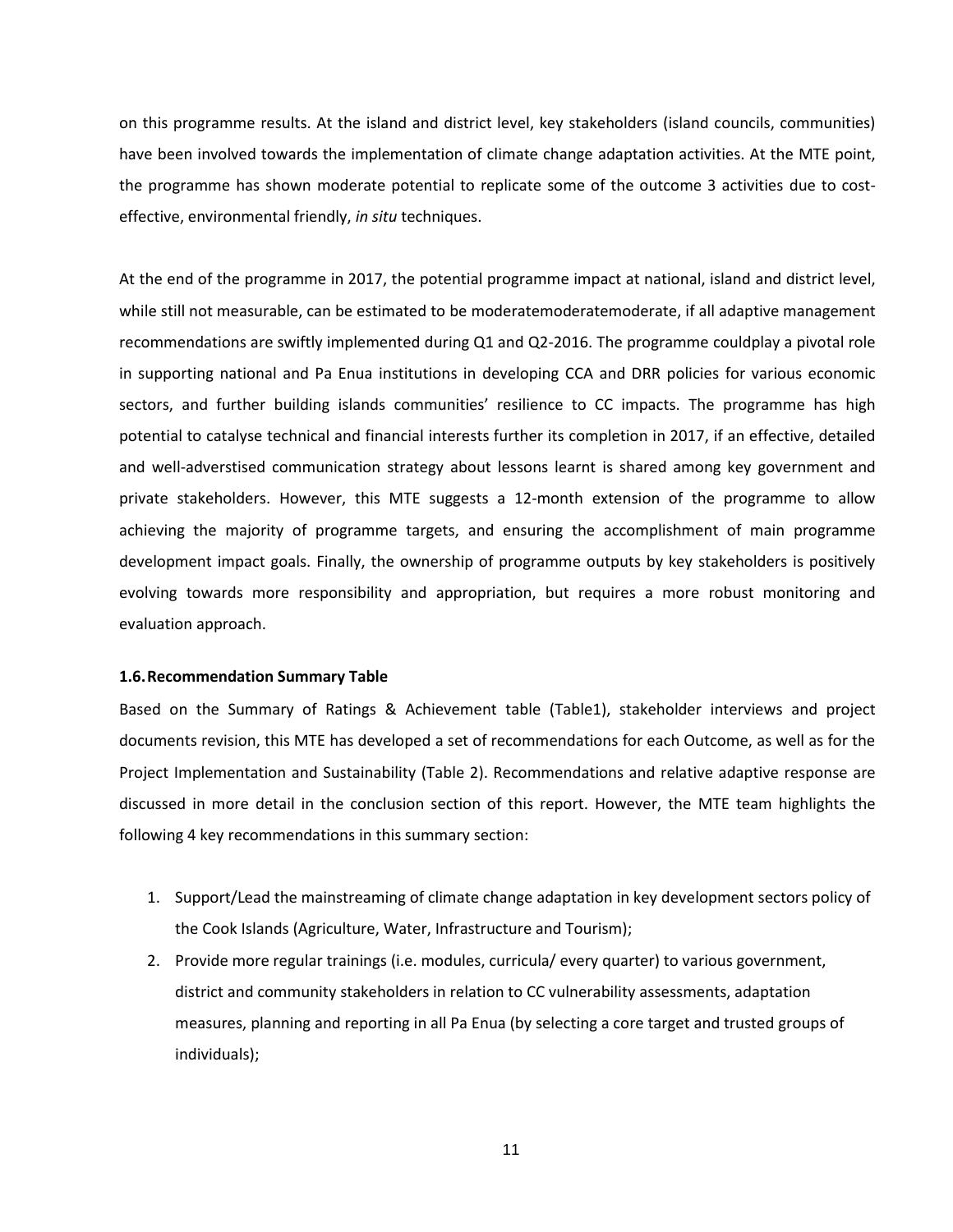on this programme results. At the island and district level, key stakeholders (island councils, communities) have been involved towards the implementation of climate change adaptation activities. At the MTE point, the programme has shown moderate potential to replicate some of the outcome 3 activities due to cost-effective, environmental friendly, *in situ* techniques.

At the end of the programme in 2017, the potential programme impact at national, island and district level, while still not measurable, can be estimated to be moderatemoderatemoderate, if all adaptive management recommendations are swiftly implemented during Q1 and Q2-2016. The programme couldplay a pivotal role in supporting national and Pa Enua institutions in developing CCA and DRR policies for various economic sectors, and further building islands communities' resilience to CC impacts. The programme has high potential to catalyse technical and financial interests further its completion in 2017, if an effective, detailed and well-adverstised communication strategy about lessons learnt is shared among key government and private stakeholders. However, this MTE suggests a 12-month extension of the programme to allow achieving the majority of programme targets, and ensuring the accomplishment of main programme development impact goals. Finally, the ownership of programme outputs by key stakeholders is positively evolving towards more responsibility and appropriation, but requires a more robust monitoring and evaluation approach.

### 1.6. Recommendation Summary Table

Based on the Summary of Ratings & Achievement table (Table1), stakeholder interviews and project documents revision, this MTE has developed a set of recommendations for each Outcome, as well as for the Project Implementation and Sustainability (Table 2). Recommendations and relative adaptive response are discussed in more detail in the conclusion section of this report. However, the MTE team highlights the following 4 key recommendations in this summary section:

1. Support/Lead the mainstreaming of climate change adaptation in key development sectors policy of the Cook Islands (Agriculture, Water, Infrastructure and Tourism);
2. Provide more regular trainings (i.e. modules, curricula/ every quarter) to various government, district and community stakeholders in relation to CC vulnerability assessments, adaptation measures, planning and reporting in all Pa Enua (by selecting a core target and trusted groups of individuals);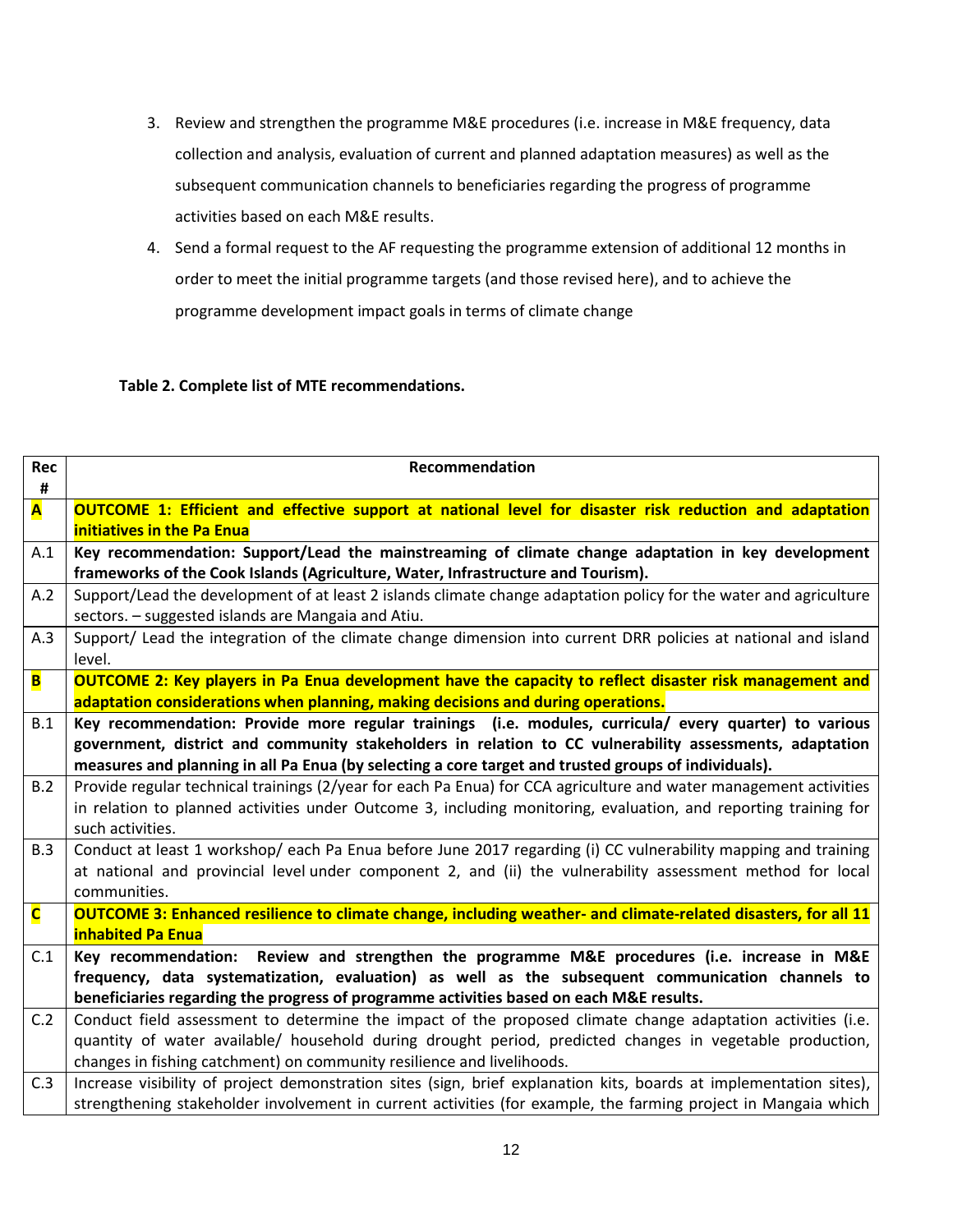3. Review and strengthen the programme M&E procedures (i.e. increase in M&E frequency, data collection and analysis, evaluation of current and planned adaptation measures) as well as the subsequent communication channels to beneficiaries regarding the progress of programme activities based on each M&E results.
4. Send a formal request to the AF requesting the programme extension of additional 12 months in order to meet the initial programme targets (and those revised here), and to achieve the programme development impact goals in terms of climate change

**Table 2. Complete list of MTE recommendations.**

| Rec # | Recommendation |
|---|---|
| **A** | **OUTCOME 1: Efficient and effective support at national level for disaster risk reduction and adaptation initiatives in the Pa Enua** |
| A.1 | **Key recommendation: Support/Lead the mainstreaming of climate change adaptation in key development frameworks of the Cook Islands (Agriculture, Water, Infrastructure and Tourism).** |
| A.2 | Support/Lead the development of at least 2 islands climate change adaptation policy for the water and agriculture sectors. – suggested islands are Mangaia and Atiu. |
| A.3 | Support/ Lead the integration of the climate change dimension into current DRR policies at national and island level. |
| **B** | **OUTCOME 2: Key players in Pa Enua development have the capacity to reflect disaster risk management and adaptation considerations when planning, making decisions and during operations.** |
| B.1 | **Key recommendation: Provide more regular trainings (i.e. modules, curricula/ every quarter) to various government, district and community stakeholders in relation to CC vulnerability assessments, adaptation measures and planning in all Pa Enua (by selecting a core target and trusted groups of individuals).** |
| B.2 | Provide regular technical trainings (2/year for each Pa Enua) for CCA agriculture and water management activities in relation to planned activities under Outcome 3, including monitoring, evaluation, and reporting training for such activities. |
| B.3 | Conduct at least 1 workshop/ each Pa Enua before June 2017 regarding (i) CC vulnerability mapping and training at national and provincial level under component 2, and (ii) the vulnerability assessment method for local communities. |
| **C** | **OUTCOME 3: Enhanced resilience to climate change, including weather- and climate-related disasters, for all 11 inhabited Pa Enua** |
| C.1 | **Key recommendation: Review and strengthen the programme M&E procedures (i.e. increase in M&E frequency, data systematization, evaluation) as well as the subsequent communication channels to beneficiaries regarding the progress of programme activities based on each M&E results.** |
| C.2 | Conduct field assessment to determine the impact of the proposed climate change adaptation activities (i.e. quantity of water available/ household during drought period, predicted changes in vegetable production, changes in fishing catchment) on community resilience and livelihoods. |
| C.3 | Increase visibility of project demonstration sites (sign, brief explanation kits, boards at implementation sites), strengthening stakeholder involvement in current activities (for example, the farming project in Mangaia which |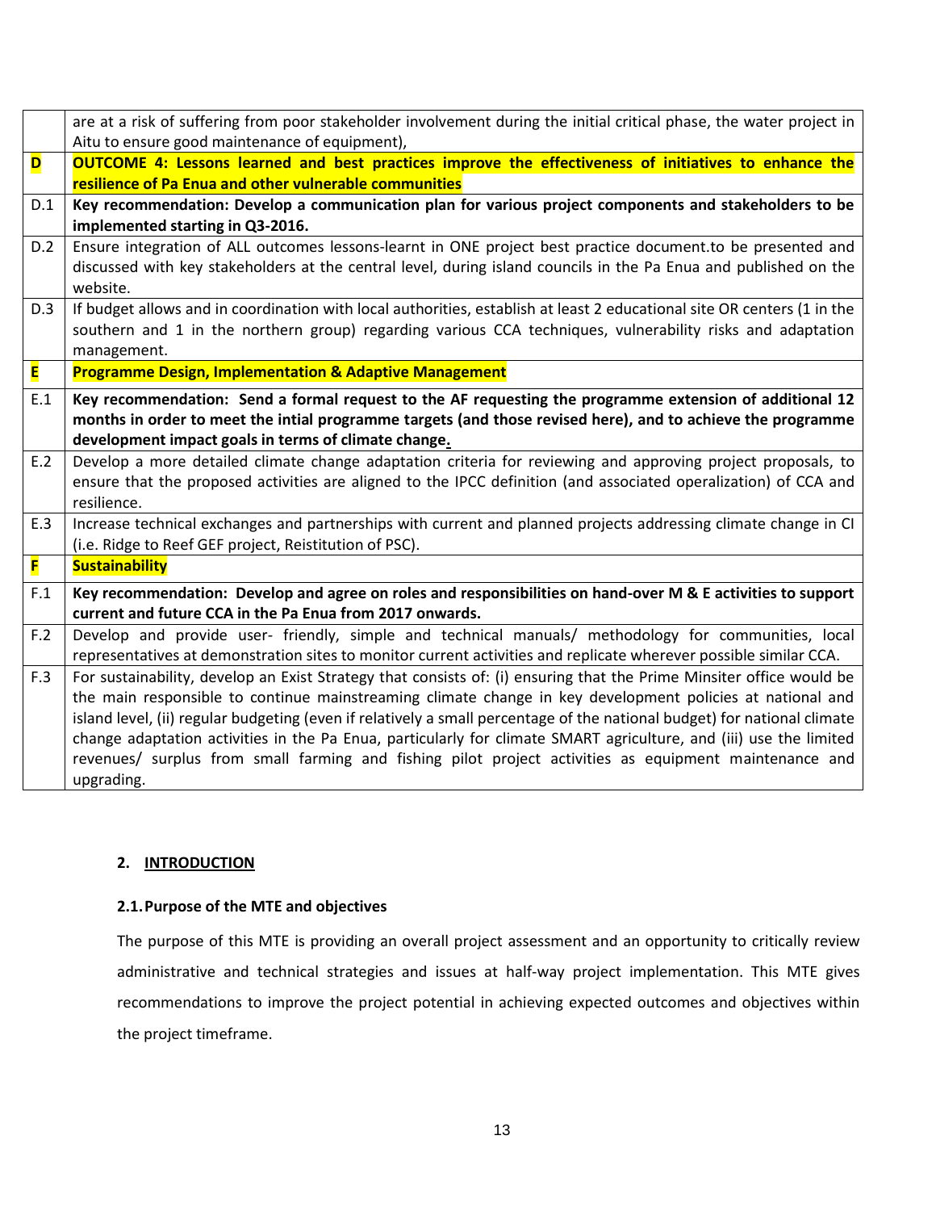| | |
|---|---|
| | are at a risk of suffering from poor stakeholder involvement during the initial critical phase, the water project in Aitu to ensure good maintenance of equipment), |
| **D** | **OUTCOME 4: Lessons learned and best practices improve the effectiveness of initiatives to enhance the resilience of Pa Enua and other vulnerable communities** |
| D.1 | **Key recommendation: Develop a communication plan for various project components and stakeholders to be implemented starting in Q3-2016.** |
| D.2 | Ensure integration of ALL outcomes lessons-learnt in ONE project best practice document.to be presented and discussed with key stakeholders at the central level, during island councils in the Pa Enua and published on the website. |
| D.3 | If budget allows and in coordination with local authorities, establish at least 2 educational site OR centers (1 in the southern and 1 in the northern group) regarding various CCA techniques, vulnerability risks and adaptation management. |
| **E** | **Programme Design, Implementation & Adaptive Management** |
| E.1 | **Key recommendation: Send a formal request to the AF requesting the programme extension of additional 12 months in order to meet the intial programme targets (and those revised here), and to achieve the programme development impact goals in terms of climate change.** |
| E.2 | Develop a more detailed climate change adaptation criteria for reviewing and approving project proposals, to ensure that the proposed activities are aligned to the IPCC definition (and associated operalization) of CCA and resilience. |
| E.3 | Increase technical exchanges and partnerships with current and planned projects addressing climate change in CI (i.e. Ridge to Reef GEF project, Reistitution of PSC). |
| **F** | **Sustainability** |
| F.1 | **Key recommendation: Develop and agree on roles and responsibilities on hand-over M & E activities to support current and future CCA in the Pa Enua from 2017 onwards.** |
| F.2 | Develop and provide user- friendly, simple and technical manuals/ methodology for communities, local representatives at demonstration sites to monitor current activities and replicate wherever possible similar CCA. |
| F.3 | For sustainability, develop an Exist Strategy that consists of: (i) ensuring that the Prime Minsiter office would be the main responsible to continue mainstreaming climate change in key development policies at national and island level, (ii) regular budgeting (even if relatively a small percentage of the national budget) for national climate change adaptation activities in the Pa Enua, particularly for climate SMART agriculture, and (iii) use the limited revenues/ surplus from small farming and fishing pilot project activities as equipment maintenance and upgrading. |

## 2. INTRODUCTION

### 2.1. Purpose of the MTE and objectives

The purpose of this MTE is providing an overall project assessment and an opportunity to critically review administrative and technical strategies and issues at half-way project implementation. This MTE gives recommendations to improve the project potential in achieving expected outcomes and objectives within the project timeframe.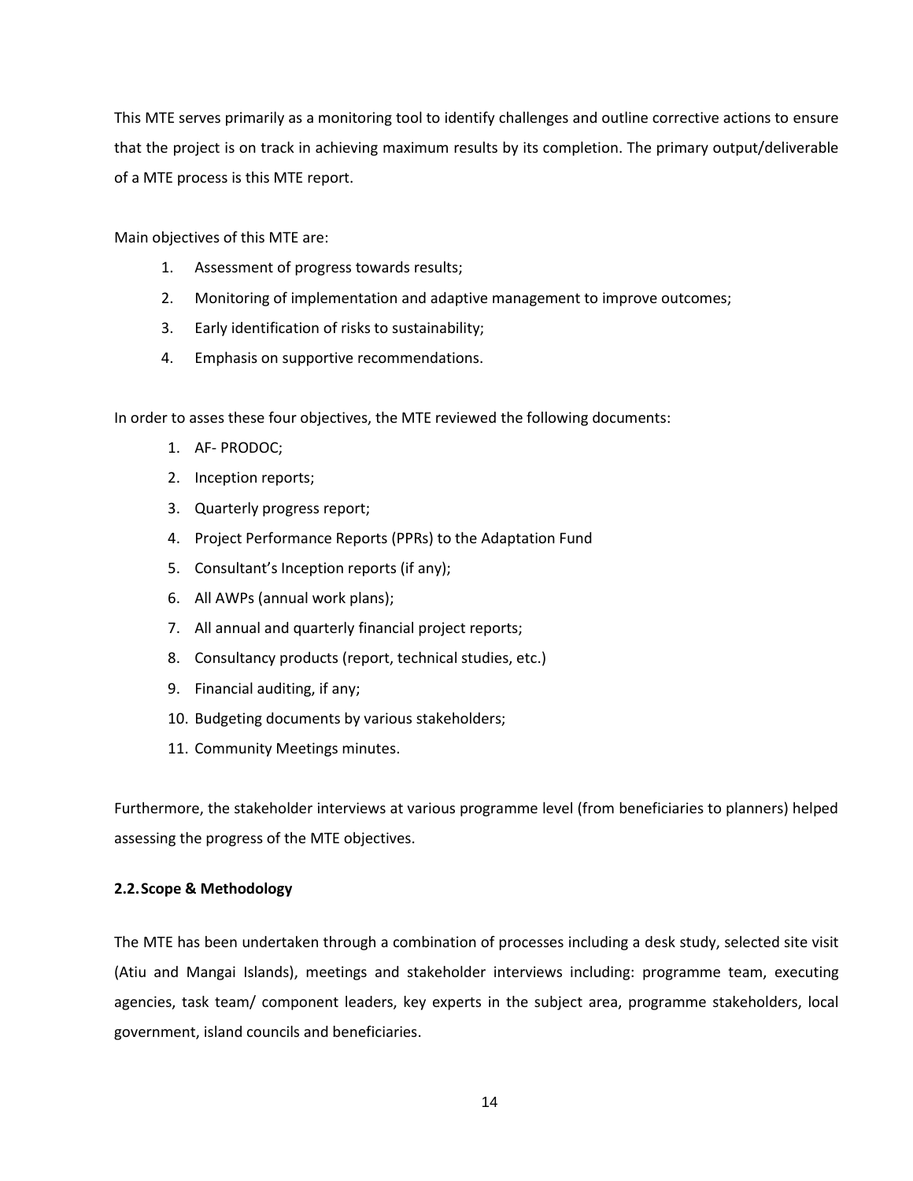This MTE serves primarily as a monitoring tool to identify challenges and outline corrective actions to ensure that the project is on track in achieving maximum results by its completion. The primary output/deliverable of a MTE process is this MTE report.

Main objectives of this MTE are:

1. Assessment of progress towards results;
2. Monitoring of implementation and adaptive management to improve outcomes;
3. Early identification of risks to sustainability;
4. Emphasis on supportive recommendations.

In order to asses these four objectives, the MTE reviewed the following documents:

1. AF- PRODOC;
2. Inception reports;
3. Quarterly progress report;
4. Project Performance Reports (PPRs) to the Adaptation Fund
5. Consultant's Inception reports (if any);
6. All AWPs (annual work plans);
7. All annual and quarterly financial project reports;
8. Consultancy products (report, technical studies, etc.)
9. Financial auditing, if any;
10. Budgeting documents by various stakeholders;
11. Community Meetings minutes.

Furthermore, the stakeholder interviews at various programme level (from beneficiaries to planners) helped assessing the progress of the MTE objectives.

### 2.2. Scope & Methodology

The MTE has been undertaken through a combination of processes including a desk study, selected site visit (Atiu and Mangai Islands), meetings and stakeholder interviews including: programme team, executing agencies, task team/ component leaders, key experts in the subject area, programme stakeholders, local government, island councils and beneficiaries.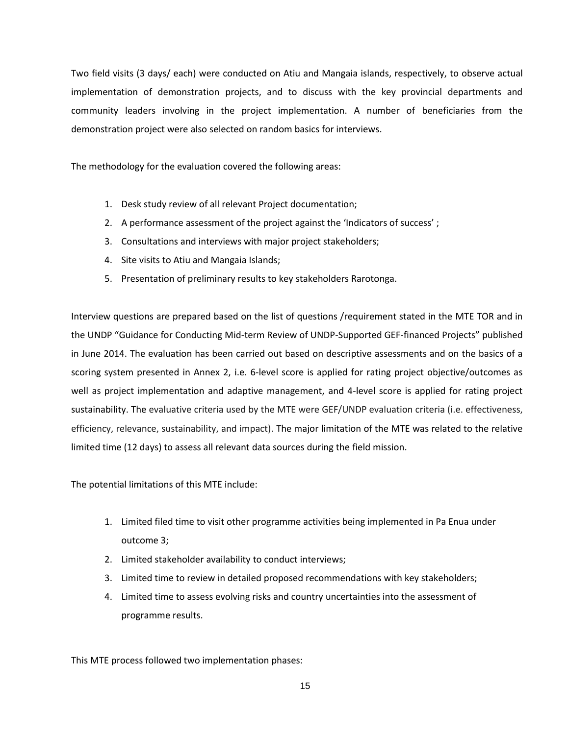Two field visits (3 days/ each) were conducted on Atiu and Mangaia islands, respectively, to observe actual implementation of demonstration projects, and to discuss with the key provincial departments and community leaders involving in the project implementation. A number of beneficiaries from the demonstration project were also selected on random basics for interviews.

The methodology for the evaluation covered the following areas:

1. Desk study review of all relevant Project documentation;
2. A performance assessment of the project against the 'Indicators of success' ;
3. Consultations and interviews with major project stakeholders;
4. Site visits to Atiu and Mangaia Islands;
5. Presentation of preliminary results to key stakeholders Rarotonga.

Interview questions are prepared based on the list of questions /requirement stated in the MTE TOR and in the UNDP "Guidance for Conducting Mid-term Review of UNDP-Supported GEF-financed Projects" published in June 2014. The evaluation has been carried out based on descriptive assessments and on the basics of a scoring system presented in Annex 2, i.e. 6-level score is applied for rating project objective/outcomes as well as project implementation and adaptive management, and 4-level score is applied for rating project sustainability. The evaluative criteria used by the MTE were GEF/UNDP evaluation criteria (i.e. effectiveness, efficiency, relevance, sustainability, and impact). The major limitation of the MTE was related to the relative limited time (12 days) to assess all relevant data sources during the field mission.

The potential limitations of this MTE include:

1. Limited filed time to visit other programme activities being implemented in Pa Enua under outcome 3;
2. Limited stakeholder availability to conduct interviews;
3. Limited time to review in detailed proposed recommendations with key stakeholders;
4. Limited time to assess evolving risks and country uncertainties into the assessment of programme results.

This MTE process followed two implementation phases: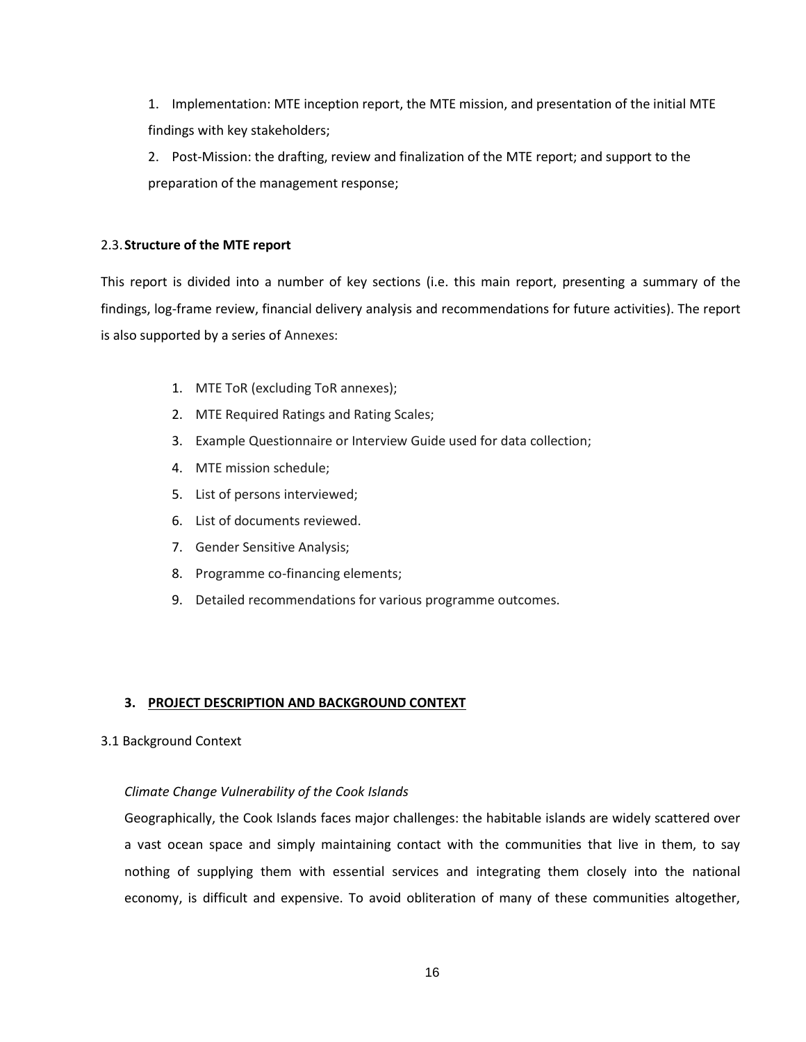1. Implementation: MTE inception report, the MTE mission, and presentation of the initial MTE findings with key stakeholders;
2. Post-Mission: the drafting, review and finalization of the MTE report; and support to the preparation of the management response;

### 2.3. Structure of the MTE report

This report is divided into a number of key sections (i.e. this main report, presenting a summary of the findings, log-frame review, financial delivery analysis and recommendations for future activities). The report is also supported by a series of Annexes:

1. MTE ToR (excluding ToR annexes);
2. MTE Required Ratings and Rating Scales;
3. Example Questionnaire or Interview Guide used for data collection;
4. MTE mission schedule;
5. List of persons interviewed;
6. List of documents reviewed.
7. Gender Sensitive Analysis;
8. Programme co-financing elements;
9. Detailed recommendations for various programme outcomes.

## 3. PROJECT DESCRIPTION AND BACKGROUND CONTEXT

### 3.1 Background Context

*Climate Change Vulnerability of the Cook Islands*

Geographically, the Cook Islands faces major challenges: the habitable islands are widely scattered over a vast ocean space and simply maintaining contact with the communities that live in them, to say nothing of supplying them with essential services and integrating them closely into the national economy, is difficult and expensive. To avoid obliteration of many of these communities altogether,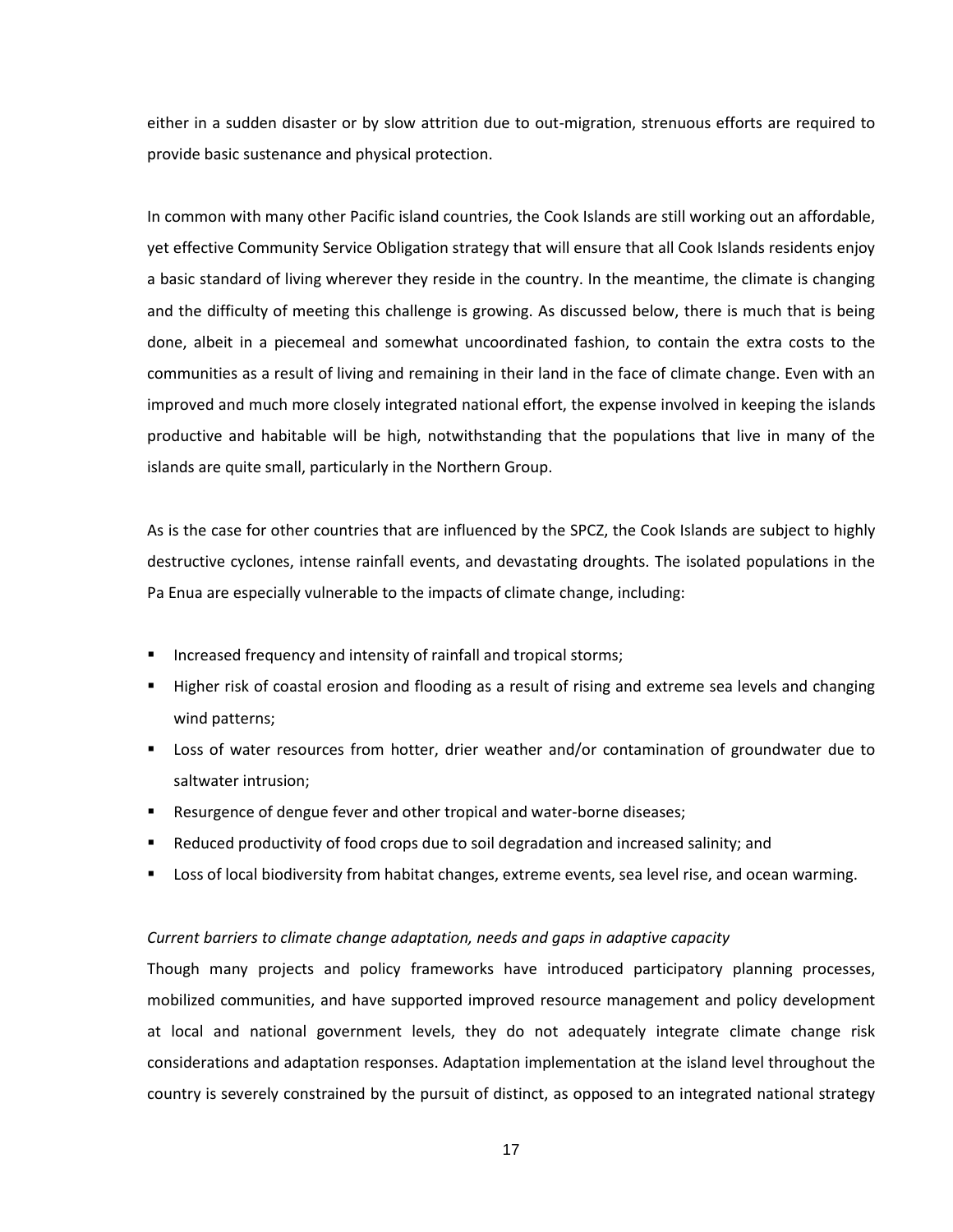either in a sudden disaster or by slow attrition due to out-migration, strenuous efforts are required to provide basic sustenance and physical protection.

In common with many other Pacific island countries, the Cook Islands are still working out an affordable, yet effective Community Service Obligation strategy that will ensure that all Cook Islands residents enjoy a basic standard of living wherever they reside in the country. In the meantime, the climate is changing and the difficulty of meeting this challenge is growing. As discussed below, there is much that is being done, albeit in a piecemeal and somewhat uncoordinated fashion, to contain the extra costs to the communities as a result of living and remaining in their land in the face of climate change. Even with an improved and much more closely integrated national effort, the expense involved in keeping the islands productive and habitable will be high, notwithstanding that the populations that live in many of the islands are quite small, particularly in the Northern Group.

As is the case for other countries that are influenced by the SPCZ, the Cook Islands are subject to highly destructive cyclones, intense rainfall events, and devastating droughts. The isolated populations in the Pa Enua are especially vulnerable to the impacts of climate change, including:

- Increased frequency and intensity of rainfall and tropical storms;
- Higher risk of coastal erosion and flooding as a result of rising and extreme sea levels and changing wind patterns;
- Loss of water resources from hotter, drier weather and/or contamination of groundwater due to saltwater intrusion;
- Resurgence of dengue fever and other tropical and water-borne diseases;
- Reduced productivity of food crops due to soil degradation and increased salinity; and
- Loss of local biodiversity from habitat changes, extreme events, sea level rise, and ocean warming.

*Current barriers to climate change adaptation, needs and gaps in adaptive capacity*

Though many projects and policy frameworks have introduced participatory planning processes, mobilized communities, and have supported improved resource management and policy development at local and national government levels, they do not adequately integrate climate change risk considerations and adaptation responses. Adaptation implementation at the island level throughout the country is severely constrained by the pursuit of distinct, as opposed to an integrated national strategy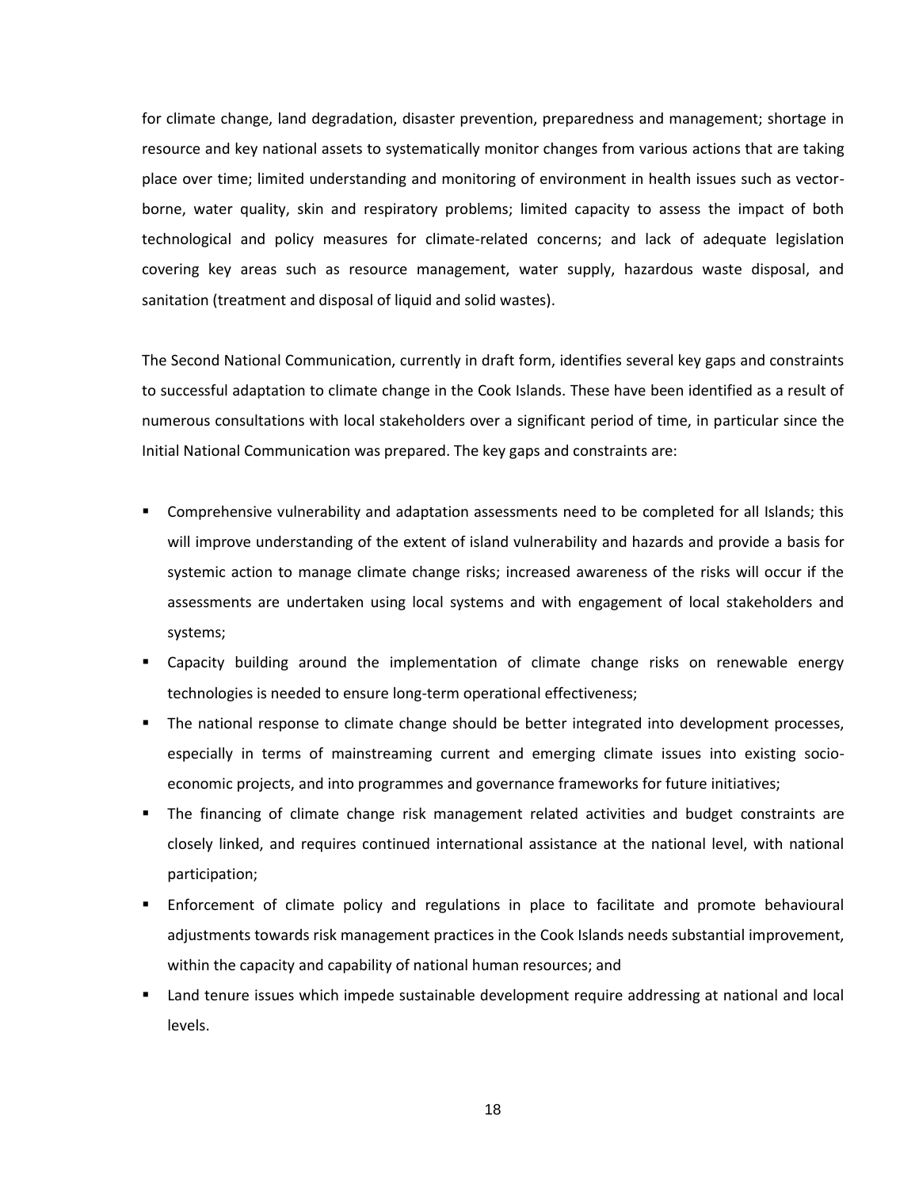for climate change, land degradation, disaster prevention, preparedness and management; shortage in resource and key national assets to systematically monitor changes from various actions that are taking place over time; limited understanding and monitoring of environment in health issues such as vector-borne, water quality, skin and respiratory problems; limited capacity to assess the impact of both technological and policy measures for climate-related concerns; and lack of adequate legislation covering key areas such as resource management, water supply, hazardous waste disposal, and sanitation (treatment and disposal of liquid and solid wastes).

The Second National Communication, currently in draft form, identifies several key gaps and constraints to successful adaptation to climate change in the Cook Islands. These have been identified as a result of numerous consultations with local stakeholders over a significant period of time, in particular since the Initial National Communication was prepared. The key gaps and constraints are:

- Comprehensive vulnerability and adaptation assessments need to be completed for all Islands; this will improve understanding of the extent of island vulnerability and hazards and provide a basis for systemic action to manage climate change risks; increased awareness of the risks will occur if the assessments are undertaken using local systems and with engagement of local stakeholders and systems;
- Capacity building around the implementation of climate change risks on renewable energy technologies is needed to ensure long-term operational effectiveness;
- The national response to climate change should be better integrated into development processes, especially in terms of mainstreaming current and emerging climate issues into existing socio-economic projects, and into programmes and governance frameworks for future initiatives;
- The financing of climate change risk management related activities and budget constraints are closely linked, and requires continued international assistance at the national level, with national participation;
- Enforcement of climate policy and regulations in place to facilitate and promote behavioural adjustments towards risk management practices in the Cook Islands needs substantial improvement, within the capacity and capability of national human resources; and
- Land tenure issues which impede sustainable development require addressing at national and local levels.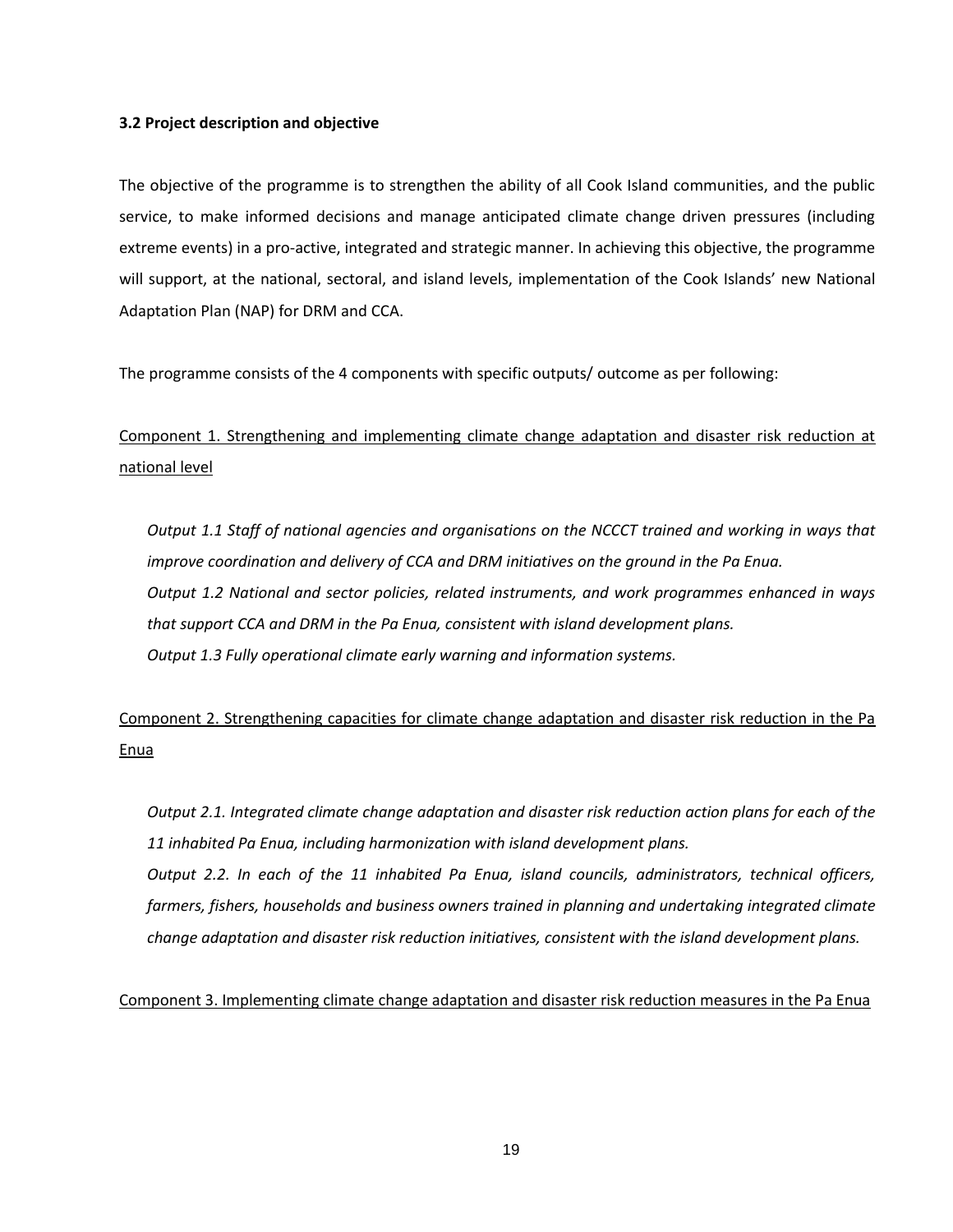### 3.2 Project description and objective

The objective of the programme is to strengthen the ability of all Cook Island communities, and the public service, to make informed decisions and manage anticipated climate change driven pressures (including extreme events) in a pro-active, integrated and strategic manner. In achieving this objective, the programme will support, at the national, sectoral, and island levels, implementation of the Cook Islands' new National Adaptation Plan (NAP) for DRM and CCA.

The programme consists of the 4 components with specific outputs/ outcome as per following:

<u>Component 1. Strengthening and implementing climate change adaptation and disaster risk reduction at national level</u>

*Output 1.1 Staff of national agencies and organisations on the NCCCT trained and working in ways that improve coordination and delivery of CCA and DRM initiatives on the ground in the Pa Enua.*
*Output 1.2 National and sector policies, related instruments, and work programmes enhanced in ways that support CCA and DRM in the Pa Enua, consistent with island development plans.*
*Output 1.3 Fully operational climate early warning and information systems.*

<u>Component 2. Strengthening capacities for climate change adaptation and disaster risk reduction in the Pa Enua</u>

*Output 2.1. Integrated climate change adaptation and disaster risk reduction action plans for each of the 11 inhabited Pa Enua, including harmonization with island development plans.*
*Output 2.2. In each of the 11 inhabited Pa Enua, island councils, administrators, technical officers, farmers, fishers, households and business owners trained in planning and undertaking integrated climate change adaptation and disaster risk reduction initiatives, consistent with the island development plans.*

<u>Component 3. Implementing climate change adaptation and disaster risk reduction measures in the Pa Enua</u>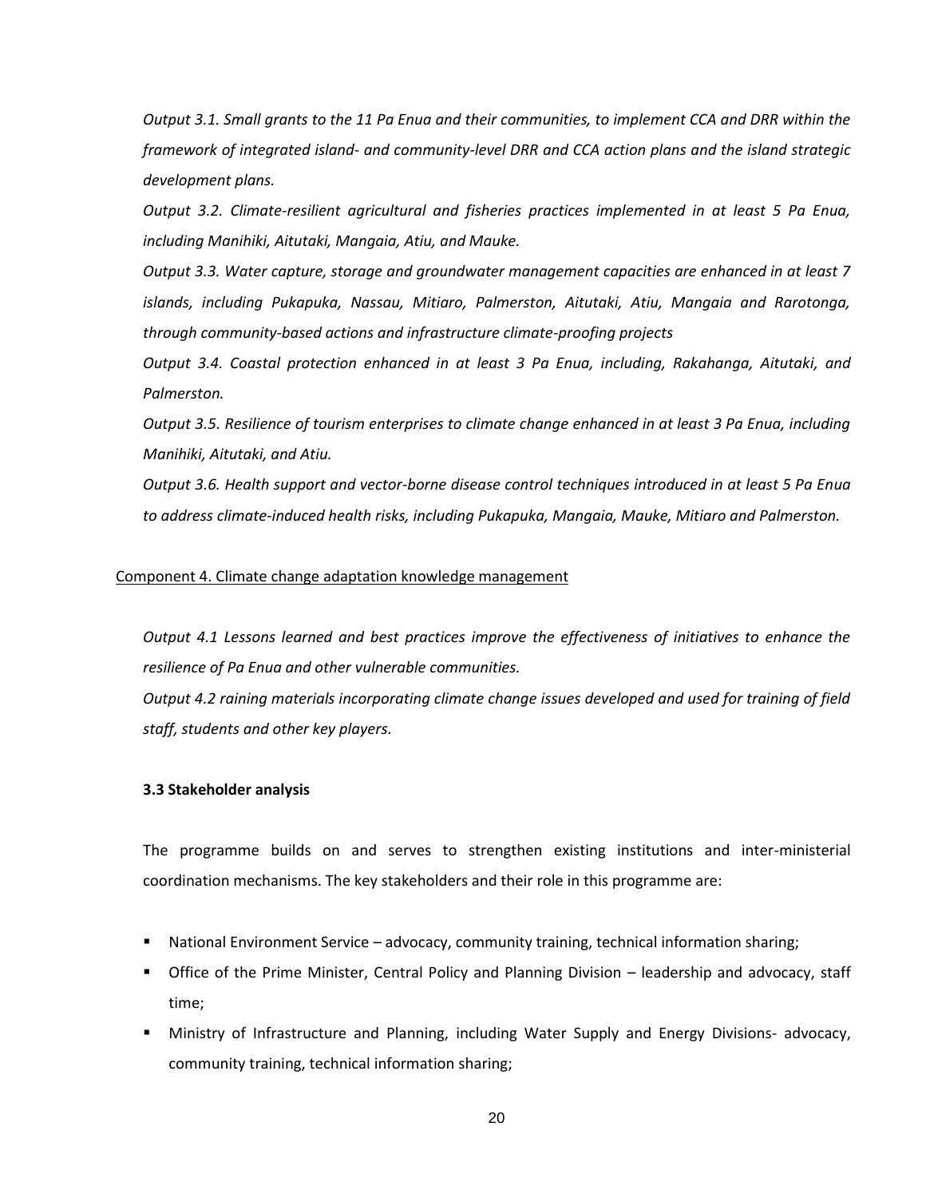*Output 3.1. Small grants to the 11 Pa Enua and their communities, to implement CCA and DRR within the framework of integrated island- and community-level DRR and CCA action plans and the island strategic development plans.*

*Output 3.2. Climate-resilient agricultural and fisheries practices implemented in at least 5 Pa Enua, including Manihiki, Aitutaki, Mangaia, Atiu, and Mauke.*

*Output 3.3. Water capture, storage and groundwater management capacities are enhanced in at least 7 islands, including Pukapuka, Nassau, Mitiaro, Palmerston, Aitutaki, Atiu, Mangaia and Rarotonga, through community-based actions and infrastructure climate-proofing projects*

*Output 3.4. Coastal protection enhanced in at least 3 Pa Enua, including, Rakahanga, Aitutaki, and Palmerston.*

*Output 3.5. Resilience of tourism enterprises to climate change enhanced in at least 3 Pa Enua, including Manihiki, Aitutaki, and Atiu.*

*Output 3.6. Health support and vector-borne disease control techniques introduced in at least 5 Pa Enua to address climate-induced health risks, including Pukapuka, Mangaia, Mauke, Mitiaro and Palmerston.*

Component 4. Climate change adaptation knowledge management

*Output 4.1 Lessons learned and best practices improve the effectiveness of initiatives to enhance the resilience of Pa Enua and other vulnerable communities.*

*Output 4.2 raining materials incorporating climate change issues developed and used for training of field staff, students and other key players.*

### 3.3 Stakeholder analysis

The programme builds on and serves to strengthen existing institutions and inter-ministerial coordination mechanisms. The key stakeholders and their role in this programme are:

- National Environment Service – advocacy, community training, technical information sharing;
- Office of the Prime Minister, Central Policy and Planning Division – leadership and advocacy, staff time;
- Ministry of Infrastructure and Planning, including Water Supply and Energy Divisions- advocacy, community training, technical information sharing;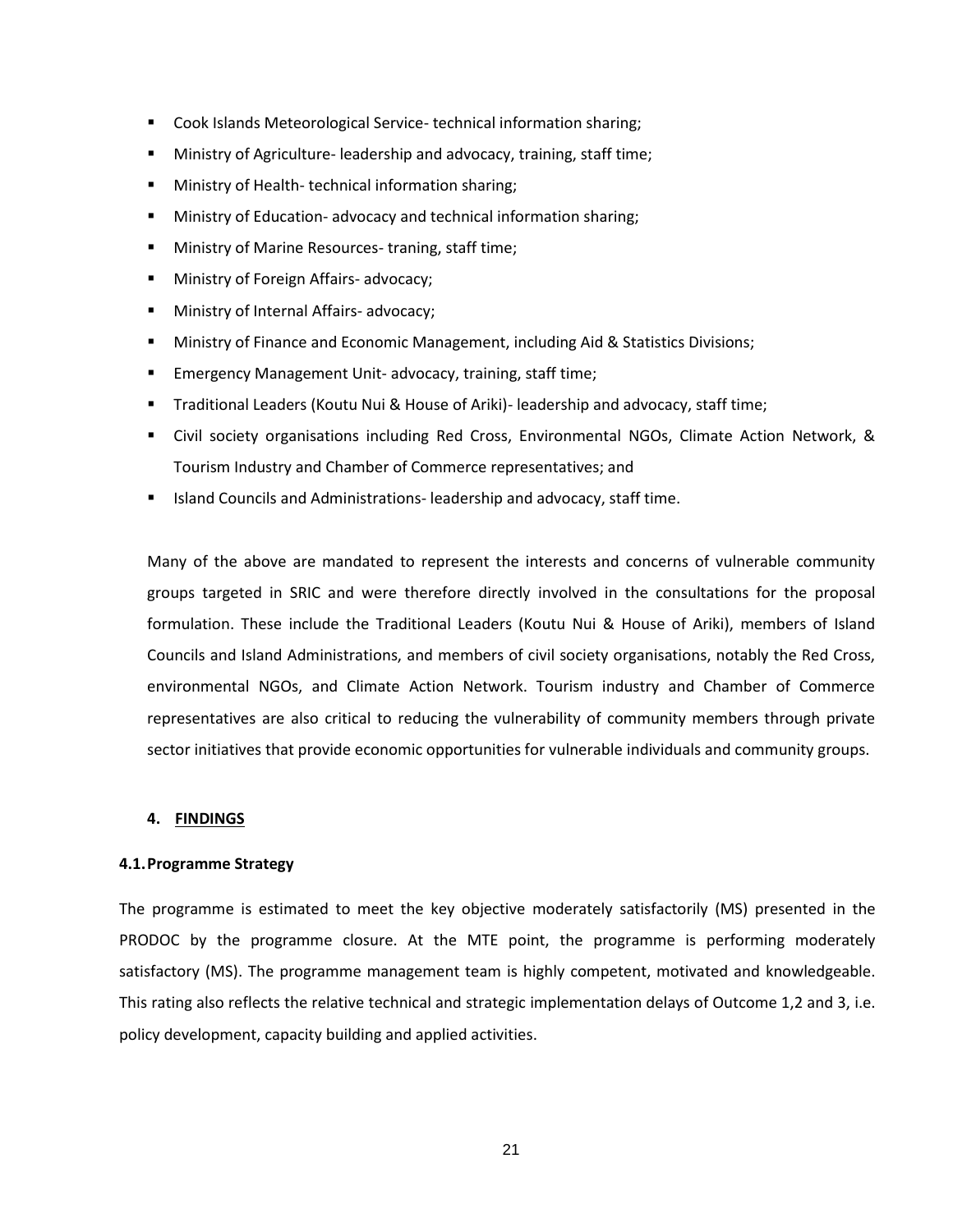- Cook Islands Meteorological Service- technical information sharing;
- Ministry of Agriculture- leadership and advocacy, training, staff time;
- Ministry of Health- technical information sharing;
- Ministry of Education- advocacy and technical information sharing;
- Ministry of Marine Resources- traning, staff time;
- Ministry of Foreign Affairs- advocacy;
- Ministry of Internal Affairs- advocacy;
- Ministry of Finance and Economic Management, including Aid & Statistics Divisions;
- Emergency Management Unit- advocacy, training, staff time;
- Traditional Leaders (Koutu Nui & House of Ariki)- leadership and advocacy, staff time;
- Civil society organisations including Red Cross, Environmental NGOs, Climate Action Network, & Tourism Industry and Chamber of Commerce representatives; and
- Island Councils and Administrations- leadership and advocacy, staff time.

Many of the above are mandated to represent the interests and concerns of vulnerable community groups targeted in SRIC and were therefore directly involved in the consultations for the proposal formulation. These include the Traditional Leaders (Koutu Nui & House of Ariki), members of Island Councils and Island Administrations, and members of civil society organisations, notably the Red Cross, environmental NGOs, and Climate Action Network. Tourism industry and Chamber of Commerce representatives are also critical to reducing the vulnerability of community members through private sector initiatives that provide economic opportunities for vulnerable individuals and community groups.

## 4. FINDINGS

### 4.1. Programme Strategy

The programme is estimated to meet the key objective moderately satisfactorily (MS) presented in the PRODOC by the programme closure. At the MTE point, the programme is performing moderately satisfactory (MS). The programme management team is highly competent, motivated and knowledgeable. This rating also reflects the relative technical and strategic implementation delays of Outcome 1,2 and 3, i.e. policy development, capacity building and applied activities.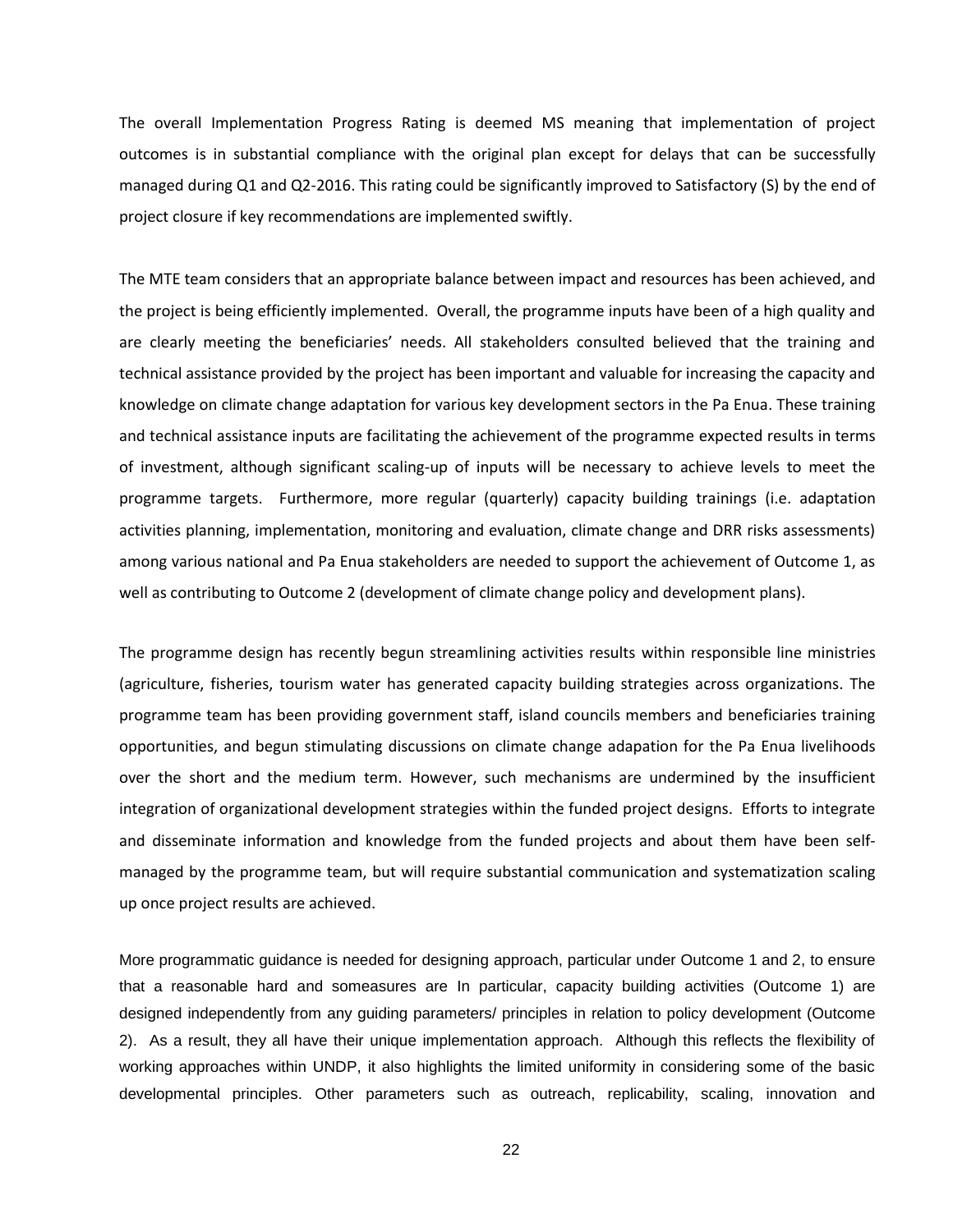The overall Implementation Progress Rating is deemed MS meaning that implementation of project outcomes is in substantial compliance with the original plan except for delays that can be successfully managed during Q1 and Q2-2016. This rating could be significantly improved to Satisfactory (S) by the end of project closure if key recommendations are implemented swiftly.

The MTE team considers that an appropriate balance between impact and resources has been achieved, and the project is being efficiently implemented. Overall, the programme inputs have been of a high quality and are clearly meeting the beneficiaries' needs. All stakeholders consulted believed that the training and technical assistance provided by the project has been important and valuable for increasing the capacity and knowledge on climate change adaptation for various key development sectors in the Pa Enua. These training and technical assistance inputs are facilitating the achievement of the programme expected results in terms of investment, although significant scaling-up of inputs will be necessary to achieve levels to meet the programme targets. Furthermore, more regular (quarterly) capacity building trainings (i.e. adaptation activities planning, implementation, monitoring and evaluation, climate change and DRR risks assessments) among various national and Pa Enua stakeholders are needed to support the achievement of Outcome 1, as well as contributing to Outcome 2 (development of climate change policy and development plans).

The programme design has recently begun streamlining activities results within responsible line ministries (agriculture, fisheries, tourism water has generated capacity building strategies across organizations. The programme team has been providing government staff, island councils members and beneficiaries training opportunities, and begun stimulating discussions on climate change adapation for the Pa Enua livelihoods over the short and the medium term. However, such mechanisms are undermined by the insufficient integration of organizational development strategies within the funded project designs. Efforts to integrate and disseminate information and knowledge from the funded projects and about them have been self-managed by the programme team, but will require substantial communication and systematization scaling up once project results are achieved.

More programmatic guidance is needed for designing approach, particular under Outcome 1 and 2, to ensure that a reasonable hard and someasures are In particular, capacity building activities (Outcome 1) are designed independently from any guiding parameters/ principles in relation to policy development (Outcome 2). As a result, they all have their unique implementation approach. Although this reflects the flexibility of working approaches within UNDP, it also highlights the limited uniformity in considering some of the basic developmental principles. Other parameters such as outreach, replicability, scaling, innovation and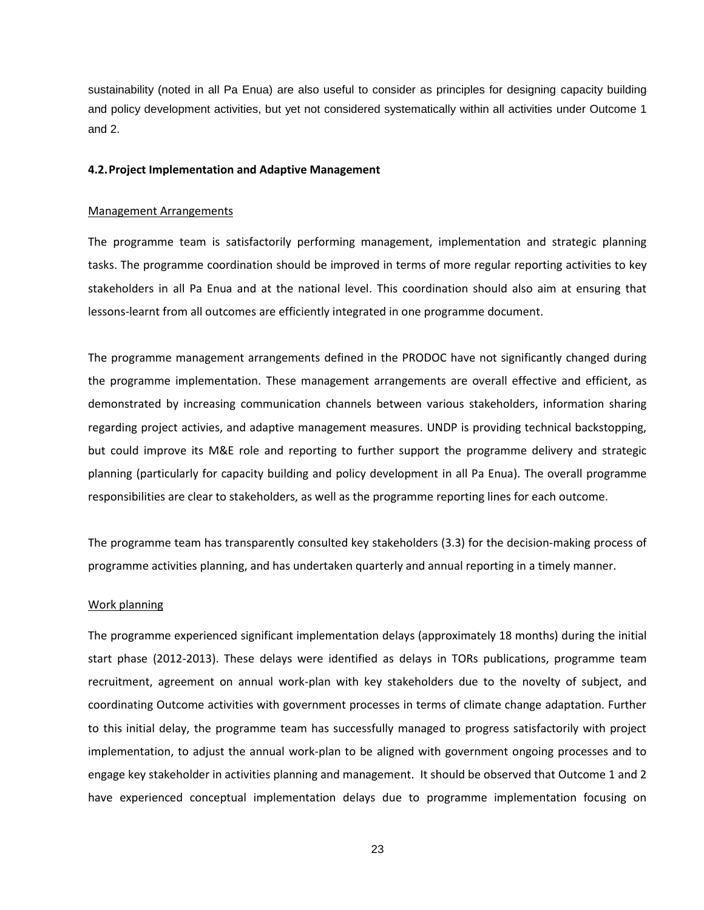sustainability (noted in all Pa Enua) are also useful to consider as principles for designing capacity building and policy development activities, but yet not considered systematically within all activities under Outcome 1 and 2.

### 4.2. Project Implementation and Adaptive Management

Management Arrangements

The programme team is satisfactorily performing management, implementation and strategic planning tasks. The programme coordination should be improved in terms of more regular reporting activities to key stakeholders in all Pa Enua and at the national level. This coordination should also aim at ensuring that lessons-learnt from all outcomes are efficiently integrated in one programme document.

The programme management arrangements defined in the PRODOC have not significantly changed during the programme implementation. These management arrangements are overall effective and efficient, as demonstrated by increasing communication channels between various stakeholders, information sharing regarding project activies, and adaptive management measures. UNDP is providing technical backstopping, but could improve its M&E role and reporting to further support the programme delivery and strategic planning (particularly for capacity building and policy development in all Pa Enua). The overall programme responsibilities are clear to stakeholders, as well as the programme reporting lines for each outcome.

The programme team has transparently consulted key stakeholders (3.3) for the decision-making process of programme activities planning, and has undertaken quarterly and annual reporting in a timely manner.

Work planning

The programme experienced significant implementation delays (approximately 18 months) during the initial start phase (2012-2013). These delays were identified as delays in TORs publications, programme team recruitment, agreement on annual work-plan with key stakeholders due to the novelty of subject, and coordinating Outcome activities with government processes in terms of climate change adaptation. Further to this initial delay, the programme team has successfully managed to progress satisfactorily with project implementation, to adjust the annual work-plan to be aligned with government ongoing processes and to engage key stakeholder in activities planning and management. It should be observed that Outcome 1 and 2 have experienced conceptual implementation delays due to programme implementation focusing on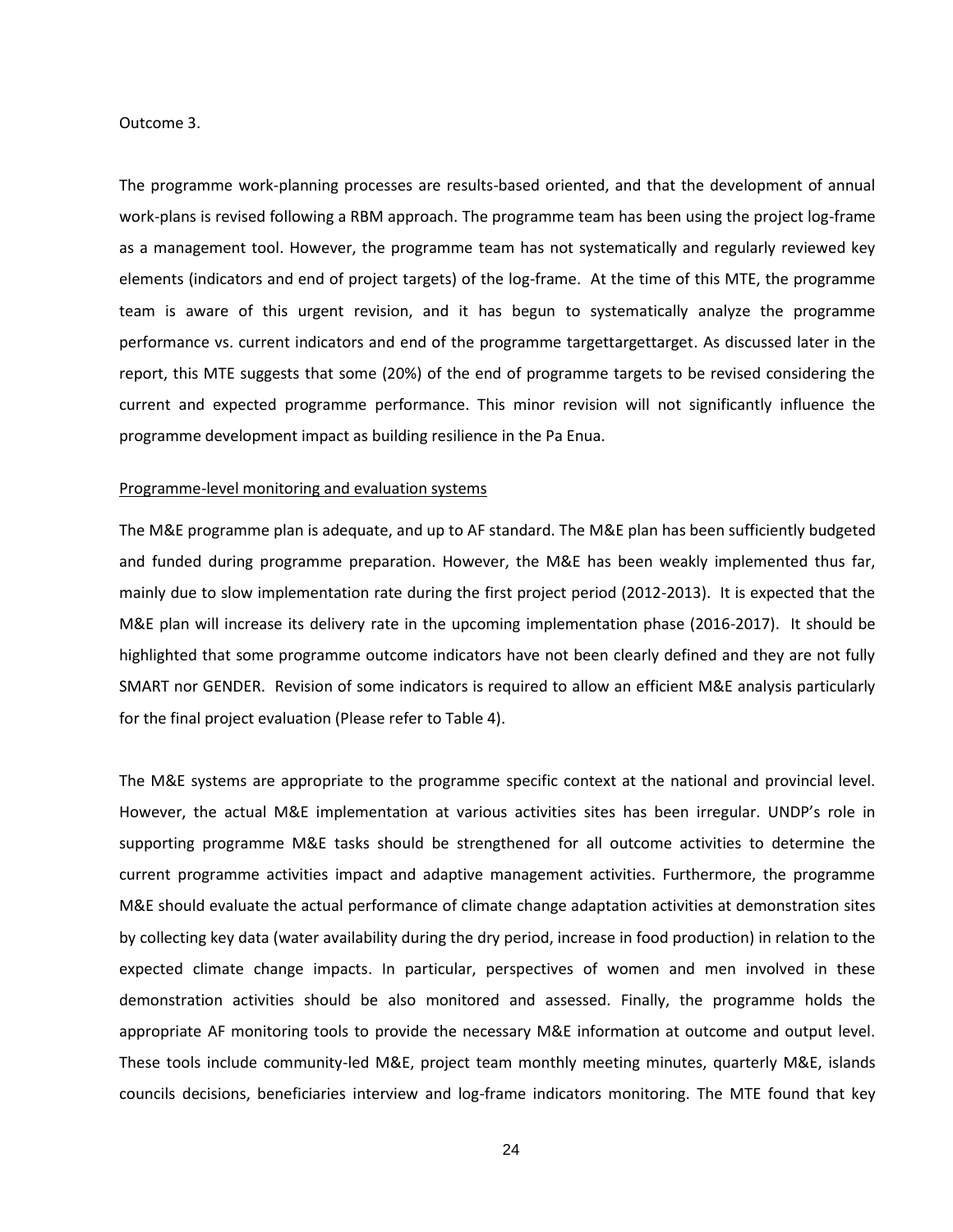Outcome 3.

The programme work-planning processes are results-based oriented, and that the development of annual work-plans is revised following a RBM approach. The programme team has been using the project log-frame as a management tool. However, the programme team has not systematically and regularly reviewed key elements (indicators and end of project targets) of the log-frame. At the time of this MTE, the programme team is aware of this urgent revision, and it has begun to systematically analyze the programme performance vs. current indicators and end of the programme targettargettarget. As discussed later in the report, this MTE suggests that some (20%) of the end of programme targets to be revised considering the current and expected programme performance. This minor revision will not significantly influence the programme development impact as building resilience in the Pa Enua.

Programme-level monitoring and evaluation systems

The M&E programme plan is adequate, and up to AF standard. The M&E plan has been sufficiently budgeted and funded during programme preparation. However, the M&E has been weakly implemented thus far, mainly due to slow implementation rate during the first project period (2012-2013). It is expected that the M&E plan will increase its delivery rate in the upcoming implementation phase (2016-2017). It should be highlighted that some programme outcome indicators have not been clearly defined and they are not fully SMART nor GENDER. Revision of some indicators is required to allow an efficient M&E analysis particularly for the final project evaluation (Please refer to Table 4).

The M&E systems are appropriate to the programme specific context at the national and provincial level. However, the actual M&E implementation at various activities sites has been irregular. UNDP's role in supporting programme M&E tasks should be strengthened for all outcome activities to determine the current programme activities impact and adaptive management activities. Furthermore, the programme M&E should evaluate the actual performance of climate change adaptation activities at demonstration sites by collecting key data (water availability during the dry period, increase in food production) in relation to the expected climate change impacts. In particular, perspectives of women and men involved in these demonstration activities should be also monitored and assessed. Finally, the programme holds the appropriate AF monitoring tools to provide the necessary M&E information at outcome and output level. These tools include community-led M&E, project team monthly meeting minutes, quarterly M&E, islands councils decisions, beneficiaries interview and log-frame indicators monitoring. The MTE found that key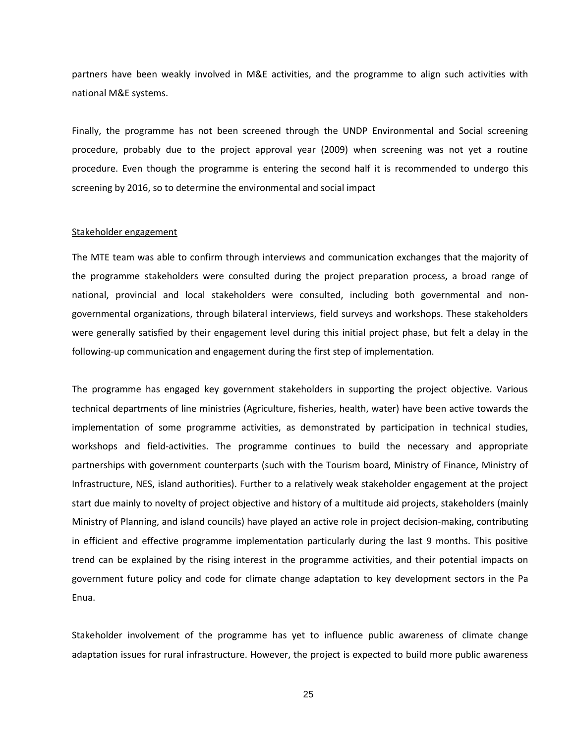partners have been weakly involved in M&E activities, and the programme to align such activities with national M&E systems.

Finally, the programme has not been screened through the UNDP Environmental and Social screening procedure, probably due to the project approval year (2009) when screening was not yet a routine procedure. Even though the programme is entering the second half it is recommended to undergo this screening by 2016, so to determine the environmental and social impact

<u>Stakeholder engagement</u>

The MTE team was able to confirm through interviews and communication exchanges that the majority of the programme stakeholders were consulted during the project preparation process, a broad range of national, provincial and local stakeholders were consulted, including both governmental and non-governmental organizations, through bilateral interviews, field surveys and workshops. These stakeholders were generally satisfied by their engagement level during this initial project phase, but felt a delay in the following-up communication and engagement during the first step of implementation.

The programme has engaged key government stakeholders in supporting the project objective. Various technical departments of line ministries (Agriculture, fisheries, health, water) have been active towards the implementation of some programme activities, as demonstrated by participation in technical studies, workshops and field-activities. The programme continues to build the necessary and appropriate partnerships with government counterparts (such with the Tourism board, Ministry of Finance, Ministry of Infrastructure, NES, island authorities). Further to a relatively weak stakeholder engagement at the project start due mainly to novelty of project objective and history of a multitude aid projects, stakeholders (mainly Ministry of Planning, and island councils) have played an active role in project decision-making, contributing in efficient and effective programme implementation particularly during the last 9 months. This positive trend can be explained by the rising interest in the programme activities, and their potential impacts on government future policy and code for climate change adaptation to key development sectors in the Pa Enua.

Stakeholder involvement of the programme has yet to influence public awareness of climate change adaptation issues for rural infrastructure. However, the project is expected to build more public awareness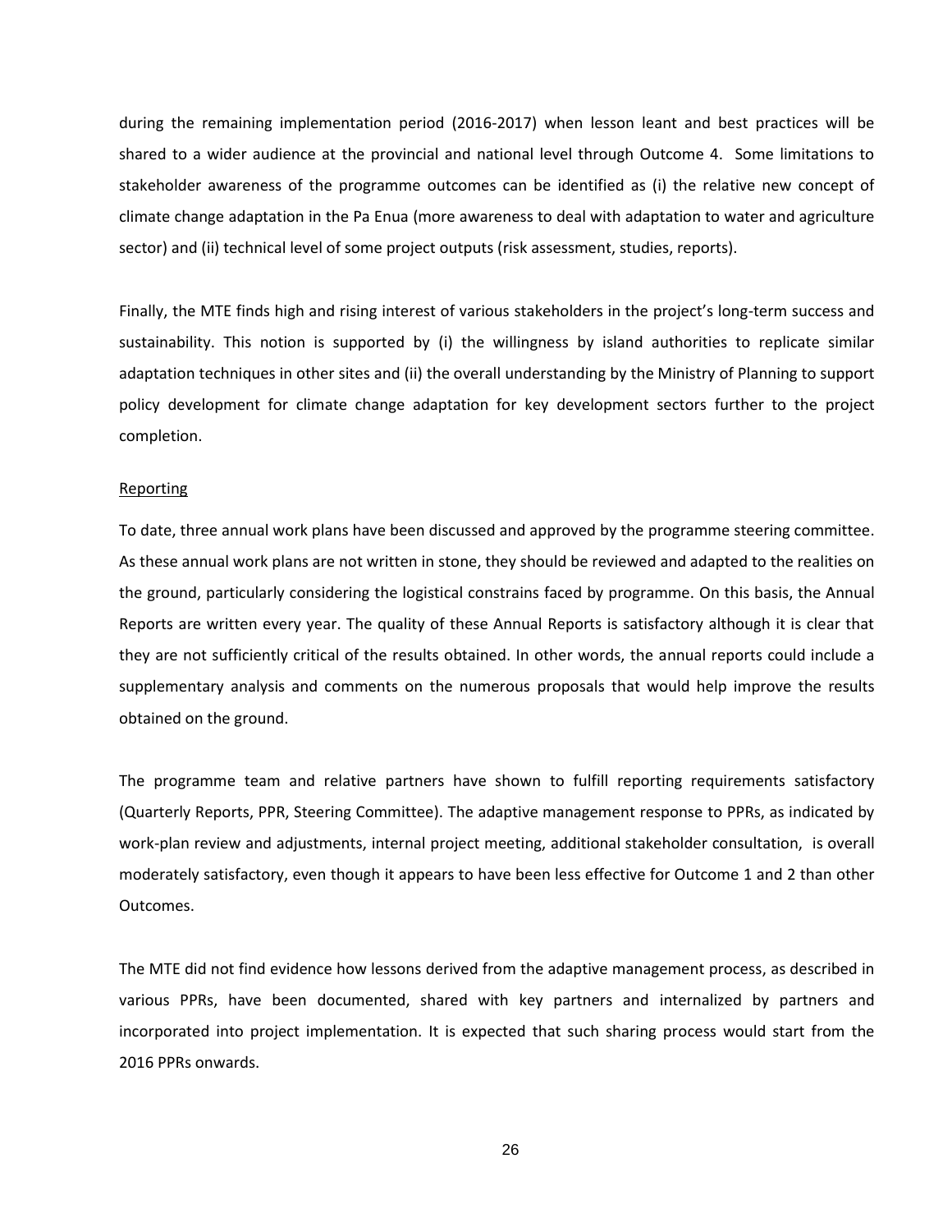during the remaining implementation period (2016-2017) when lesson leant and best practices will be shared to a wider audience at the provincial and national level through Outcome 4. Some limitations to stakeholder awareness of the programme outcomes can be identified as (i) the relative new concept of climate change adaptation in the Pa Enua (more awareness to deal with adaptation to water and agriculture sector) and (ii) technical level of some project outputs (risk assessment, studies, reports).

Finally, the MTE finds high and rising interest of various stakeholders in the project's long-term success and sustainability. This notion is supported by (i) the willingness by island authorities to replicate similar adaptation techniques in other sites and (ii) the overall understanding by the Ministry of Planning to support policy development for climate change adaptation for key development sectors further to the project completion.

<u>Reporting</u>

To date, three annual work plans have been discussed and approved by the programme steering committee. As these annual work plans are not written in stone, they should be reviewed and adapted to the realities on the ground, particularly considering the logistical constrains faced by programme. On this basis, the Annual Reports are written every year. The quality of these Annual Reports is satisfactory although it is clear that they are not sufficiently critical of the results obtained. In other words, the annual reports could include a supplementary analysis and comments on the numerous proposals that would help improve the results obtained on the ground.

The programme team and relative partners have shown to fulfill reporting requirements satisfactory (Quarterly Reports, PPR, Steering Committee). The adaptive management response to PPRs, as indicated by work-plan review and adjustments, internal project meeting, additional stakeholder consultation, is overall moderately satisfactory, even though it appears to have been less effective for Outcome 1 and 2 than other Outcomes.

The MTE did not find evidence how lessons derived from the adaptive management process, as described in various PPRs, have been documented, shared with key partners and internalized by partners and incorporated into project implementation. It is expected that such sharing process would start from the 2016 PPRs onwards.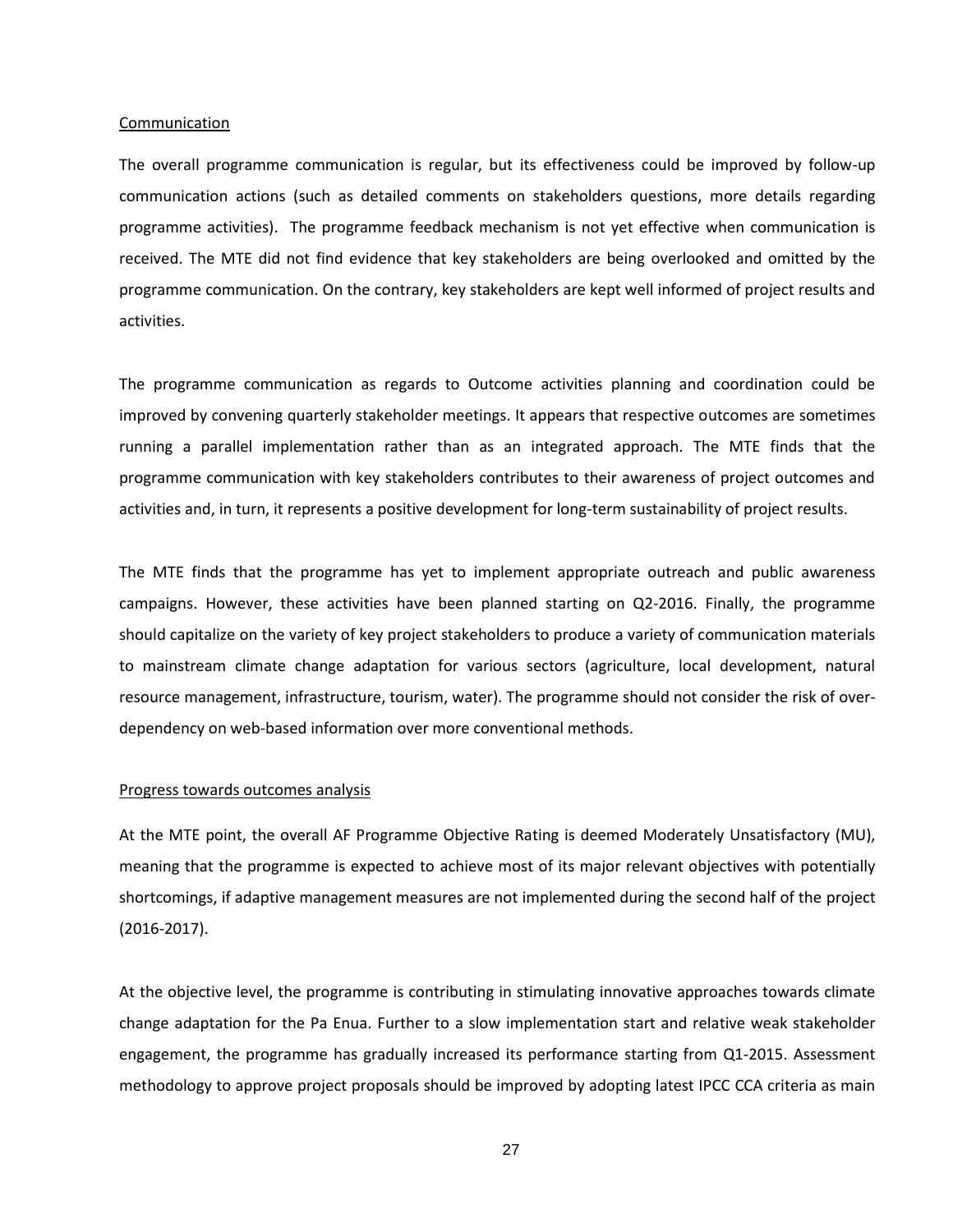Communication

The overall programme communication is regular, but its effectiveness could be improved by follow-up communication actions (such as detailed comments on stakeholders questions, more details regarding programme activities). The programme feedback mechanism is not yet effective when communication is received. The MTE did not find evidence that key stakeholders are being overlooked and omitted by the programme communication. On the contrary, key stakeholders are kept well informed of project results and activities.

The programme communication as regards to Outcome activities planning and coordination could be improved by convening quarterly stakeholder meetings. It appears that respective outcomes are sometimes running a parallel implementation rather than as an integrated approach. The MTE finds that the programme communication with key stakeholders contributes to their awareness of project outcomes and activities and, in turn, it represents a positive development for long-term sustainability of project results.

The MTE finds that the programme has yet to implement appropriate outreach and public awareness campaigns. However, these activities have been planned starting on Q2-2016. Finally, the programme should capitalize on the variety of key project stakeholders to produce a variety of communication materials to mainstream climate change adaptation for various sectors (agriculture, local development, natural resource management, infrastructure, tourism, water). The programme should not consider the risk of over-dependency on web-based information over more conventional methods.

Progress towards outcomes analysis

At the MTE point, the overall AF Programme Objective Rating is deemed Moderately Unsatisfactory (MU), meaning that the programme is expected to achieve most of its major relevant objectives with potentially shortcomings, if adaptive management measures are not implemented during the second half of the project (2016-2017).

At the objective level, the programme is contributing in stimulating innovative approaches towards climate change adaptation for the Pa Enua. Further to a slow implementation start and relative weak stakeholder engagement, the programme has gradually increased its performance starting from Q1-2015. Assessment methodology to approve project proposals should be improved by adopting latest IPCC CCA criteria as main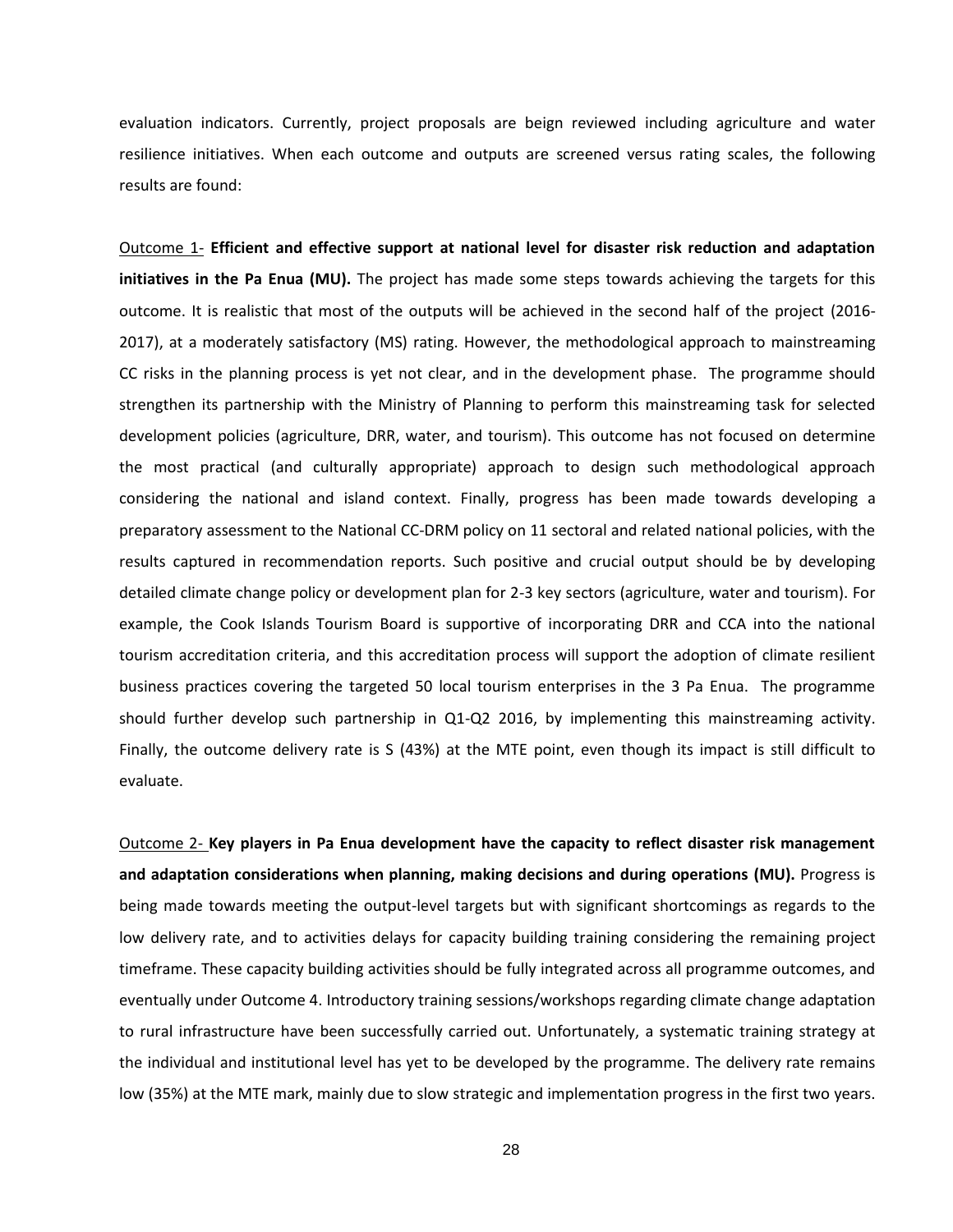evaluation indicators. Currently, project proposals are beign reviewed including agriculture and water resilience initiatives. When each outcome and outputs are screened versus rating scales, the following results are found:

Outcome 1- **Efficient and effective support at national level for disaster risk reduction and adaptation initiatives in the Pa Enua (MU).** The project has made some steps towards achieving the targets for this outcome. It is realistic that most of the outputs will be achieved in the second half of the project (2016-2017), at a moderately satisfactory (MS) rating. However, the methodological approach to mainstreaming CC risks in the planning process is yet not clear, and in the development phase. The programme should strengthen its partnership with the Ministry of Planning to perform this mainstreaming task for selected development policies (agriculture, DRR, water, and tourism). This outcome has not focused on determine the most practical (and culturally appropriate) approach to design such methodological approach considering the national and island context. Finally, progress has been made towards developing a preparatory assessment to the National CC-DRM policy on 11 sectoral and related national policies, with the results captured in recommendation reports. Such positive and crucial output should be by developing detailed climate change policy or development plan for 2-3 key sectors (agriculture, water and tourism). For example, the Cook Islands Tourism Board is supportive of incorporating DRR and CCA into the national tourism accreditation criteria, and this accreditation process will support the adoption of climate resilient business practices covering the targeted 50 local tourism enterprises in the 3 Pa Enua. The programme should further develop such partnership in Q1-Q2 2016, by implementing this mainstreaming activity. Finally, the outcome delivery rate is S (43%) at the MTE point, even though its impact is still difficult to evaluate.

Outcome 2- **Key players in Pa Enua development have the capacity to reflect disaster risk management and adaptation considerations when planning, making decisions and during operations (MU).** Progress is being made towards meeting the output-level targets but with significant shortcomings as regards to the low delivery rate, and to activities delays for capacity building training considering the remaining project timeframe. These capacity building activities should be fully integrated across all programme outcomes, and eventually under Outcome 4. Introductory training sessions/workshops regarding climate change adaptation to rural infrastructure have been successfully carried out. Unfortunately, a systematic training strategy at the individual and institutional level has yet to be developed by the programme. The delivery rate remains low (35%) at the MTE mark, mainly due to slow strategic and implementation progress in the first two years.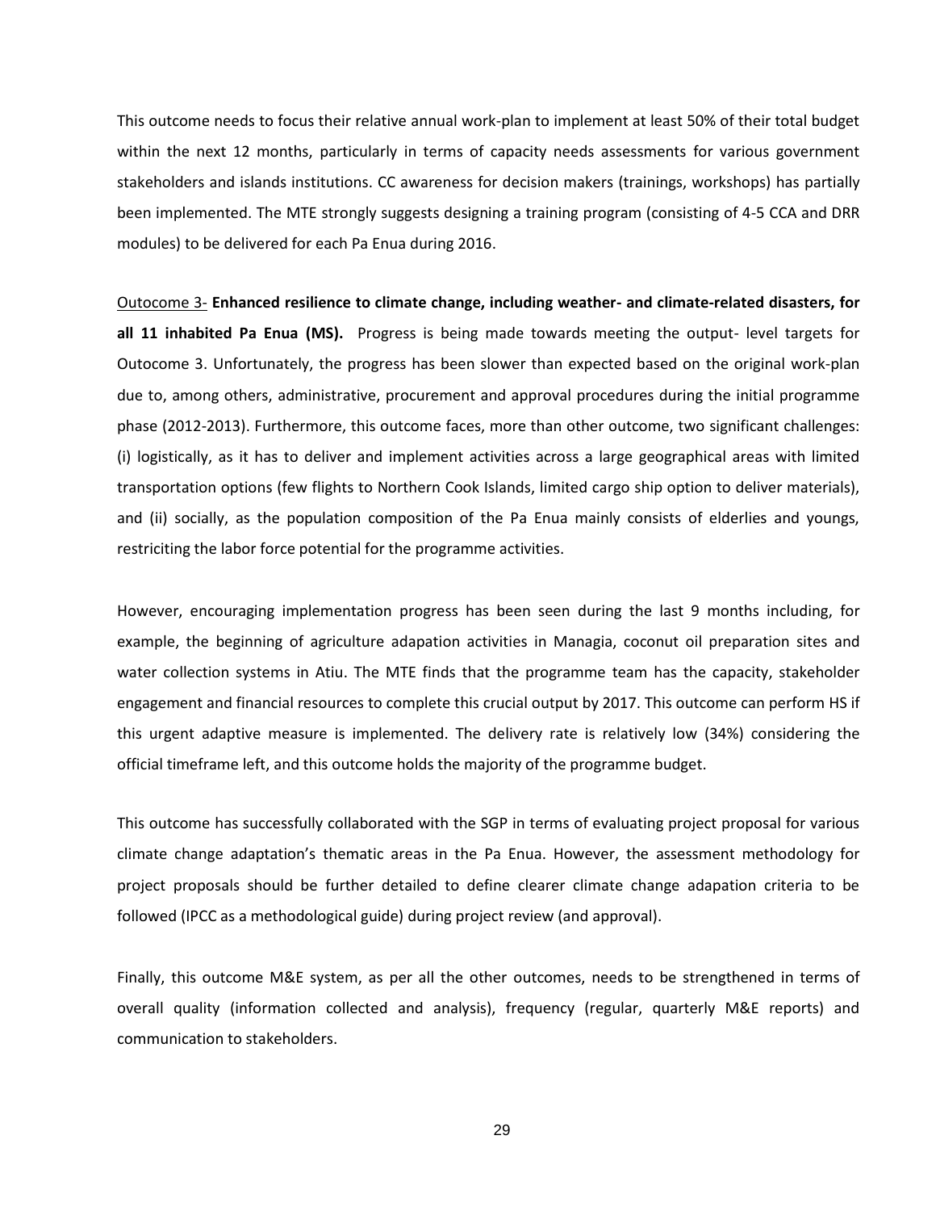This outcome needs to focus their relative annual work-plan to implement at least 50% of their total budget within the next 12 months, particularly in terms of capacity needs assessments for various government stakeholders and islands institutions. CC awareness for decision makers (trainings, workshops) has partially been implemented. The MTE strongly suggests designing a training program (consisting of 4-5 CCA and DRR modules) to be delivered for each Pa Enua during 2016.

Outocome 3- **Enhanced resilience to climate change, including weather- and climate-related disasters, for all 11 inhabited Pa Enua (MS).** Progress is being made towards meeting the output- level targets for Outocome 3. Unfortunately, the progress has been slower than expected based on the original work-plan due to, among others, administrative, procurement and approval procedures during the initial programme phase (2012-2013). Furthermore, this outcome faces, more than other outcome, two significant challenges: (i) logistically, as it has to deliver and implement activities across a large geographical areas with limited transportation options (few flights to Northern Cook Islands, limited cargo ship option to deliver materials), and (ii) socially, as the population composition of the Pa Enua mainly consists of elderlies and youngs, restriciting the labor force potential for the programme activities.

However, encouraging implementation progress has been seen during the last 9 months including, for example, the beginning of agriculture adapation activities in Managia, coconut oil preparation sites and water collection systems in Atiu. The MTE finds that the programme team has the capacity, stakeholder engagement and financial resources to complete this crucial output by 2017. This outcome can perform HS if this urgent adaptive measure is implemented. The delivery rate is relatively low (34%) considering the official timeframe left, and this outcome holds the majority of the programme budget.

This outcome has successfully collaborated with the SGP in terms of evaluating project proposal for various climate change adaptation's thematic areas in the Pa Enua. However, the assessment methodology for project proposals should be further detailed to define clearer climate change adapation criteria to be followed (IPCC as a methodological guide) during project review (and approval).

Finally, this outcome M&E system, as per all the other outcomes, needs to be strengthened in terms of overall quality (information collected and analysis), frequency (regular, quarterly M&E reports) and communication to stakeholders.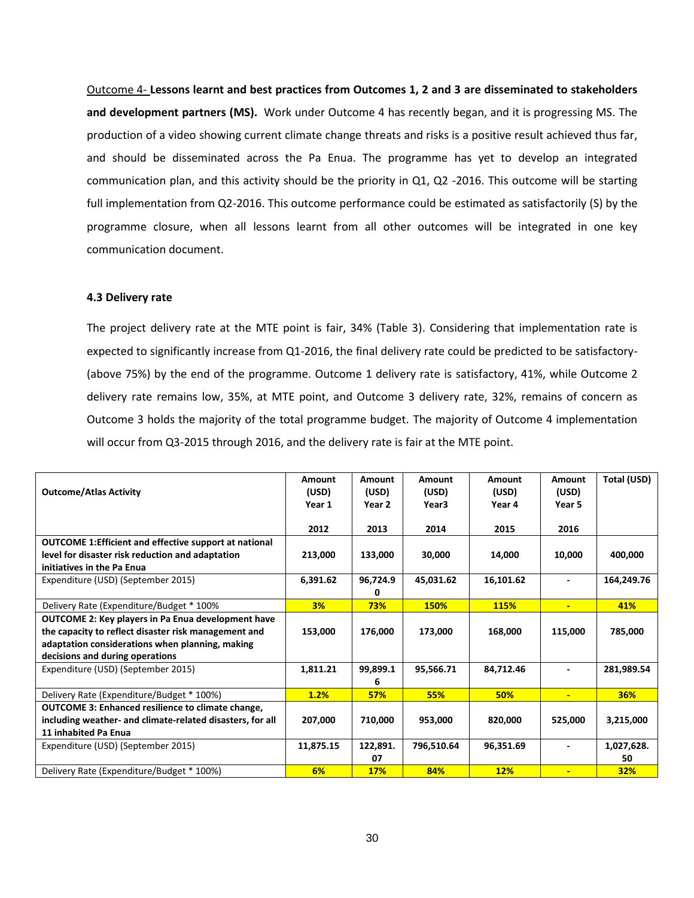Outcome 4- **Lessons learnt and best practices from Outcomes 1, 2 and 3 are disseminated to stakeholders and development partners (MS).** Work under Outcome 4 has recently began, and it is progressing MS. The production of a video showing current climate change threats and risks is a positive result achieved thus far, and should be disseminated across the Pa Enua. The programme has yet to develop an integrated communication plan, and this activity should be the priority in Q1, Q2 -2016. This outcome will be starting full implementation from Q2-2016. This outcome performance could be estimated as satisfactorily (S) by the programme closure, when all lessons learnt from all other outcomes will be integrated in one key communication document.

### 4.3 Delivery rate

The project delivery rate at the MTE point is fair, 34% (Table 3). Considering that implementation rate is expected to significantly increase from Q1-2016, the final delivery rate could be predicted to be satisfactory- (above 75%) by the end of the programme. Outcome 1 delivery rate is satisfactory, 41%, while Outcome 2 delivery rate remains low, 35%, at MTE point, and Outcome 3 delivery rate, 32%, remains of concern as Outcome 3 holds the majority of the total programme budget. The majority of Outcome 4 implementation will occur from Q3-2015 through 2016, and the delivery rate is fair at the MTE point.

| Outcome/Atlas Activity | Amount (USD) Year 1 2012 | Amount (USD) Year 2 2013 | Amount (USD) Year3 2014 | Amount (USD) Year 4 2015 | Amount (USD) Year 5 2016 | Total (USD) |
|---|---|---|---|---|---|---|
| **OUTCOME 1:Efficient and effective support at national level for disaster risk reduction and adaptation initiatives in the Pa Enua** | **213,000** | **133,000** | **30,000** | **14,000** | **10,000** | **400,000** |
| Expenditure (USD) (September 2015) | **6,391.62** | **96,724.90** | **45,031.62** | **16,101.62** | **-** | **164,249.76** |
| Delivery Rate (Expenditure/Budget * 100% | **3%** | **73%** | **150%** | **115%** | **-** | **41%** |
| **OUTCOME 2: Key players in Pa Enua development have the capacity to reflect disaster risk management and adaptation considerations when planning, making decisions and during operations** | **153,000** | **176,000** | **173,000** | **168,000** | **115,000** | **785,000** |
| Expenditure (USD) (September 2015) | **1,811.21** | **99,899.16** | **95,566.71** | **84,712.46** | **-** | **281,989.54** |
| Delivery Rate (Expenditure/Budget * 100%) | **1.2%** | **57%** | **55%** | **50%** | **-** | **36%** |
| **OUTCOME 3: Enhanced resilience to climate change, including weather- and climate-related disasters, for all 11 inhabited Pa Enua** | **207,000** | **710,000** | **953,000** | **820,000** | **525,000** | **3,215,000** |
| Expenditure (USD) (September 2015) | **11,875.15** | **122,891.07** | **796,510.64** | **96,351.69** | **-** | **1,027,628.50** |
| Delivery Rate (Expenditure/Budget * 100%) | **6%** | **17%** | **84%** | **12%** | **-** | **32%** |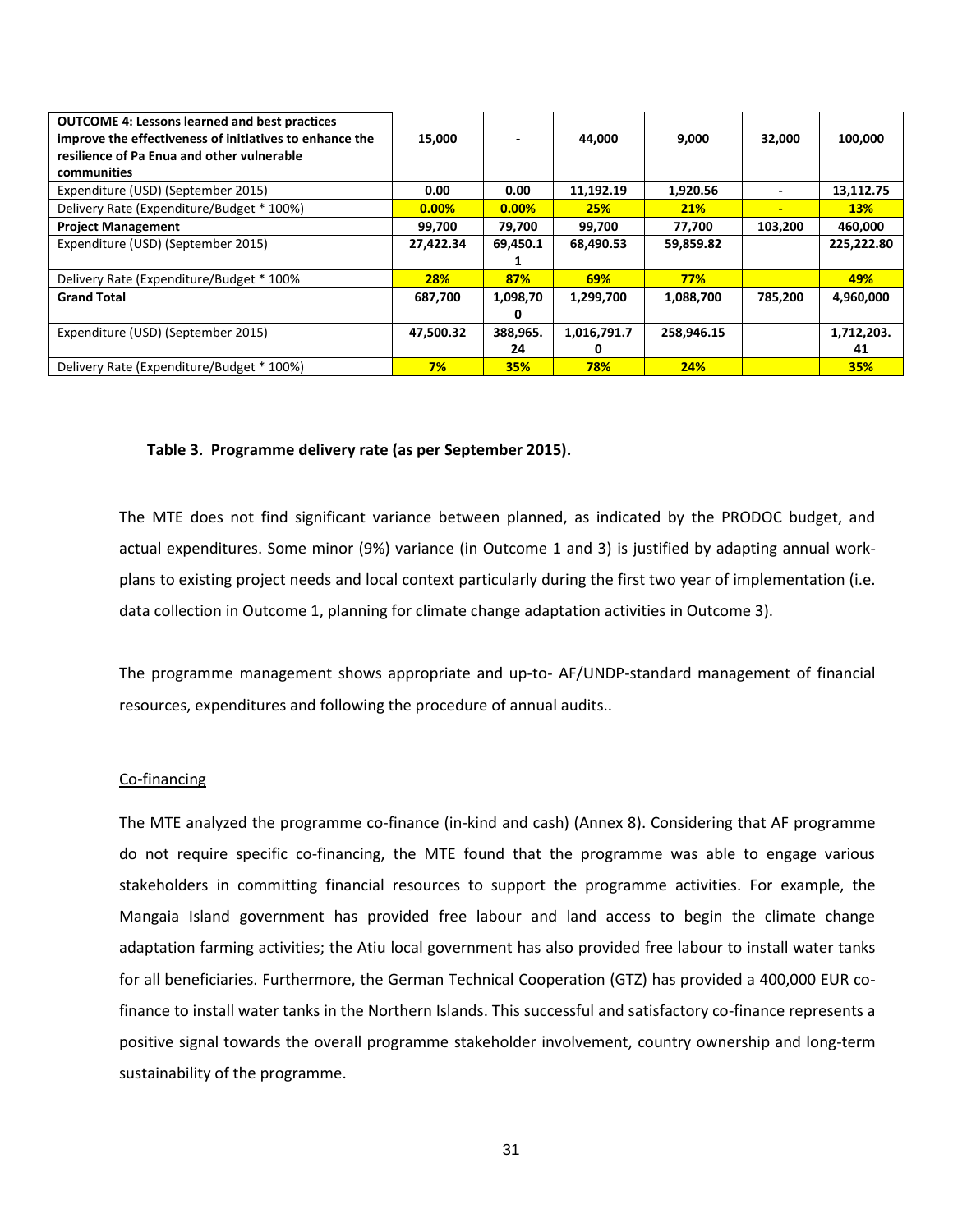| **OUTCOME 4: Lessons learned and best practices improve the effectiveness of initiatives to enhance the resilience of Pa Enua and other vulnerable communities** | **15,000** | **-** | **44,000** | **9,000** | **32,000** | **100,000** |
|---|---|---|---|---|---|---|
| Expenditure (USD) (September 2015) | **0.00** | **0.00** | **11,192.19** | **1,920.56** | **-** | **13,112.75** |
| Delivery Rate (Expenditure/Budget * 100%) | **0.00%** | **0.00%** | **25%** | **21%** | **-** | **13%** |
| **Project Management** | **99,700** | **79,700** | **99,700** | **77,700** | **103,200** | **460,000** |
| Expenditure (USD) (September 2015) | **27,422.34** | **69,450.11** | **68,490.53** | **59,859.82** | | **225,222.80** |
| Delivery Rate (Expenditure/Budget * 100% | **28%** | **87%** | **69%** | **77%** | | **49%** |
| **Grand Total** | **687,700** | **1,098,700** | **1,299,700** | **1,088,700** | **785,200** | **4,960,000** |
| Expenditure (USD) (September 2015) | **47,500.32** | **388,965.24** | **1,016,791.70** | **258,946.15** | | **1,712,203.41** |
| Delivery Rate (Expenditure/Budget * 100%) | **7%** | **35%** | **78%** | **24%** | | **35%** |

**Table 3. Programme delivery rate (as per September 2015).**

The MTE does not find significant variance between planned, as indicated by the PRODOC budget, and actual expenditures. Some minor (9%) variance (in Outcome 1 and 3) is justified by adapting annual work-plans to existing project needs and local context particularly during the first two year of implementation (i.e. data collection in Outcome 1, planning for climate change adaptation activities in Outcome 3).

The programme management shows appropriate and up-to- AF/UNDP-standard management of financial resources, expenditures and following the procedure of annual audits..

Co-financing

The MTE analyzed the programme co-finance (in-kind and cash) (Annex 8). Considering that AF programme do not require specific co-financing, the MTE found that the programme was able to engage various stakeholders in committing financial resources to support the programme activities. For example, the Mangaia Island government has provided free labour and land access to begin the climate change adaptation farming activities; the Atiu local government has also provided free labour to install water tanks for all beneficiaries. Furthermore, the German Technical Cooperation (GTZ) has provided a 400,000 EUR co-finance to install water tanks in the Northern Islands. This successful and satisfactory co-finance represents a positive signal towards the overall programme stakeholder involvement, country ownership and long-term sustainability of the programme.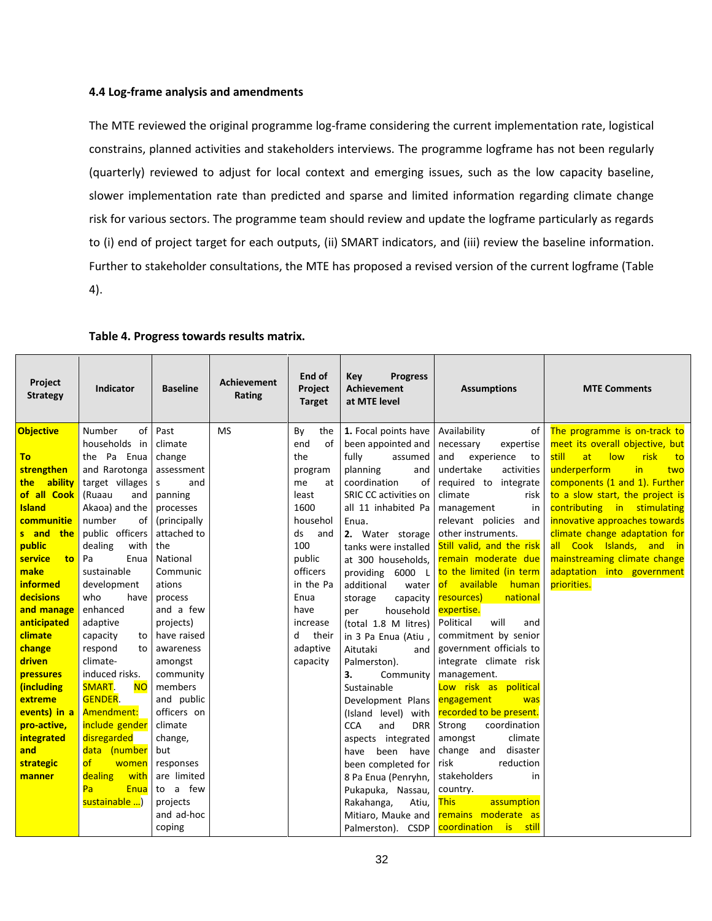#### 4.4 Log-frame analysis and amendments

The MTE reviewed the original programme log-frame considering the current implementation rate, logistical constrains, planned activities and stakeholders interviews. The programme logframe has not been regularly (quarterly) reviewed to adjust for local context and emerging issues, such as the low capacity baseline, slower implementation rate than predicted and sparse and limited information regarding climate change risk for various sectors. The programme team should review and update the logframe particularly as regards to (i) end of project target for each outputs, (ii) SMART indicators, and (iii) review the baseline information. Further to stakeholder consultations, the MTE has proposed a revised version of the current logframe (Table 4).

**Table 4. Progress towards results matrix.**

| Project Strategy | Indicator | Baseline | Achievement Rating | End of Project Target | Key Progress Achievement at MTE level | Assumptions | MTE Comments |
|---|---|---|---|---|---|---|---|
| **Objective**<br><br>**To strengthen the ability of all Cook Island communities and the public service to make informed decisions and manage anticipated climate change driven pressures (including extreme events) in a pro-active, integrated and strategic manner** | Number of households in the Pa Enua and Rarotonga target villages (Ruaau and Akaoa) and the number of public officers dealing with Pa Enua sustainable development who have enhanced adaptive capacity to respond to climate-induced risks.<br>SMART. NO GENDER.<br>Amendment: include gender disregarded data (number of women dealing with Pa Enua sustainable ...) | Past climate change assessments and panning processes (principally attached to the National Communications process and a few projects) have raised awareness amongst community members and public officers on climate change, but responses are limited to a few projects and ad-hoc coping | MS | By the end of the programme at least 1600 households and 100 public officers in the Pa Enua have increased their adaptive capacity | **1.** Focal points have been appointed and fully assumed planning and coordination of SRIC CC activities on all 11 inhabited Pa Enua.<br>**2.** Water storage tanks were installed at 300 households, providing 6000 L additional water storage capacity per household (total 1.8 M litres) in 3 Pa Enua (Atiu , Aitutaki and Palmerston).<br>**3.** Community Sustainable Development Plans (Island level) with CCA and DRR aspects integrated have been have been completed for 8 Pa Enua (Penryhn, Pukapuka, Nassau, Rakahanga, Atiu, Mitiaro, Mauke and Palmerston). CSDP | Availability of necessary expertise and experience to undertake activities required to integrate climate risk management in relevant policies and other instruments.<br>Still valid, and the risk remain moderate due to the limited (in term of available human resources) national expertise.<br>Political will and commitment by senior government officials to integrate climate risk management.<br>Low risk as political engagement was recorded to be present.<br>Strong coordination amongst climate change and disaster risk reduction stakeholders in country.<br>This assumption remains moderate as coordination is still | The programme is on-track to meet its overall objective, but still at low risk to underperform in two components (1 and 1). Further to a slow start, the project is contributing in stimulating innovative approaches towards climate change adaptation for all Cook Islands, and in mainstreaming climate change adaptation into government priorities. |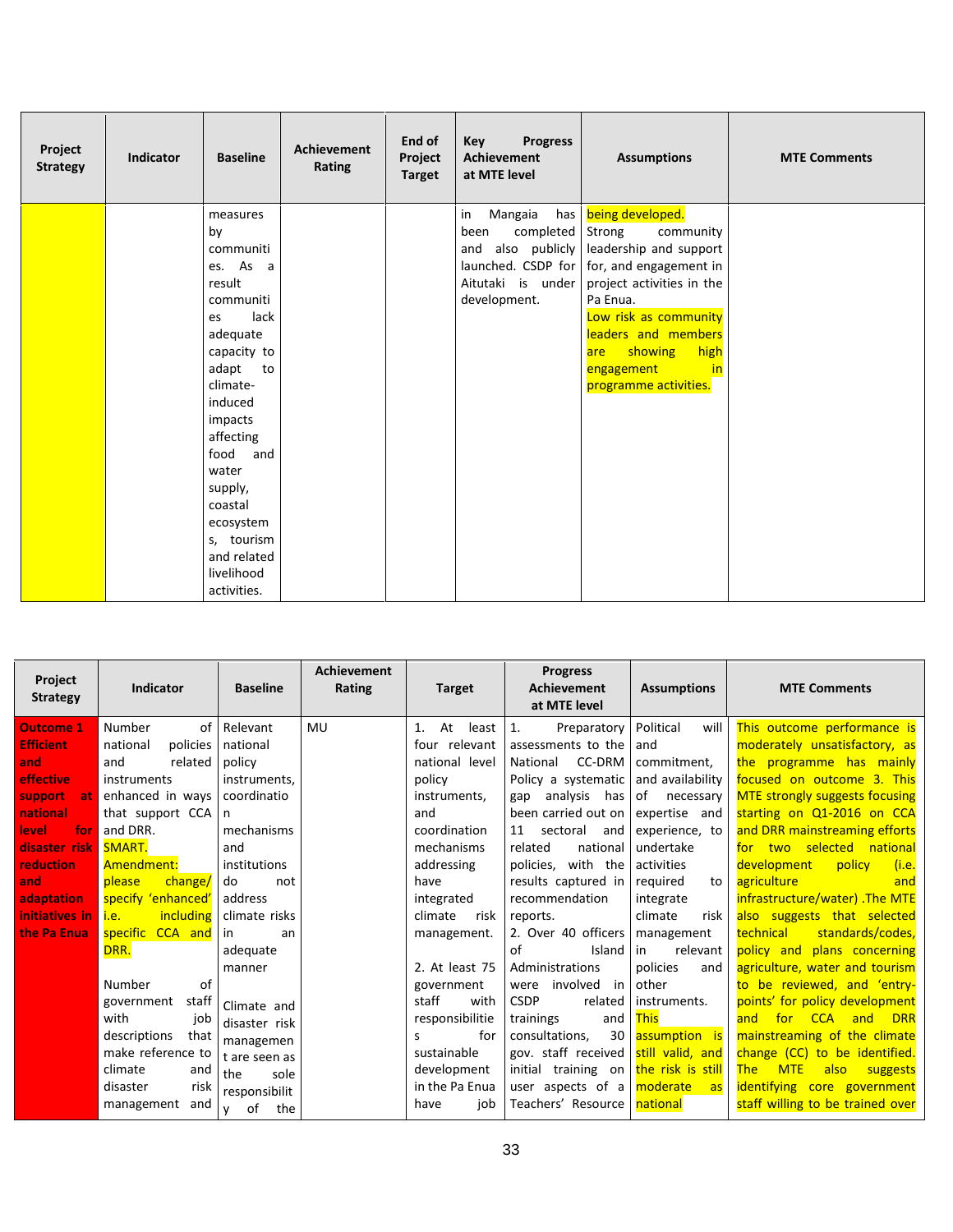| Project Strategy | Indicator | Baseline | Achievement Rating | End of Project Target | Key Progress Achievement at MTE level | Assumptions | MTE Comments |
|---|---|---|---|---|---|---|---|
| | | measures by communities. As a result communities lack adequate capacity to adapt to climate-induced impacts affecting food and water supply, coastal ecosystems, tourism and related livelihood activities. | | | in Mangaia has been completed and also publicly launched. CSDP for Aitutaki is under development. | being developed. Strong community leadership and support for, and engagement in project activities in the Pa Enua. Low risk as community leaders and members are showing high engagement in programme activities. | |

| Project Strategy | Indicator | Baseline | Achievement Rating | Target | Progress Achievement at MTE level | Assumptions | MTE Comments |
|---|---|---|---|---|---|---|---|
| Outcome 1 Efficient and effective support at national level for disaster risk reduction and adaptation initiatives in the Pa Enua | Number of national policies and related instruments enhanced in ways that support CCA and DRR. SMART. Amendment: please change/ specify 'enhanced' i.e. including specific CCA and DRR.<br><br>Number of government staff with job descriptions that make reference to climate and disaster risk management and | Relevant national policy instruments, coordination mechanisms and institutions do not address climate risks in an adequate manner<br><br>Climate and disaster risk management are seen as the sole responsibility of the | MU | 1. At least four relevant national level policy instruments, and coordination mechanisms addressing have integrated climate risk management.<br><br>2. At least 75 government staff with responsibilities for sustainable development in the Pa Enua have job | 1. Preparatory assessments to the National CC-DRM Policy a systematic gap analysis has been carried out on 11 sectoral and related national policies, with the results captured in recommendation reports.<br>2. Over 40 officers of Island Administrations were involved in CSDP related trainings and consultations, 30 gov. staff received initial training on user aspects of a Teachers' Resource | Political will and commitment, and availability of necessary expertise and experience, to undertake activities required to integrate climate risk management in relevant policies and other instruments. This assumption is still valid, and the risk is still moderate as national | This outcome performance is moderately unsatisfactory, as the programme has mainly focused on outcome 3. This MTE strongly suggests focusing starting on Q1-2016 on CCA and DRR mainstreaming efforts for two selected national development policy (i.e. agriculture and infrastructure/water) .The MTE also suggests that selected technical standards/codes, policy and plans concerning agriculture, water and tourism to be reviewed, and 'entry-points' for policy development and for CCA and DRR mainstreaming of the climate change (CC) to be identified. The MTE also suggests identifying core government staff willing to be trained over |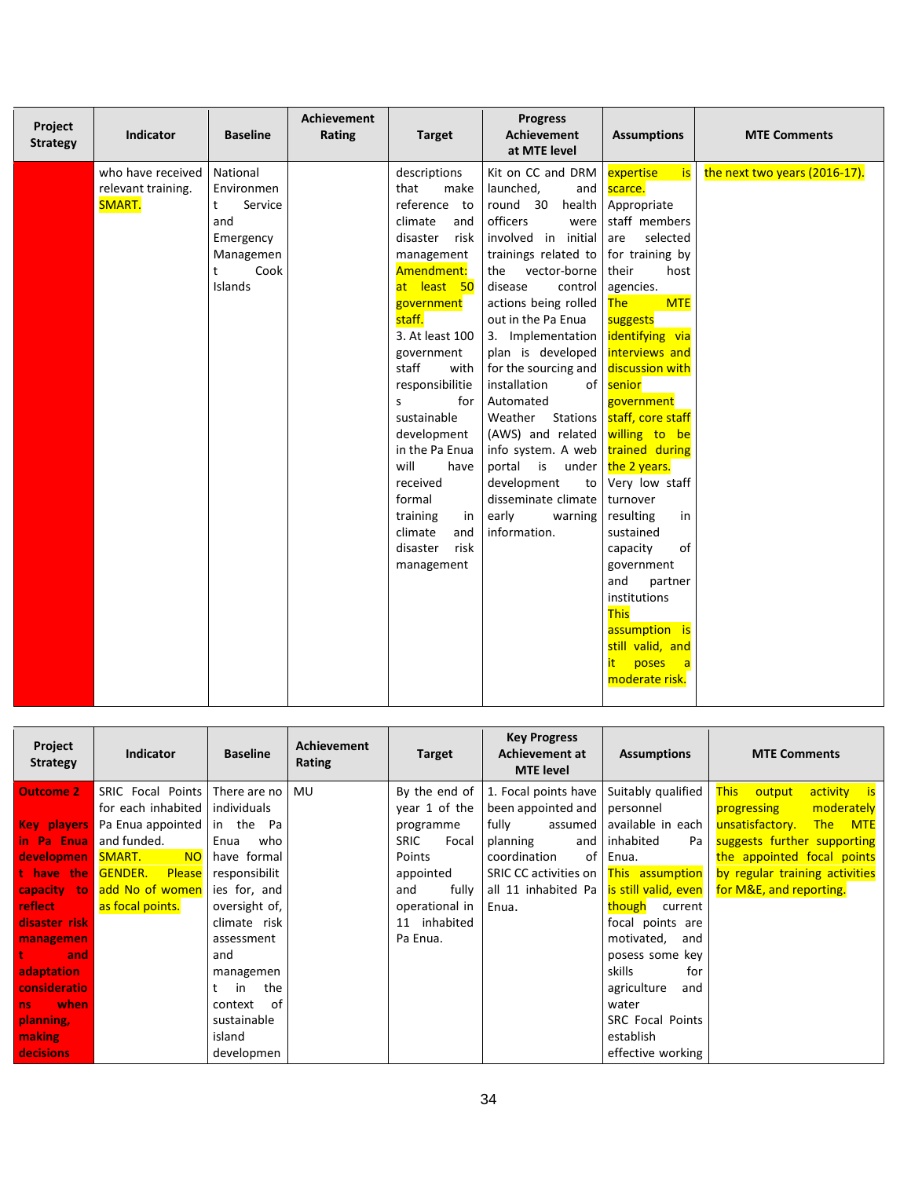| Project Strategy | Indicator | Baseline | Achievement Rating | Target | Progress Achievement at MTE level | Assumptions | MTE Comments |
|---|---|---|---|---|---|---|---|
| | who have received relevant training. SMART. | National Environment Service and Emergency Management Cook Islands | | descriptions that make reference to climate and disaster risk management Amendment: at least 50 government staff. 3. At least 100 government staff with responsibilities for sustainable development in the Pa Enua will have received formal training in climate and disaster risk management | Kit on CC and DRM launched, and round 30 health officers were involved in initial trainings related to the vector-borne disease control actions being rolled out in the Pa Enua 3. Implementation plan is developed for the sourcing and installation of Automated Weather Stations (AWS) and related info system. A web portal is under development to disseminate climate early warning information. | expertise is scarce. Appropriate staff members are selected for training by their host agencies. The MTE suggests identifying via interviews and discussion with senior government staff, core staff willing to be trained during the 2 years. Very low staff turnover resulting in sustained capacity of government and partner institutions This assumption is still valid, and it poses a moderate risk. | the next two years (2016-17). |

| Project Strategy | Indicator | Baseline | Achievement Rating | Target | Key Progress Achievement at MTE level | Assumptions | MTE Comments |
|---|---|---|---|---|---|---|---|
| **Outcome 2** **Key players in Pa Enua development have the capacity to reflect disaster risk management and adaptation considerations when planning, making decisions** | SRIC Focal Points for each inhabited Pa Enua appointed and funded. SMART. NO GENDER. Please add No of women as focal points. | There are no individuals in the Pa Enua who have formal responsibilities for, and oversight of, climate risk assessment and management in the context of sustainable island developmen | MU | By the end of year 1 of the programme SRIC Focal Points appointed and fully operational in 11 inhabited Pa Enua. | 1. Focal points have been appointed and fully assumed planning and coordination of SRIC CC activities on all 11 inhabited Pa Enua. | Suitably qualified personnel available in each inhabited Pa Enua. This assumption is still valid, even though current focal points are motivated, and posess some key skills for agriculture and water SRC Focal Points establish effective working | This output activity is progressing moderately unsatisfactory. The MTE suggests further supporting the appointed focal points by regular training activities for M&E, and reporting. |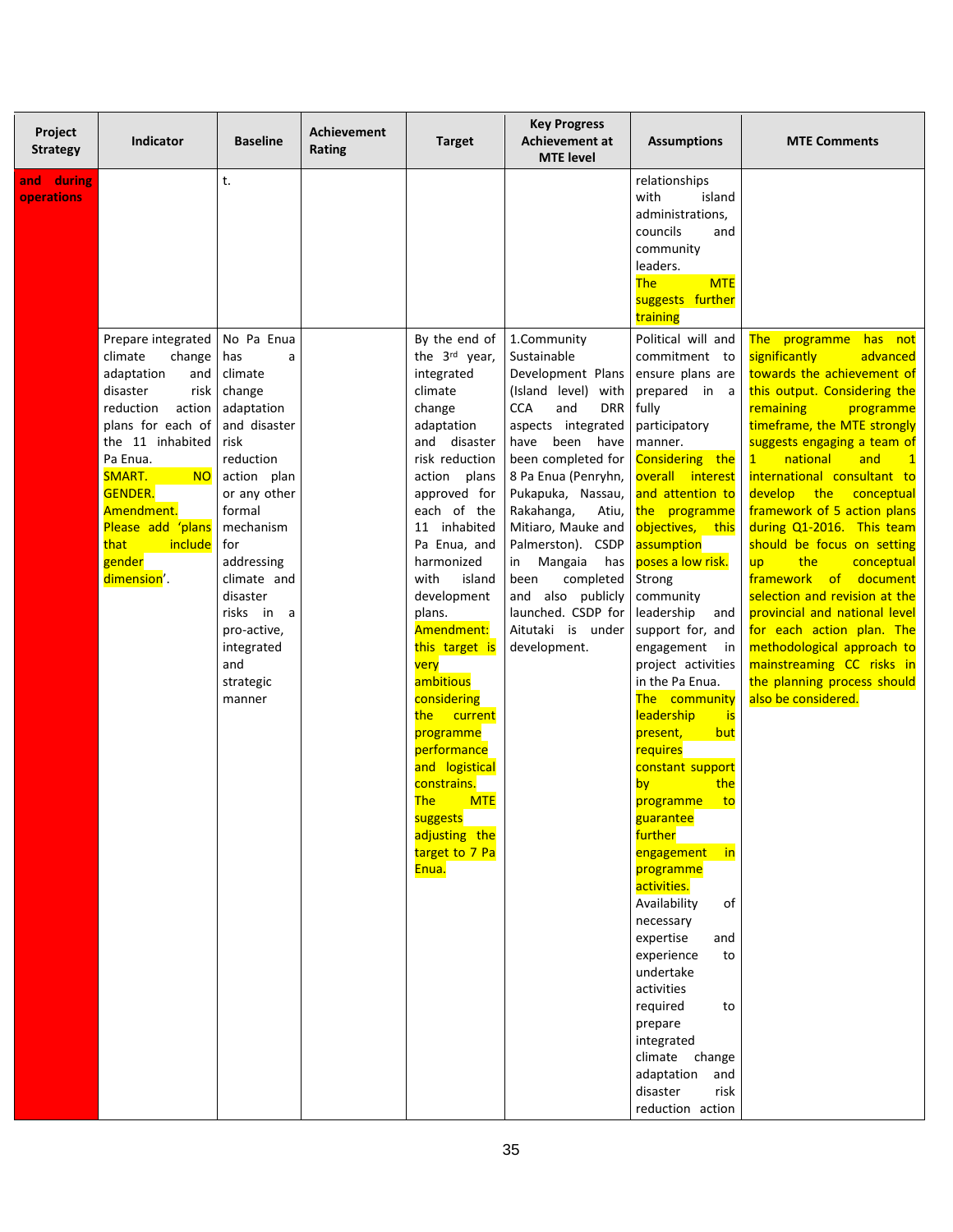| Project Strategy | Indicator | Baseline | Achievement Rating | Target | Key Progress Achievement at MTE level | Assumptions | MTE Comments |
|---|---|---|---|---|---|---|---|
| and during operations | | t. | | | | relationships with island administrations, councils and community leaders. The MTE suggests further training | |
| | Prepare integrated climate change adaptation and disaster risk reduction action plans for each of the 11 inhabited Pa Enua. SMART. NO GENDER. Amendment. Please add 'plans that include gender dimension'. | No Pa Enua has a climate change adaptation and disaster risk reduction action plan or any other formal mechanism for addressing climate and disaster risks in a pro-active, integrated and strategic manner | | By the end of the 3rd year, integrated climate change adaptation and disaster risk reduction action plans approved for each of the 11 inhabited Pa Enua, and harmonized with island development plans. Amendment: this target is very ambitious considering the current programme performance and logistical constrains. The MTE suggests adjusting the target to 7 Pa Enua. | 1.Community Sustainable Development Plans (Island level) with CCA and DRR aspects integrated have been have been completed for 8 Pa Enua (Penryhn, Pukapuka, Nassau, Rakahanga, Atiu, Mitiaro, Mauke and Palmerston). CSDP in Mangaia has been completed and also publicly launched. CSDP for Aitutaki is under development. | Political will and commitment to ensure plans are prepared in a fully participatory manner. Considering the overall interest and attention to the programme objectives, this assumption poses a low risk. Strong community leadership and support for, and engagement in project activities in the Pa Enua. The community leadership is present, but requires constant support by the programme to guarantee further engagement in programme activities. Availability of necessary expertise and experience to undertake activities required to prepare integrated climate change adaptation and disaster risk reduction action | The programme has not significantly advanced towards the achievement of this output. Considering the remaining programme timeframe, the MTE strongly suggests engaging a team of 1 national and 1 international consultant to develop the conceptual framework of 5 action plans during Q1-2016. This team should be focus on setting up the conceptual framework of document selection and revision at the provincial and national level for each action plan. The methodological approach to mainstreaming CC risks in the planning process should also be considered. |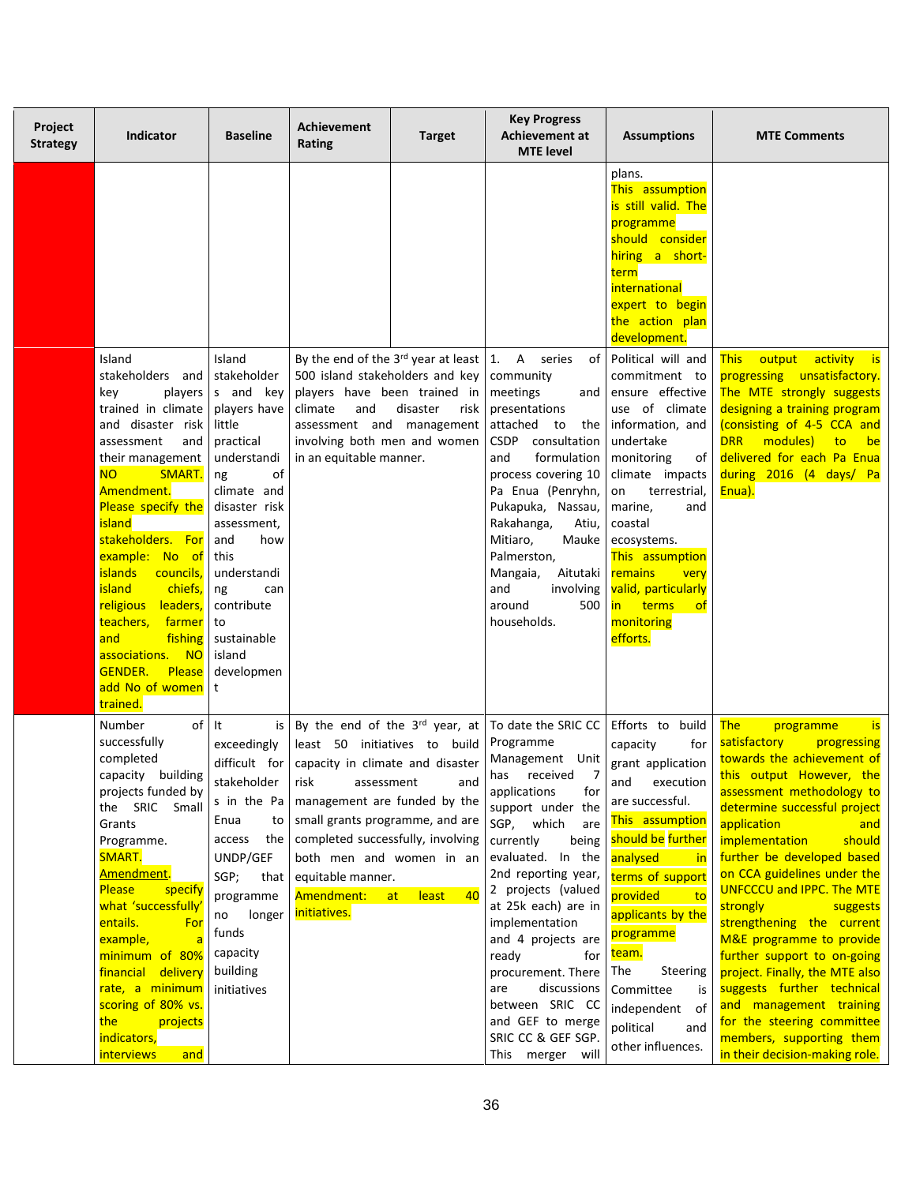| Project Strategy | Indicator | Baseline | Achievement Rating | Target | Key Progress Achievement at MTE level | Assumptions | MTE Comments |
|---|---|---|---|---|---|---|---|
| | | | | | | plans. This assumption is still valid. The programme should consider hiring a short-term international expert to begin the action plan development. | |
| | Island stakeholders and key players trained in climate and disaster risk assessment and their management NO SMART. Amendment. Please specify the island stakeholders. For example: No of islands councils, island chiefs, religious leaders, teachers, farmer and fishing associations. NO GENDER. Please add No of women trained. | Island stakeholders and key players have little practical understanding of climate and disaster risk assessment, and how this understanding can contribute to sustainable island development | By the end of the 3rd year at least 500 island stakeholders and key players have been trained in climate and disaster risk assessment and management involving both men and women in an equitable manner. | | 1. A series of community meetings and presentations attached to the CSDP consultation and formulation process covering 10 Pa Enua (Penryhn, Pukapuka, Nassau, Rakahanga, Atiu, Mitiaro, Mauke Palmerston, Mangaia, Aitutaki and involving around 500 households. | Political will and commitment to ensure effective use of climate information, and undertake monitoring of climate impacts on terrestrial, marine, and coastal ecosystems. This assumption remains very valid, particularly in terms of monitoring efforts. | This output activity is progressing unsatisfactory. The MTE strongly suggests designing a training program (consisting of 4-5 CCA and DRR modules) to be delivered for each Pa Enua during 2016 (4 days/ Pa Enua). |
| | Number of successfully completed capacity building projects funded by the SRIC Small Grants Programme. SMART. Amendment. Please specify what 'successfully' entails. For example, a minimum of 80% financial delivery rate, a minimum scoring of 80% vs. the projects indicators, interviews and | It is exceedingly difficult for stakeholders in the Pa Enua to access the UNDP/GEF SGP; that programme no longer funds capacity building initiatives | By the end of the 3rd year, at least 50 initiatives to build capacity in climate and disaster risk assessment and management are funded by the small grants programme, and are completed successfully, involving both men and women in an equitable manner. Amendment: at least 40 initiatives. | | To date the SRIC CC Programme Management Unit has received 7 applications for support under the SGP, which are currently being evaluated. In the 2nd reporting year, 2 projects (valued at 25k each) are in implementation and 4 projects are ready for procurement. There are discussions between SRIC CC and GEF to merge SRIC CC & GEF SGP. This merger will | Efforts to build capacity for grant application and execution are successful. This assumption should be further analysed in terms of support provided to applicants by the programme team. The Steering Committee is independent of political and other influences. | The programme is satisfactory progressing towards the achievement of this output However, the assessment methodology to determine successful project application and implementation should further be developed based on CCA guidelines under the UNFCCCU and IPPC. The MTE strongly suggests strengthening the current M&E programme to provide further support to on-going project. Finally, the MTE also suggests further technical and management training for the steering committee members, supporting them in their decision-making role. |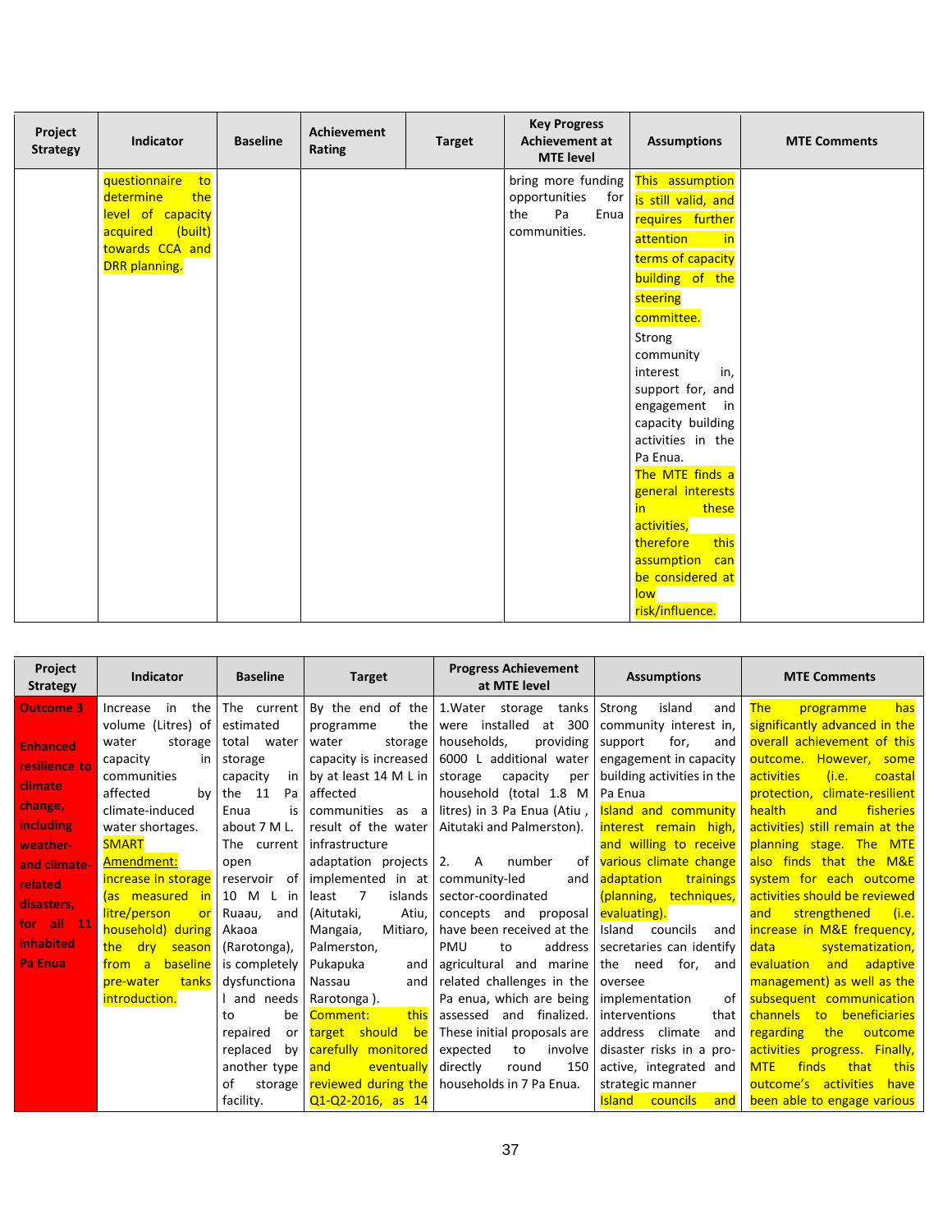| Project Strategy | Indicator | Baseline | Achievement Rating | Target | Key Progress Achievement at MTE level | Assumptions | MTE Comments |
|---|---|---|---|---|---|---|---|
| | questionnaire to determine the level of capacity acquired (built) towards CCA and DRR planning. | | | | bring more funding opportunities for the Pa Enua communities. | This assumption is still valid, and requires further attention in terms of capacity building of the steering committee. Strong community interest in, support for, and engagement in capacity building activities in the Pa Enua. The MTE finds a general interests in these activities, therefore this assumption can be considered at low risk/influence. | |

| Project Strategy | Indicator | Baseline | Target | Progress Achievement at MTE level | Assumptions | MTE Comments |
|---|---|---|---|---|---|---|
| **Outcome 3** **Enhanced resilience to climate change, including weather- and climate-related disasters, for all 11 inhabited Pa Enua** | Increase in the volume (Litres) of water storage capacity in communities affected by climate-induced water shortages. SMART Amendment: increase in storage (as measured in litre/person or household) during the dry season from a baseline pre-water tanks introduction. | The current estimated total water storage capacity in the 11 Pa Enua is about 7 M L. The current open reservoir of 10 M L in Ruaau, and Akaoa (Rarotonga), is completely dysfunctional and needs to be repaired or replaced by another type of storage facility. | By the end of the programme the water storage capacity is increased by at least 14 M L in affected communities as a result of the water infrastructure adaptation projects implemented in at least 7 islands (Aitutaki, Atiu, Mangaia, Mitiaro, Palmerston, Pukapuka and Nassau and Rarotonga ). Comment: this target should be carefully monitored and eventually reviewed during the Q1-Q2-2016, as 14 | 1.Water storage tanks were installed at 300 households, providing 6000 L additional water storage capacity per household (total 1.8 M litres) in 3 Pa Enua (Atiu , Aitutaki and Palmerston). 2. A number of community-led and sector-coordinated concepts and proposal have been received at the PMU to address agricultural and marine related challenges in the Pa enua, which are being assessed and finalized. These initial proposals are expected to involve directly round 150 households in 7 Pa Enua. | Strong island and community interest in, support for, and engagement in capacity building activities in the Pa Enua Island and community interest remain high, and willing to receive various climate change adaptation trainings (planning, techniques, evaluating). Island councils and secretaries can identify the need for, and oversee implementation of interventions that address climate and disaster risks in a pro-active, integrated and strategic manner Island councils and | The programme has significantly advanced in the overall achievement of this outcome. However, some activities (i.e. coastal protection, climate-resilient health and fisheries activities) still remain at the planning stage. The MTE also finds that the M&E system for each outcome activities should be reviewed and strengthened (i.e. increase in M&E frequency, data systematization, evaluation and adaptive management) as well as the subsequent communication channels to beneficiaries regarding the outcome activities progress. Finally, MTE finds that this outcome's activities have been able to engage various |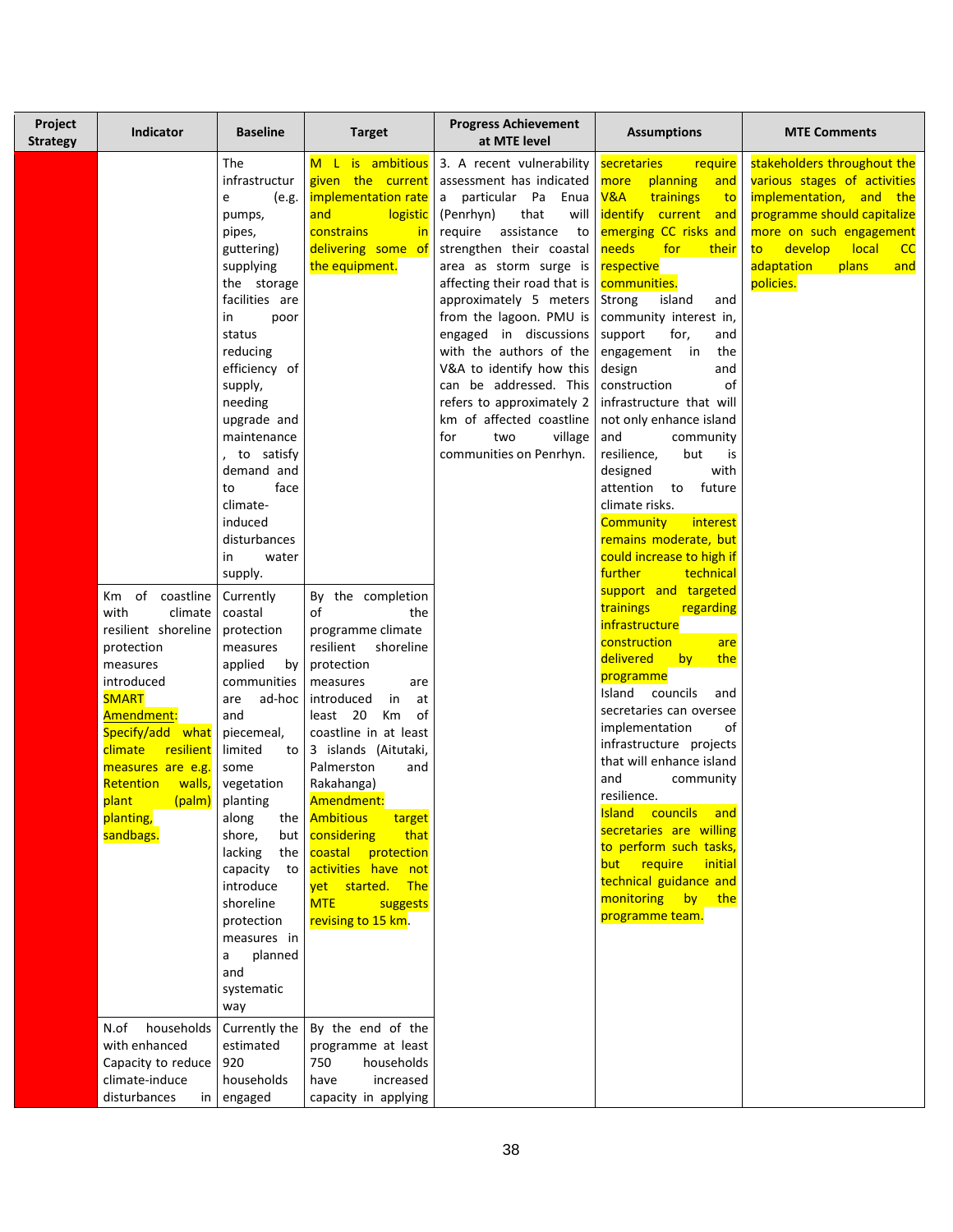| Project Strategy | Indicator | Baseline | Target | Progress Achievement at MTE level | Assumptions | MTE Comments |
|---|---|---|---|---|---|---|
| | | The infrastructure (e.g. pumps, pipes, guttering) supplying the storage facilities are in poor status reducing efficiency of supply, needing upgrade and maintenance, to satisfy demand and to face climate-induced disturbances in water supply. | M L is ambitious given the current implementation rate and logistic constrains in delivering some of the equipment. | 3. A recent vulnerability assessment has indicated a particular Pa Enua (Penrhyn) that will require assistance to strengthen their coastal area as storm surge is affecting their road that is approximately 5 meters from the lagoon. PMU is engaged in discussions with the authors of the V&A to identify how this can be addressed. This refers to approximately 2 km of affected coastline for two village communities on Penrhyn. | secretaries require more planning and V&A trainings to identify current and emerging CC risks and needs for their respective communities. Strong island and community interest in, support for, and engagement in the design and construction of infrastructure that will not only enhance island and community resilience, but is designed with attention to future climate risks. Community interest remains moderate, but could increase to high if further technical support and targeted trainings regarding infrastructure construction are delivered by the programme. Island councils and secretaries can oversee implementation of infrastructure projects that will enhance island and community resilience. Island councils and secretaries are willing to perform such tasks, but require initial technical guidance and monitoring by the programme team. | stakeholders throughout the various stages of activities implementation, and the programme should capitalize more on such engagement to develop local CC adaptation plans and policies. |
| | Km of coastline with climate resilient shoreline protection measures introduced SMART Amendment: Specify/add what climate resilient measures are e.g. Retention walls, plant (palm) planting, sandbags. | Currently coastal protection measures applied by communities are ad-hoc and piecemeal, limited to some vegetation planting along the shore, but lacking the capacity to introduce shoreline protection measures in a planned and systematic way | By the completion of the programme climate resilient shoreline protection measures are introduced in at least 20 Km of coastline in at least 3 islands (Aitutaki, Palmerston and Rakahanga) Amendment: Ambitious target considering that coastal protection activities have not yet started. The MTE suggests revising to 15 km. | | | |
| | N.of households with enhanced Capacity to reduce climate-induce disturbances in | Currently the estimated 920 households engaged | By the end of the programme at least 750 households have increased capacity in applying | | | |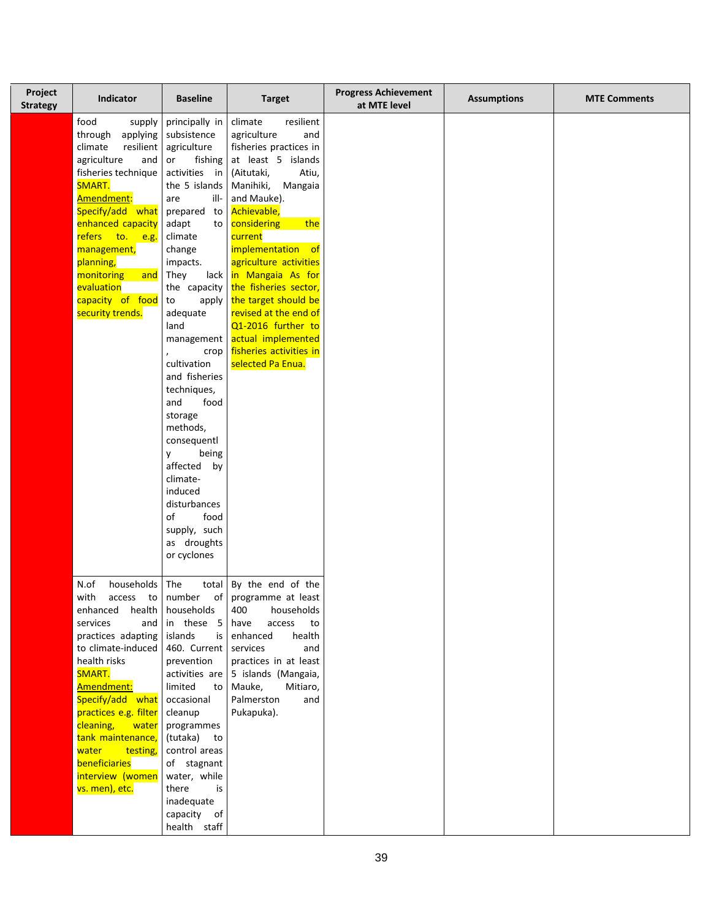| Project Strategy | Indicator | Baseline | Target | Progress Achievement at MTE level | Assumptions | MTE Comments |
|---|---|---|---|---|---|---|
| | food supply through applying climate resilient agriculture and fisheries technique SMART. Amendment: Specify/add what enhanced capacity refers to. e.g. management, planning, monitoring and evaluation capacity of food security trends. | principally in subsistence agriculture or fishing activities in the 5 islands are ill-prepared to adapt to climate change impacts. They lack the capacity to apply adequate land management, crop cultivation and fisheries techniques, and food storage methods, consequently being affected by climate-induced disturbances of food supply, such as droughts or cyclones | climate resilient agriculture and fisheries practices in at least 5 islands (Aitutaki, Atiu, Manihiki, Mangaia and Mauke). Achievable, considering the current implementation of agriculture activities in Mangaia As for the fisheries sector, the target should be revised at the end of Q1-2016 further to actual implemented fisheries activities in selected Pa Enua. | | | |
| | N.of households with access to enhanced health services and practices adapting to climate-induced health risks SMART. Amendment: Specify/add what practices e.g. filter cleaning, water tank maintenance, water testing, beneficiaries interview (women vs. men), etc. | The total number of households in these 5 islands is 460. Current prevention activities are limited to occasional cleanup programmes (tutaka) to control areas of stagnant water, while there is inadequate capacity of health staff | By the end of the programme at least 400 households have access to enhanced health services and practices in at least 5 islands (Mangaia, Mauke, Mitiaro, Palmerston and Pukapuka). | | | |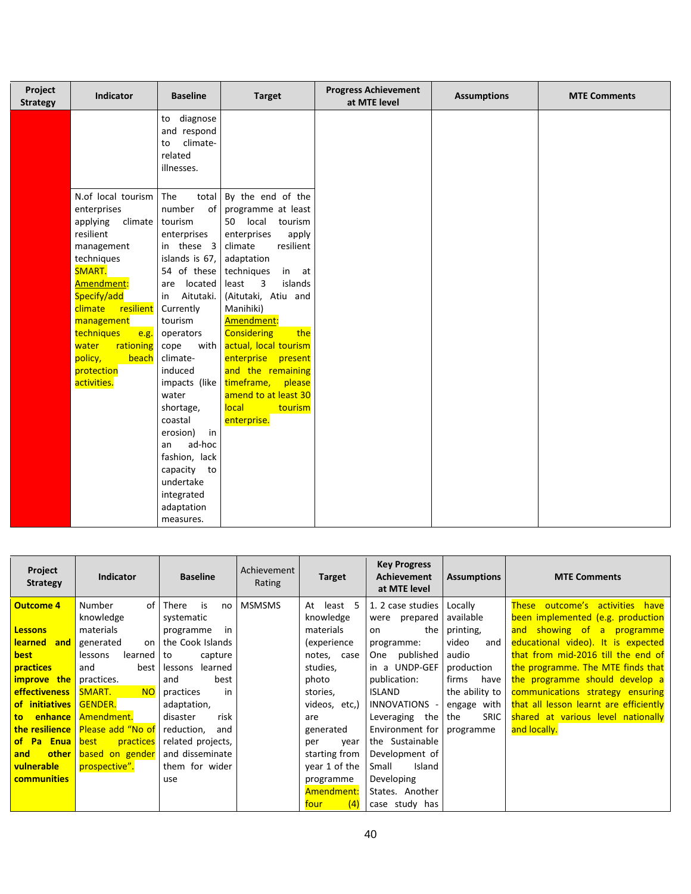| Project Strategy | Indicator | Baseline | Target | Progress Achievement at MTE level | Assumptions | MTE Comments |
|---|---|---|---|---|---|---|
| | | to diagnose and respond to climate-related illnesses. | | | | |
| | N.of local tourism enterprises applying climate resilient management techniques SMART. Amendment: Specify/add climate resilient management techniques e.g. water rationing policy, beach protection activities. | The total number of tourism enterprises in these 3 islands is 67, 54 of these are located in Aitutaki. Currently tourism operators cope with climate-induced impacts (like water shortage, coastal erosion) in an ad-hoc fashion, lack capacity to undertake integrated adaptation measures. | By the end of the programme at least 50 local tourism enterprises apply climate resilient adaptation techniques in at least 3 islands (Aitutaki, Atiu and Manihiki) Amendment: Considering the actual, local tourism enterprise present and the remaining timeframe, please amend to at least 30 local tourism enterprise. | | | |

| Project Strategy | Indicator | Baseline | Achievement Rating | Target | Key Progress Achievement at MTE level | Assumptions | MTE Comments |
|---|---|---|---|---|---|---|---|
| **Outcome 4** **Lessons learned and best practices improve the effectiveness of initiatives to enhance the resilience of Pa Enua and other vulnerable communities** | Number of knowledge materials generated on lessons learned and best practices. SMART. NO GENDER. Amendment. Please add "No of best practices based on gender prospective". | There is no systematic programme in the Cook Islands to capture lessons learned and best practices in adaptation, disaster risk reduction, and related projects, and disseminate them for wider use | MSMSMS | At least 5 knowledge materials (experience notes, case studies, photo stories, videos, etc,) are generated per year starting from year 1 of the programme Amendment: four (4) | 1. 2 case studies were prepared on the programme: One published in a UNDP-GEF publication: ISLAND INNOVATIONS - Leveraging the Environment for the Sustainable Development of Small Island Developing States. Another case study has | Locally available printing, video and audio production firms have the ability to engage with the SRIC programme | These outcome's activities have been implemented (e.g. production and showing of a programme educational video). It is expected that from mid-2016 till the end of the programme. The MTE finds that the programme should develop a communications strategy ensuring that all lesson learnt are efficiently shared at various level nationally and locally. |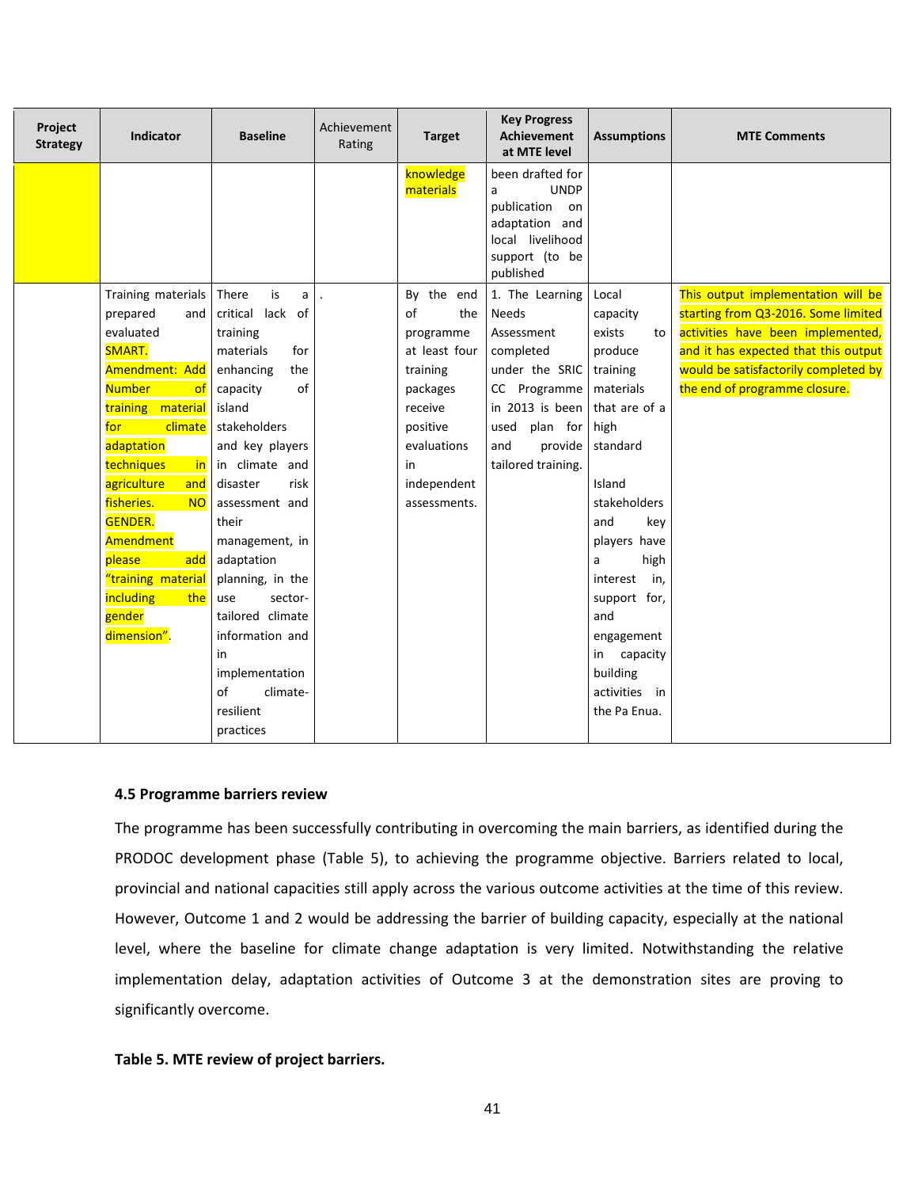| Project Strategy | Indicator | Baseline | Achievement Rating | Target | Key Progress Achievement at MTE level | Assumptions | MTE Comments |
|---|---|---|---|---|---|---|---|
| | | | | knowledge materials | been drafted for a UNDP publication on adaptation and local livelihood support (to be published | | |
| | Training materials prepared and evaluated SMART. Amendment: Add Number of training material for climate adaptation techniques in agriculture and fisheries. NO GENDER. Amendment please add "training material including the gender dimension". | There is a critical lack of training materials for enhancing the capacity of island stakeholders and key players in climate and disaster risk assessment and their management, in adaptation planning, in the use sector-tailored climate information and in implementation of climate-resilient practices | . | By the end of the programme at least four training packages receive positive evaluations in independent assessments. | 1. The Learning Needs Assessment completed under the SRIC CC Programme in 2013 is been used plan for and provide tailored training. | Local capacity exists to produce training materials that are of a high standard<br><br>Island stakeholders and key players have a high interest in, support for, and engagement in capacity building activities in the Pa Enua. | This output implementation will be starting from Q3-2016. Some limited activities have been implemented, and it has expected that this output would be satisfactorily completed by the end of programme closure. |

### 4.5 Programme barriers review

The programme has been successfully contributing in overcoming the main barriers, as identified during the PRODOC development phase (Table 5), to achieving the programme objective. Barriers related to local, provincial and national capacities still apply across the various outcome activities at the time of this review. However, Outcome 1 and 2 would be addressing the barrier of building capacity, especially at the national level, where the baseline for climate change adaptation is very limited. Notwithstanding the relative implementation delay, adaptation activities of Outcome 3 at the demonstration sites are proving to significantly overcome.

**Table 5. MTE review of project barriers.**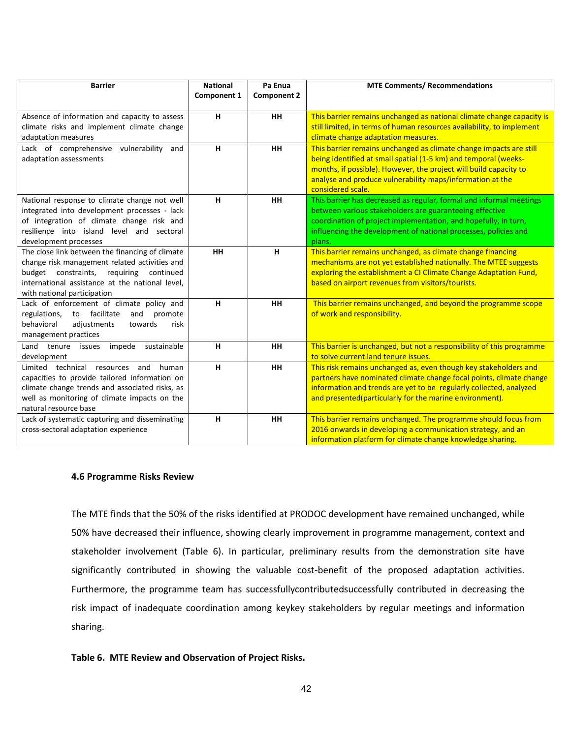| Barrier | National Component 1 | Pa Enua Component 2 | MTE Comments/ Recommendations |
|---|---|---|---|
| Absence of information and capacity to assess climate risks and implement climate change adaptation measures | H | HH | This barrier remains unchanged as national climate change capacity is still limited, in terms of human resources availability, to implement climate change adaptation measures. |
| Lack of comprehensive vulnerability and adaptation assessments | H | HH | This barrier remains unchanged as climate change impacts are still being identified at small spatial (1-5 km) and temporal (weeks-months, if possible). However, the project will build capacity to analyse and produce vulnerability maps/information at the considered scale. |
| National response to climate change not well integrated into development processes - lack of integration of climate change risk and resilience into island level and sectoral development processes | H | HH | This barrier has decreased as regular, formal and informal meetings between various stakeholders are guaranteeing effective coordination of project implementation, and hopefully, in turn, influencing the development of national processes, policies and plans. |
| The close link between the financing of climate change risk management related activities and budget constraints, requiring continued international assistance at the national level, with national participation | HH | H | This barrier remains unchanged, as climate change financing mechanisms are not yet established nationally. The MTEE suggests exploring the establishment a CI Climate Change Adaptation Fund, based on airport revenues from visitors/tourists. |
| Lack of enforcement of climate policy and regulations, to facilitate and promote behavioral adjustments towards risk management practices | H | HH | This barrier remains unchanged, and beyond the programme scope of work and responsibility. |
| Land tenure issues impede sustainable development | H | HH | This barrier is unchanged, but not a responsibility of this programme to solve current land tenure issues. |
| Limited technical resources and human capacities to provide tailored information on climate change trends and associated risks, as well as monitoring of climate impacts on the natural resource base | H | HH | This risk remains unchanged as, even though key stakeholders and partners have nominated climate change focal points, climate change information and trends are yet to be regularly collected, analyzed and presented(particularly for the marine environment). |
| Lack of systematic capturing and disseminating cross-sectoral adaptation experience | H | HH | This barrier remains unchanged. The programme should focus from 2016 onwards in developing a communication strategy, and an information platform for climate change knowledge sharing. |

### 4.6 Programme Risks Review

The MTE finds that the 50% of the risks identified at PRODOC development have remained unchanged, while 50% have decreased their influence, showing clearly improvement in programme management, context and stakeholder involvement (Table 6). In particular, preliminary results from the demonstration site have significantly contributed in showing the valuable cost-benefit of the proposed adaptation activities. Furthermore, the programme team has successfullycontributedsuccessfully contributed in decreasing the risk impact of inadequate coordination among keykey stakeholders by regular meetings and information sharing.

**Table 6. MTE Review and Observation of Project Risks.**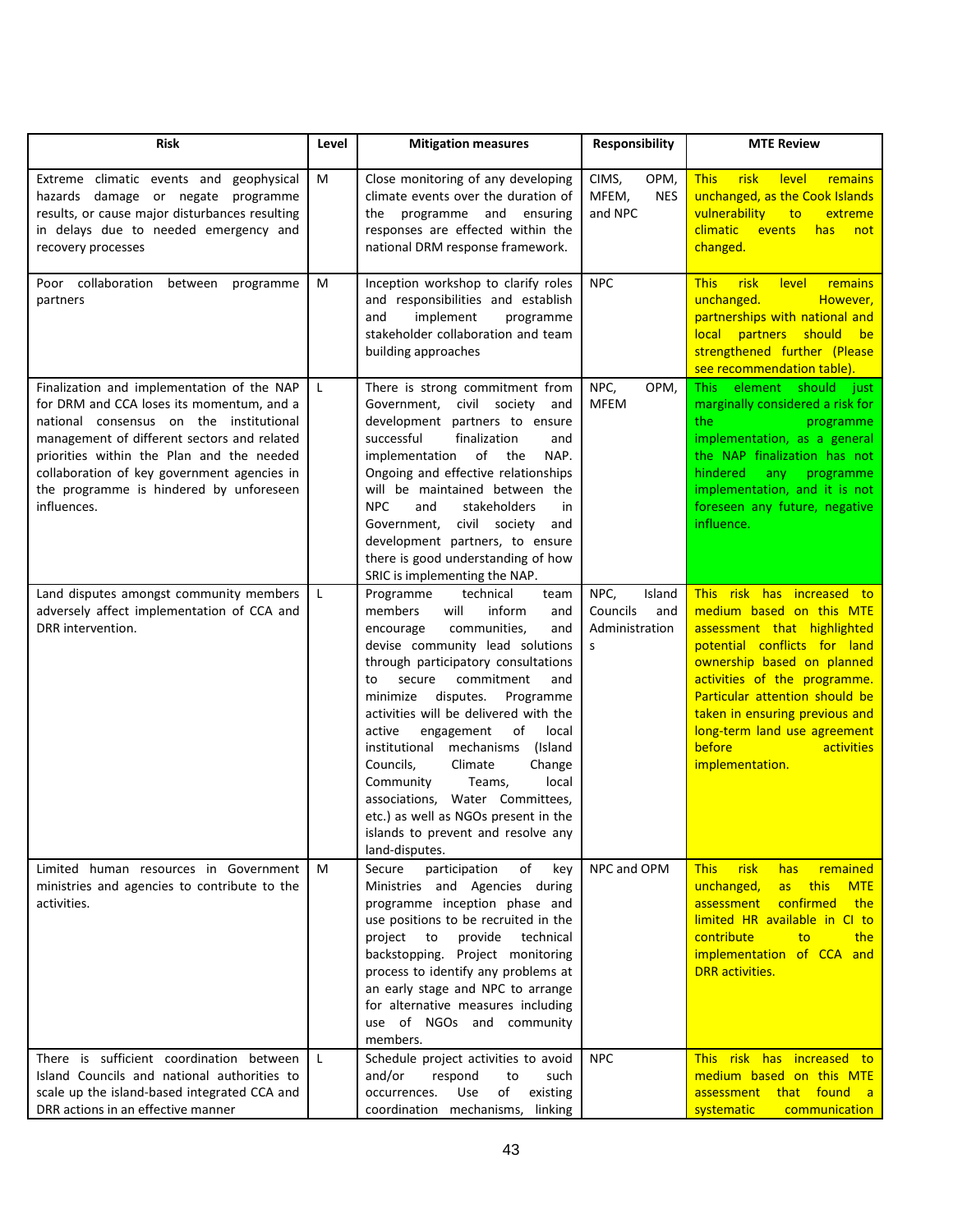| Risk | Level | Mitigation measures | Responsibility | MTE Review |
|---|---|---|---|---|
| Extreme climatic events and geophysical hazards damage or negate programme results, or cause major disturbances resulting in delays due to needed emergency and recovery processes | M | Close monitoring of any developing climate events over the duration of the programme and ensuring responses are effected within the national DRM response framework. | CIMS, OPM, MFEM, NES and NPC | This risk level remains unchanged, as the Cook Islands vulnerability to extreme climatic events has not changed. |
| Poor collaboration between programme partners | M | Inception workshop to clarify roles and responsibilities and establish and implement programme stakeholder collaboration and team building approaches | NPC | This risk level remains unchanged. However, partnerships with national and local partners should be strengthened further (Please see recommendation table). |
| Finalization and implementation of the NAP for DRM and CCA loses its momentum, and a national consensus on the institutional management of different sectors and related priorities within the Plan and the needed collaboration of key government agencies in the programme is hindered by unforeseen influences. | L | There is strong commitment from Government, civil society and development partners to ensure successful finalization and implementation of the NAP. Ongoing and effective relationships will be maintained between the NPC and stakeholders in Government, civil society and development partners, to ensure there is good understanding of how SRIC is implementing the NAP. | NPC, OPM, MFEM | This element should just marginally considered a risk for the programme implementation, as a general the NAP finalization has not hindered any programme implementation, and it is not foreseen any future, negative influence. |
| Land disputes amongst community members adversely affect implementation of CCA and DRR intervention. | L | Programme technical team members will inform and encourage communities, and devise community lead solutions through participatory consultations to secure commitment and minimize disputes. Programme activities will be delivered with the active engagement of local institutional mechanisms (Island Councils, Climate Change Community Teams, local associations, Water Committees, etc.) as well as NGOs present in the islands to prevent and resolve any land-disputes. | NPC, Island Councils and Administrations | This risk has increased to medium based on this MTE assessment that highlighted potential conflicts for land ownership based on planned activities of the programme. Particular attention should be taken in ensuring previous and long-term land use agreement before activities implementation. |
| Limited human resources in Government ministries and agencies to contribute to the activities. | M | Secure participation of key Ministries and Agencies during programme inception phase and use positions to be recruited in the project to provide technical backstopping. Project monitoring process to identify any problems at an early stage and NPC to arrange for alternative measures including use of NGOs and community members. | NPC and OPM | This risk has remained unchanged, as this MTE assessment confirmed the limited HR available in CI to contribute to the implementation of CCA and DRR activities. |
| There is sufficient coordination between Island Councils and national authorities to scale up the island-based integrated CCA and DRR actions in an effective manner | L | Schedule project activities to avoid and/or respond to such occurrences. Use of existing coordination mechanisms, linking | NPC | This risk has increased to medium based on this MTE assessment that found a systematic communication |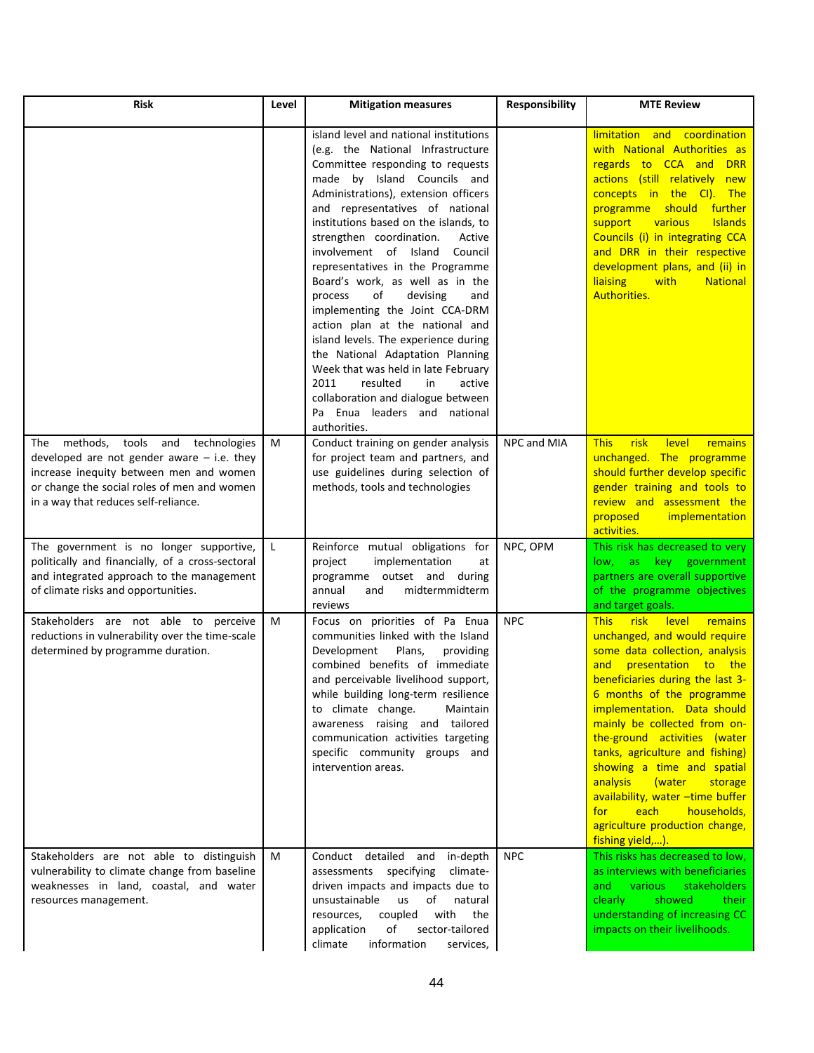| Risk | Level | Mitigation measures | Responsibility | MTE Review |
| --- | --- | --- | --- | --- |
| | | island level and national institutions (e.g. the National Infrastructure Committee responding to requests made by Island Councils and Administrations), extension officers and representatives of national institutions based on the islands, to strengthen coordination. Active involvement of Island Council representatives in the Programme Board's work, as well as in the process of devising and implementing the Joint CCA-DRM action plan at the national and island levels. The experience during the National Adaptation Planning Week that was held in late February 2011 resulted in active collaboration and dialogue between Pa Enua leaders and national authorities. | | limitation and coordination with National Authorities as regards to CCA and DRR actions (still relatively new concepts in the CI). The programme should further support various Islands Councils (i) in integrating CCA and DRR in their respective development plans, and (ii) in liaising with National Authorities. |
| The methods, tools and technologies developed are not gender aware – i.e. they increase inequity between men and women or change the social roles of men and women in a way that reduces self-reliance. | M | Conduct training on gender analysis for project team and partners, and use guidelines during selection of methods, tools and technologies | NPC and MIA | This risk level remains unchanged. The programme should further develop specific gender training and tools to review and assessment the proposed implementation activities. |
| The government is no longer supportive, politically and financially, of a cross-sectoral and integrated approach to the management of climate risks and opportunities. | L | Reinforce mutual obligations for project implementation at programme outset and during annual and midtermmidterm reviews | NPC, OPM | This risk has decreased to very low, as key government partners are overall supportive of the programme objectives and target goals. |
| Stakeholders are not able to perceive reductions in vulnerability over the time-scale determined by programme duration. | M | Focus on priorities of Pa Enua communities linked with the Island Development Plans, providing combined benefits of immediate and perceivable livelihood support, while building long-term resilience to climate change. Maintain awareness raising and tailored communication activities targeting specific community groups and intervention areas. | NPC | This risk level remains unchanged, and would require some data collection, analysis and presentation to the beneficiaries during the last 3-6 months of the programme implementation. Data should mainly be collected from on-the-ground activities (water tanks, agriculture and fishing) showing a time and spatial analysis (water storage availability, water –time buffer for each households, agriculture production change, fishing yield,…). |
| Stakeholders are not able to distinguish vulnerability to climate change from baseline weaknesses in land, coastal, and water resources management. | M | Conduct detailed and in-depth assessments specifying climate-driven impacts and impacts due to unsustainable us of natural resources, coupled with the application of sector-tailored climate information services, | NPC | This risks has decreased to low, as interviews with beneficiaries and various stakeholders clearly showed their understanding of increasing CC impacts on their livelihoods. |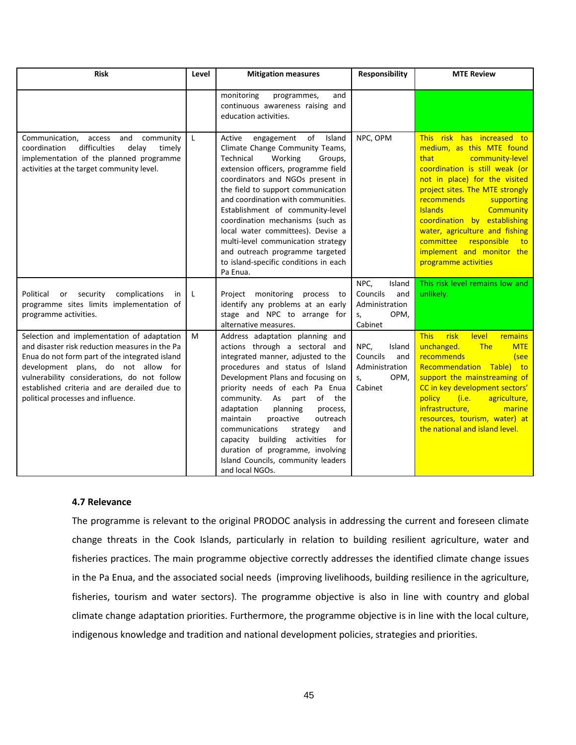| Risk | Level | Mitigation measures | Responsibility | MTE Review |
|---|---|---|---|---|
| | | monitoring programmes, and continuous awareness raising and education activities. | | |
| Communication, access and community coordination difficulties delay timely implementation of the planned programme activities at the target community level. | L | Active engagement of Island Climate Change Community Teams, Technical Working Groups, extension officers, programme field coordinators and NGOs present in the field to support communication and coordination with communities. Establishment of community-level coordination mechanisms (such as local water committees). Devise a multi-level communication strategy and outreach programme targeted to island-specific conditions in each Pa Enua. | NPC, OPM | This risk has increased to medium, as this MTE found that community-level coordination is still weak (or not in place) for the visited project sites. The MTE strongly recommends supporting Islands Community coordination by establishing water, agriculture and fishing committee responsible to implement and monitor the programme activities |
| Political or security complications in programme sites limits implementation of programme activities. | L | Project monitoring process to identify any problems at an early stage and NPC to arrange for alternative measures. | NPC, Island Councils and Administrations, OPM, Cabinet | This risk level remains low and unlikely. |
| Selection and implementation of adaptation and disaster risk reduction measures in the Pa Enua do not form part of the integrated island development plans, do not allow for vulnerability considerations, do not follow established criteria and are derailed due to political processes and influence. | M | Address adaptation planning and actions through a sectoral and integrated manner, adjusted to the procedures and status of Island Development Plans and focusing on priority needs of each Pa Enua community. As part of the adaptation planning process, maintain proactive outreach communications strategy and capacity building activities for duration of programme, involving Island Councils, community leaders and local NGOs. | NPC, Island Councils and Administrations, OPM, Cabinet | This risk level remains unchanged. The MTE recommends (see Recommendation Table) to support the mainstreaming of CC in key development sectors' policy (i.e. agriculture, infrastructure, marine resources, tourism, water) at the national and island level. |

### 4.7 Relevance

The programme is relevant to the original PRODOC analysis in addressing the current and foreseen climate change threats in the Cook Islands, particularly in relation to building resilient agriculture, water and fisheries practices. The main programme objective correctly addresses the identified climate change issues in the Pa Enua, and the associated social needs (improving livelihoods, building resilience in the agriculture, fisheries, tourism and water sectors). The programme objective is also in line with country and global climate change adaptation priorities. Furthermore, the programme objective is in line with the local culture, indigenous knowledge and tradition and national development policies, strategies and priorities.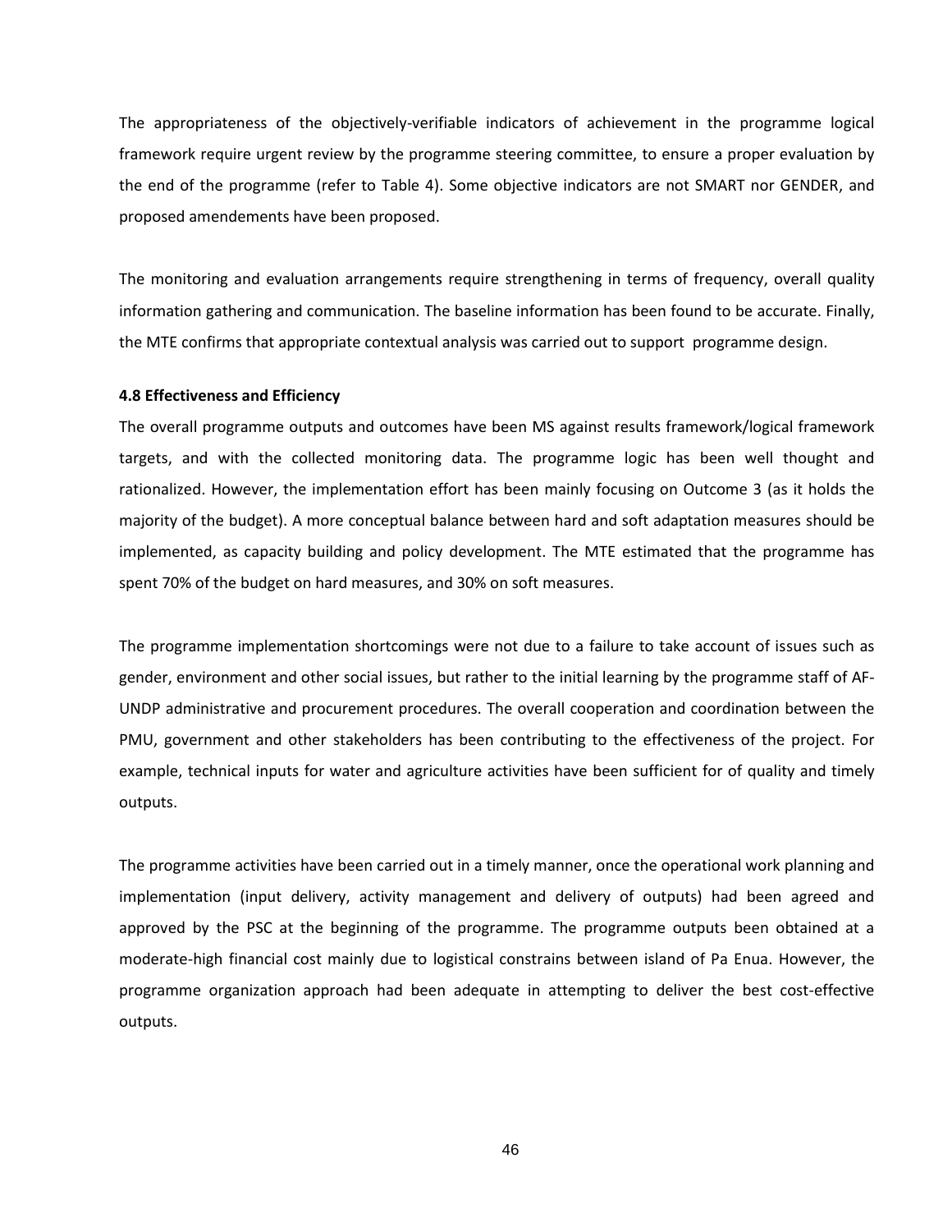The appropriateness of the objectively-verifiable indicators of achievement in the programme logical framework require urgent review by the programme steering committee, to ensure a proper evaluation by the end of the programme (refer to Table 4). Some objective indicators are not SMART nor GENDER, and proposed amendements have been proposed.

The monitoring and evaluation arrangements require strengthening in terms of frequency, overall quality information gathering and communication. The baseline information has been found to be accurate. Finally, the MTE confirms that appropriate contextual analysis was carried out to support programme design.

#### 4.8 Effectiveness and Efficiency

The overall programme outputs and outcomes have been MS against results framework/logical framework targets, and with the collected monitoring data. The programme logic has been well thought and rationalized. However, the implementation effort has been mainly focusing on Outcome 3 (as it holds the majority of the budget). A more conceptual balance between hard and soft adaptation measures should be implemented, as capacity building and policy development. The MTE estimated that the programme has spent 70% of the budget on hard measures, and 30% on soft measures.

The programme implementation shortcomings were not due to a failure to take account of issues such as gender, environment and other social issues, but rather to the initial learning by the programme staff of AF-UNDP administrative and procurement procedures. The overall cooperation and coordination between the PMU, government and other stakeholders has been contributing to the effectiveness of the project. For example, technical inputs for water and agriculture activities have been sufficient for of quality and timely outputs.

The programme activities have been carried out in a timely manner, once the operational work planning and implementation (input delivery, activity management and delivery of outputs) had been agreed and approved by the PSC at the beginning of the programme. The programme outputs been obtained at a moderate-high financial cost mainly due to logistical constrains between island of Pa Enua. However, the programme organization approach had been adequate in attempting to deliver the best cost-effective outputs.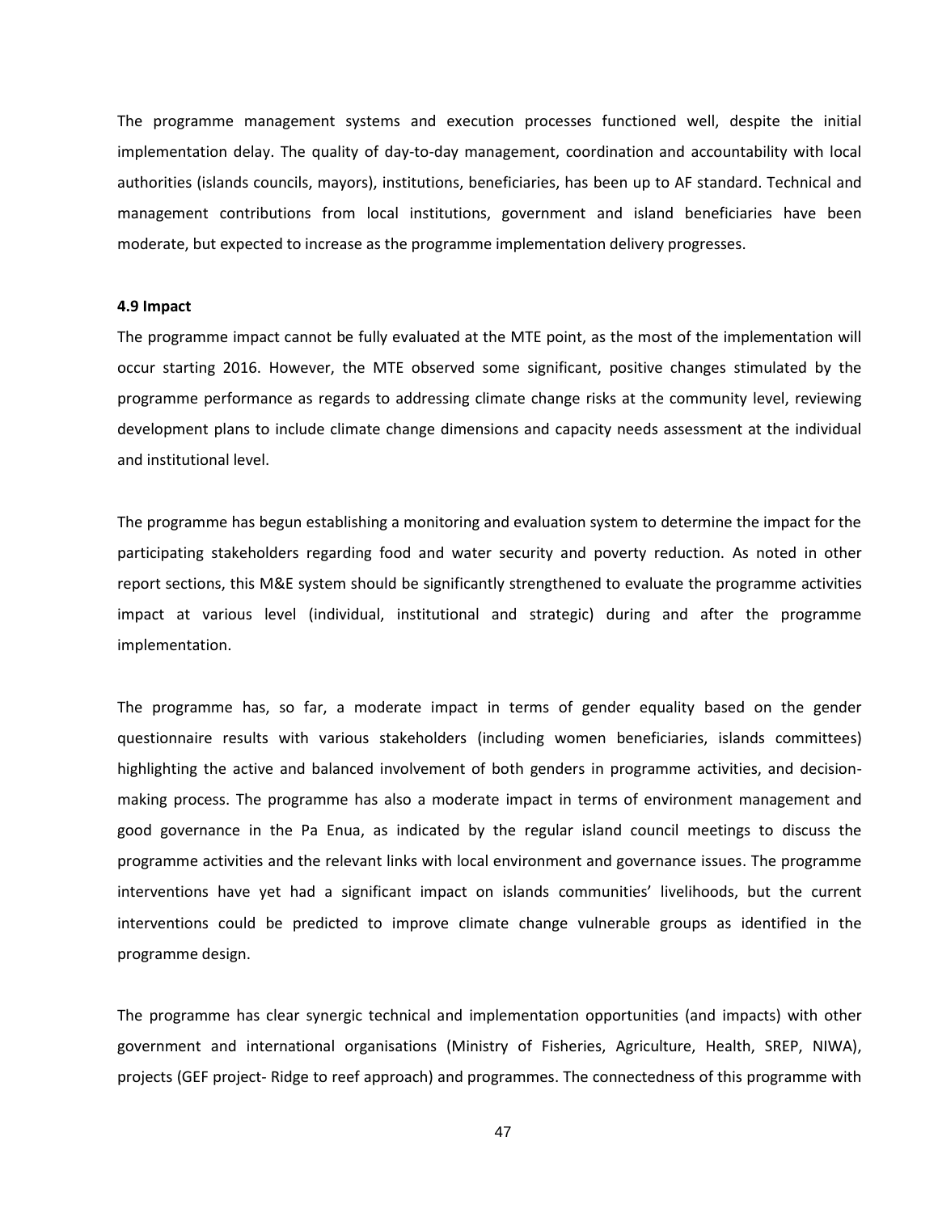The programme management systems and execution processes functioned well, despite the initial implementation delay. The quality of day-to-day management, coordination and accountability with local authorities (islands councils, mayors), institutions, beneficiaries, has been up to AF standard. Technical and management contributions from local institutions, government and island beneficiaries have been moderate, but expected to increase as the programme implementation delivery progresses.

**4.9 Impact**

The programme impact cannot be fully evaluated at the MTE point, as the most of the implementation will occur starting 2016. However, the MTE observed some significant, positive changes stimulated by the programme performance as regards to addressing climate change risks at the community level, reviewing development plans to include climate change dimensions and capacity needs assessment at the individual and institutional level.

The programme has begun establishing a monitoring and evaluation system to determine the impact for the participating stakeholders regarding food and water security and poverty reduction. As noted in other report sections, this M&E system should be significantly strengthened to evaluate the programme activities impact at various level (individual, institutional and strategic) during and after the programme implementation.

The programme has, so far, a moderate impact in terms of gender equality based on the gender questionnaire results with various stakeholders (including women beneficiaries, islands committees) highlighting the active and balanced involvement of both genders in programme activities, and decision-making process. The programme has also a moderate impact in terms of environment management and good governance in the Pa Enua, as indicated by the regular island council meetings to discuss the programme activities and the relevant links with local environment and governance issues. The programme interventions have yet had a significant impact on islands communities' livelihoods, but the current interventions could be predicted to improve climate change vulnerable groups as identified in the programme design.

The programme has clear synergic technical and implementation opportunities (and impacts) with other government and international organisations (Ministry of Fisheries, Agriculture, Health, SREP, NIWA), projects (GEF project- Ridge to reef approach) and programmes. The connectedness of this programme with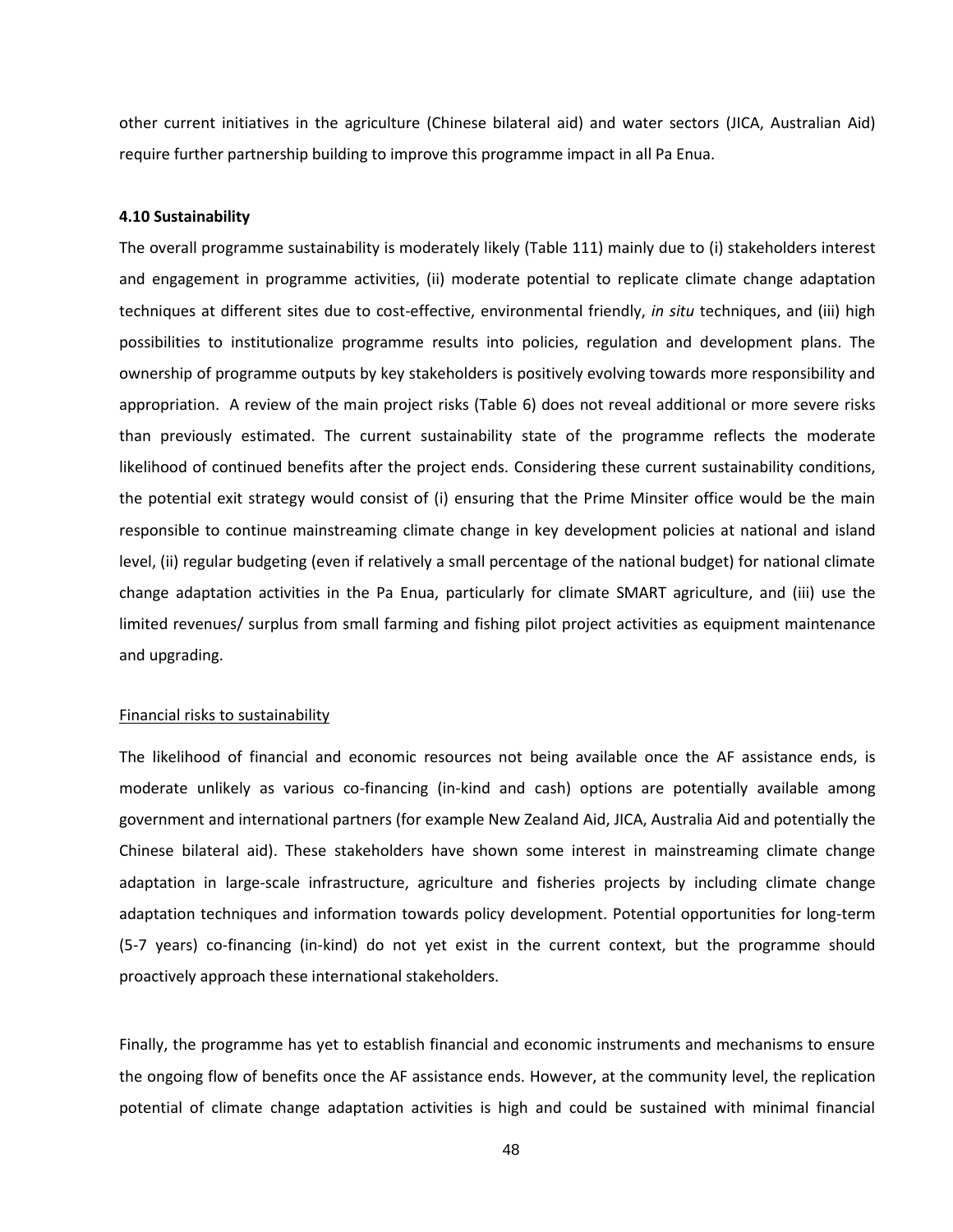other current initiatives in the agriculture (Chinese bilateral aid) and water sectors (JICA, Australian Aid) require further partnership building to improve this programme impact in all Pa Enua.

**4.10 Sustainability**

The overall programme sustainability is moderately likely (Table 111) mainly due to (i) stakeholders interest and engagement in programme activities, (ii) moderate potential to replicate climate change adaptation techniques at different sites due to cost-effective, environmental friendly, *in situ* techniques, and (iii) high possibilities to institutionalize programme results into policies, regulation and development plans. The ownership of programme outputs by key stakeholders is positively evolving towards more responsibility and appropriation. A review of the main project risks (Table 6) does not reveal additional or more severe risks than previously estimated. The current sustainability state of the programme reflects the moderate likelihood of continued benefits after the project ends. Considering these current sustainability conditions, the potential exit strategy would consist of (i) ensuring that the Prime Minsiter office would be the main responsible to continue mainstreaming climate change in key development policies at national and island level, (ii) regular budgeting (even if relatively a small percentage of the national budget) for national climate change adaptation activities in the Pa Enua, particularly for climate SMART agriculture, and (iii) use the limited revenues/ surplus from small farming and fishing pilot project activities as equipment maintenance and upgrading.

<u>Financial risks to sustainability</u>

The likelihood of financial and economic resources not being available once the AF assistance ends, is moderate unlikely as various co-financing (in-kind and cash) options are potentially available among government and international partners (for example New Zealand Aid, JICA, Australia Aid and potentially the Chinese bilateral aid). These stakeholders have shown some interest in mainstreaming climate change adaptation in large-scale infrastructure, agriculture and fisheries projects by including climate change adaptation techniques and information towards policy development. Potential opportunities for long-term (5-7 years) co-financing (in-kind) do not yet exist in the current context, but the programme should proactively approach these international stakeholders.

Finally, the programme has yet to establish financial and economic instruments and mechanisms to ensure the ongoing flow of benefits once the AF assistance ends. However, at the community level, the replication potential of climate change adaptation activities is high and could be sustained with minimal financial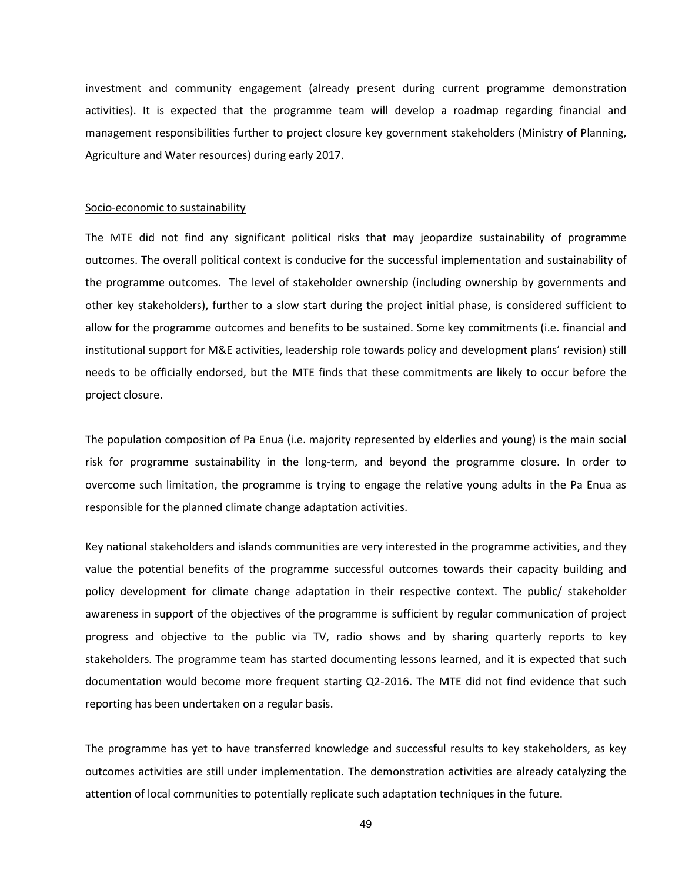investment and community engagement (already present during current programme demonstration activities). It is expected that the programme team will develop a roadmap regarding financial and management responsibilities further to project closure key government stakeholders (Ministry of Planning, Agriculture and Water resources) during early 2017.

<u>Socio-economic to sustainability</u>

The MTE did not find any significant political risks that may jeopardize sustainability of programme outcomes. The overall political context is conducive for the successful implementation and sustainability of the programme outcomes. The level of stakeholder ownership (including ownership by governments and other key stakeholders), further to a slow start during the project initial phase, is considered sufficient to allow for the programme outcomes and benefits to be sustained. Some key commitments (i.e. financial and institutional support for M&E activities, leadership role towards policy and development plans' revision) still needs to be officially endorsed, but the MTE finds that these commitments are likely to occur before the project closure.

The population composition of Pa Enua (i.e. majority represented by elderlies and young) is the main social risk for programme sustainability in the long-term, and beyond the programme closure. In order to overcome such limitation, the programme is trying to engage the relative young adults in the Pa Enua as responsible for the planned climate change adaptation activities.

Key national stakeholders and islands communities are very interested in the programme activities, and they value the potential benefits of the programme successful outcomes towards their capacity building and policy development for climate change adaptation in their respective context. The public/ stakeholder awareness in support of the objectives of the programme is sufficient by regular communication of project progress and objective to the public via TV, radio shows and by sharing quarterly reports to key stakeholders. The programme team has started documenting lessons learned, and it is expected that such documentation would become more frequent starting Q2-2016. The MTE did not find evidence that such reporting has been undertaken on a regular basis.

The programme has yet to have transferred knowledge and successful results to key stakeholders, as key outcomes activities are still under implementation. The demonstration activities are already catalyzing the attention of local communities to potentially replicate such adaptation techniques in the future.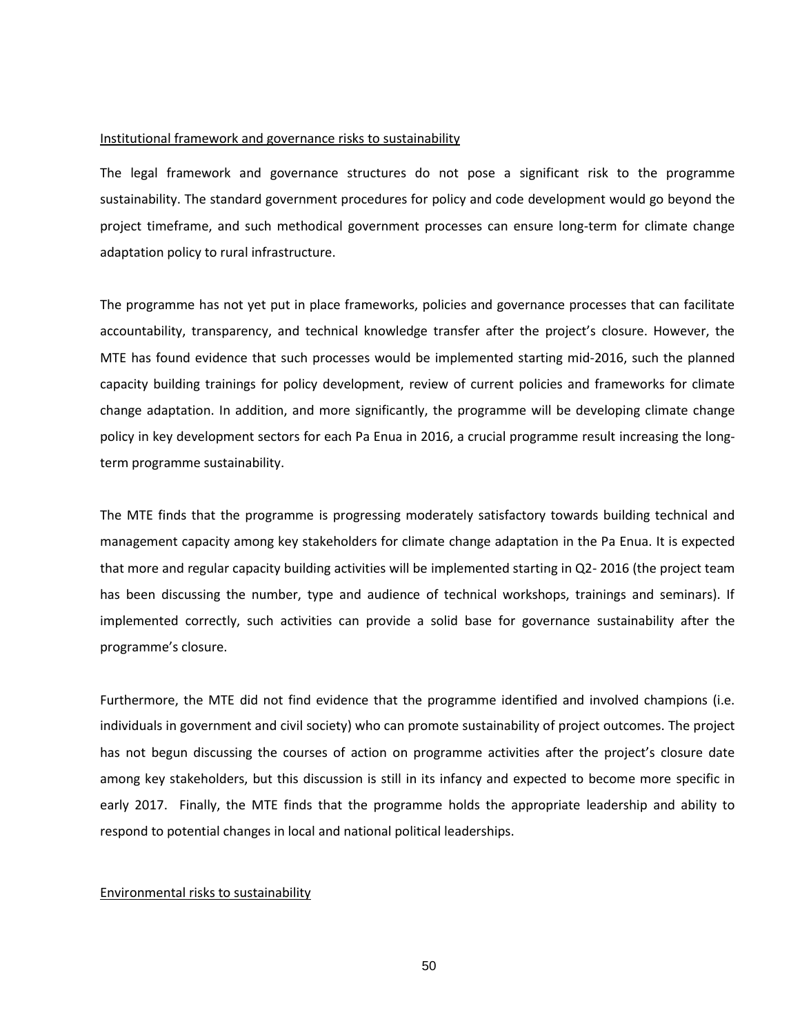Institutional framework and governance risks to sustainability

The legal framework and governance structures do not pose a significant risk to the programme sustainability. The standard government procedures for policy and code development would go beyond the project timeframe, and such methodical government processes can ensure long-term for climate change adaptation policy to rural infrastructure.

The programme has not yet put in place frameworks, policies and governance processes that can facilitate accountability, transparency, and technical knowledge transfer after the project's closure. However, the MTE has found evidence that such processes would be implemented starting mid-2016, such the planned capacity building trainings for policy development, review of current policies and frameworks for climate change adaptation. In addition, and more significantly, the programme will be developing climate change policy in key development sectors for each Pa Enua in 2016, a crucial programme result increasing the long-term programme sustainability.

The MTE finds that the programme is progressing moderately satisfactory towards building technical and management capacity among key stakeholders for climate change adaptation in the Pa Enua. It is expected that more and regular capacity building activities will be implemented starting in Q2- 2016 (the project team has been discussing the number, type and audience of technical workshops, trainings and seminars). If implemented correctly, such activities can provide a solid base for governance sustainability after the programme's closure.

Furthermore, the MTE did not find evidence that the programme identified and involved champions (i.e. individuals in government and civil society) who can promote sustainability of project outcomes. The project has not begun discussing the courses of action on programme activities after the project's closure date among key stakeholders, but this discussion is still in its infancy and expected to become more specific in early 2017. Finally, the MTE finds that the programme holds the appropriate leadership and ability to respond to potential changes in local and national political leaderships.

Environmental risks to sustainability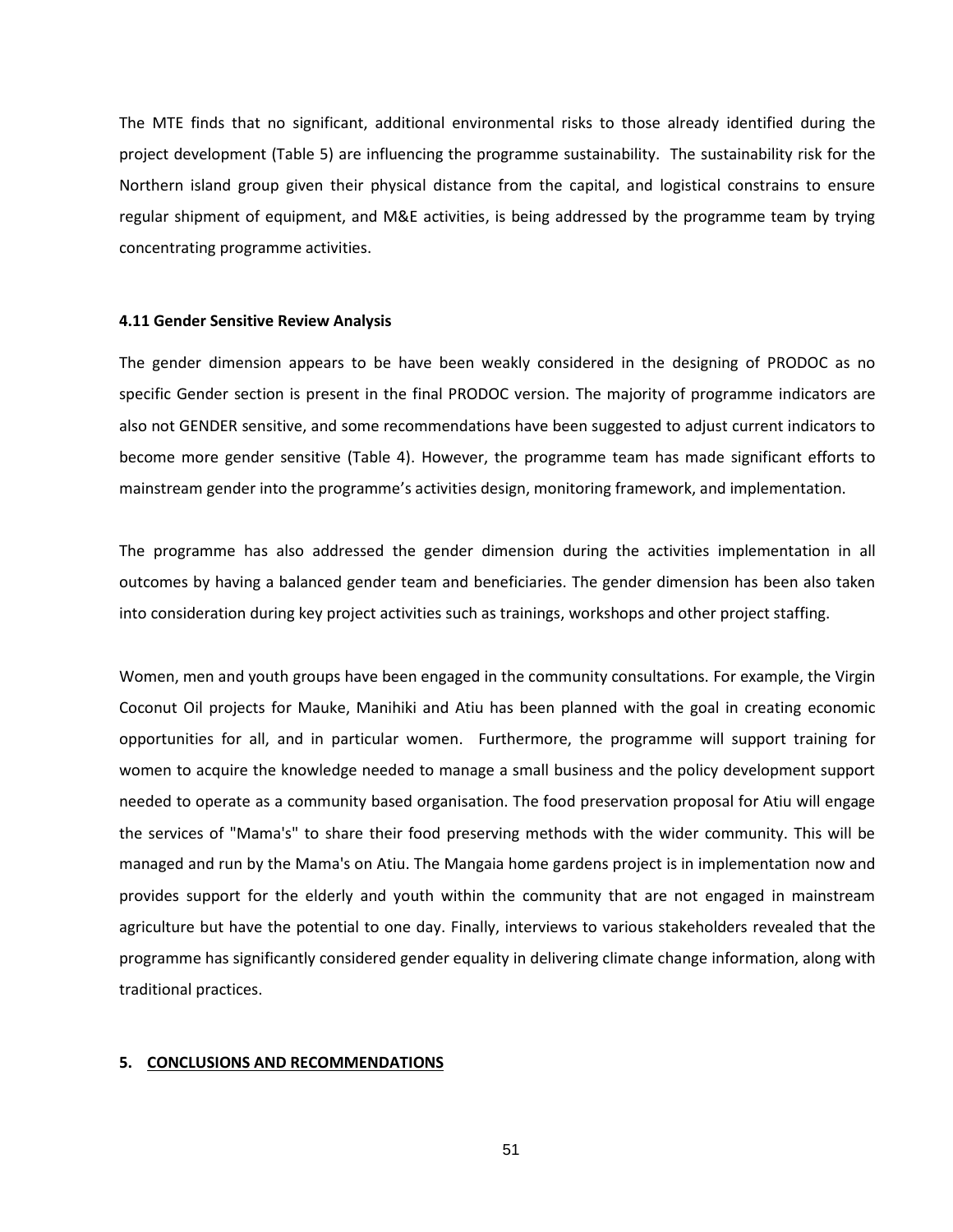The MTE finds that no significant, additional environmental risks to those already identified during the project development (Table 5) are influencing the programme sustainability. The sustainability risk for the Northern island group given their physical distance from the capital, and logistical constrains to ensure regular shipment of equipment, and M&E activities, is being addressed by the programme team by trying concentrating programme activities.

#### 4.11 Gender Sensitive Review Analysis

The gender dimension appears to be have been weakly considered in the designing of PRODOC as no specific Gender section is present in the final PRODOC version. The majority of programme indicators are also not GENDER sensitive, and some recommendations have been suggested to adjust current indicators to become more gender sensitive (Table 4). However, the programme team has made significant efforts to mainstream gender into the programme's activities design, monitoring framework, and implementation.

The programme has also addressed the gender dimension during the activities implementation in all outcomes by having a balanced gender team and beneficiaries. The gender dimension has been also taken into consideration during key project activities such as trainings, workshops and other project staffing.

Women, men and youth groups have been engaged in the community consultations. For example, the Virgin Coconut Oil projects for Mauke, Manihiki and Atiu has been planned with the goal in creating economic opportunities for all, and in particular women. Furthermore, the programme will support training for women to acquire the knowledge needed to manage a small business and the policy development support needed to operate as a community based organisation. The food preservation proposal for Atiu will engage the services of "Mama's" to share their food preserving methods with the wider community. This will be managed and run by the Mama's on Atiu. The Mangaia home gardens project is in implementation now and provides support for the elderly and youth within the community that are not engaged in mainstream agriculture but have the potential to one day. Finally, interviews to various stakeholders revealed that the programme has significantly considered gender equality in delivering climate change information, along with traditional practices.

## 5. CONCLUSIONS AND RECOMMENDATIONS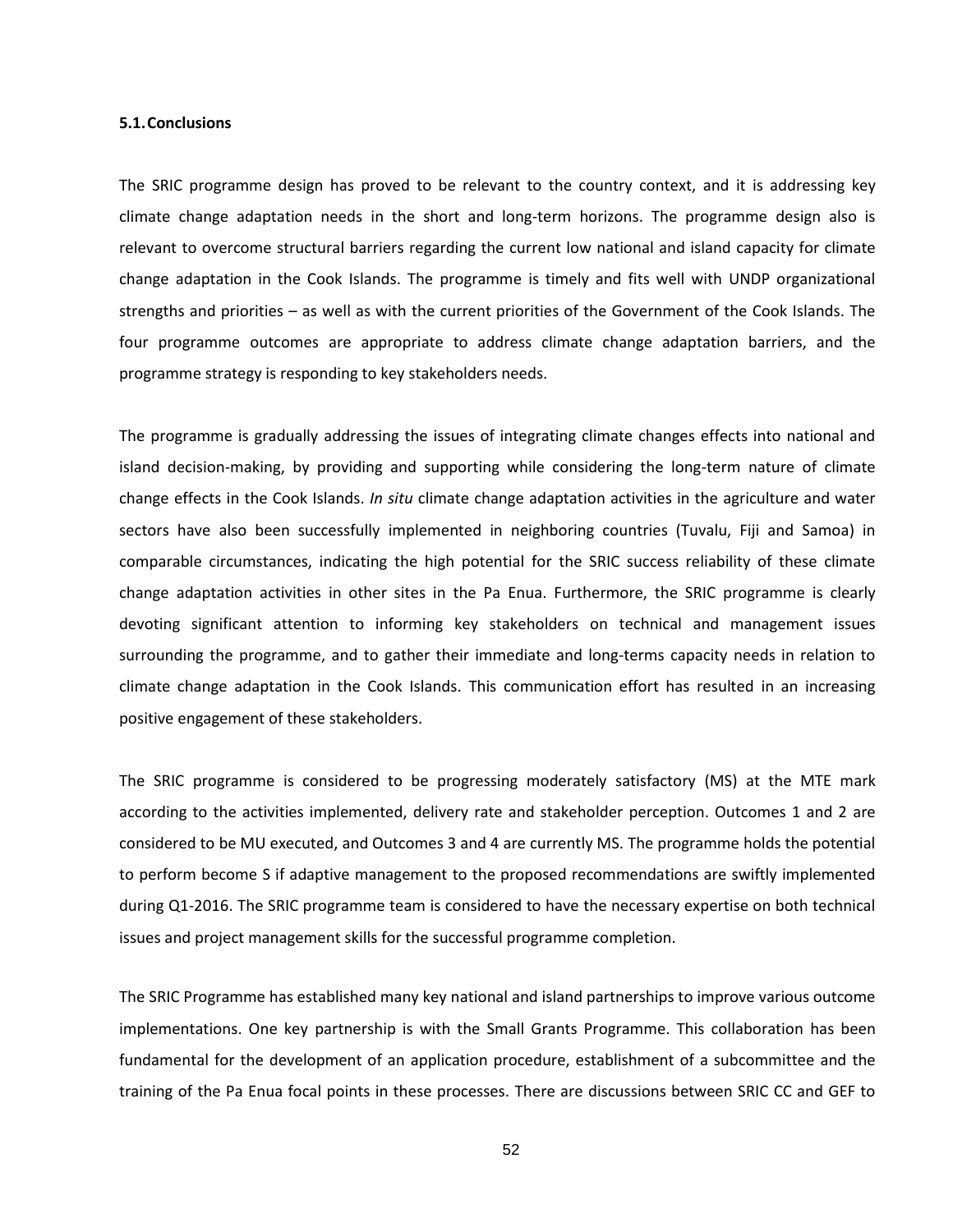### 5.1. Conclusions

The SRIC programme design has proved to be relevant to the country context, and it is addressing key climate change adaptation needs in the short and long-term horizons. The programme design also is relevant to overcome structural barriers regarding the current low national and island capacity for climate change adaptation in the Cook Islands. The programme is timely and fits well with UNDP organizational strengths and priorities – as well as with the current priorities of the Government of the Cook Islands. The four programme outcomes are appropriate to address climate change adaptation barriers, and the programme strategy is responding to key stakeholders needs.

The programme is gradually addressing the issues of integrating climate changes effects into national and island decision-making, by providing and supporting while considering the long-term nature of climate change effects in the Cook Islands. *In situ* climate change adaptation activities in the agriculture and water sectors have also been successfully implemented in neighboring countries (Tuvalu, Fiji and Samoa) in comparable circumstances, indicating the high potential for the SRIC success reliability of these climate change adaptation activities in other sites in the Pa Enua. Furthermore, the SRIC programme is clearly devoting significant attention to informing key stakeholders on technical and management issues surrounding the programme, and to gather their immediate and long-terms capacity needs in relation to climate change adaptation in the Cook Islands. This communication effort has resulted in an increasing positive engagement of these stakeholders.

The SRIC programme is considered to be progressing moderately satisfactory (MS) at the MTE mark according to the activities implemented, delivery rate and stakeholder perception. Outcomes 1 and 2 are considered to be MU executed, and Outcomes 3 and 4 are currently MS. The programme holds the potential to perform become S if adaptive management to the proposed recommendations are swiftly implemented during Q1-2016. The SRIC programme team is considered to have the necessary expertise on both technical issues and project management skills for the successful programme completion.

The SRIC Programme has established many key national and island partnerships to improve various outcome implementations. One key partnership is with the Small Grants Programme. This collaboration has been fundamental for the development of an application procedure, establishment of a subcommittee and the training of the Pa Enua focal points in these processes. There are discussions between SRIC CC and GEF to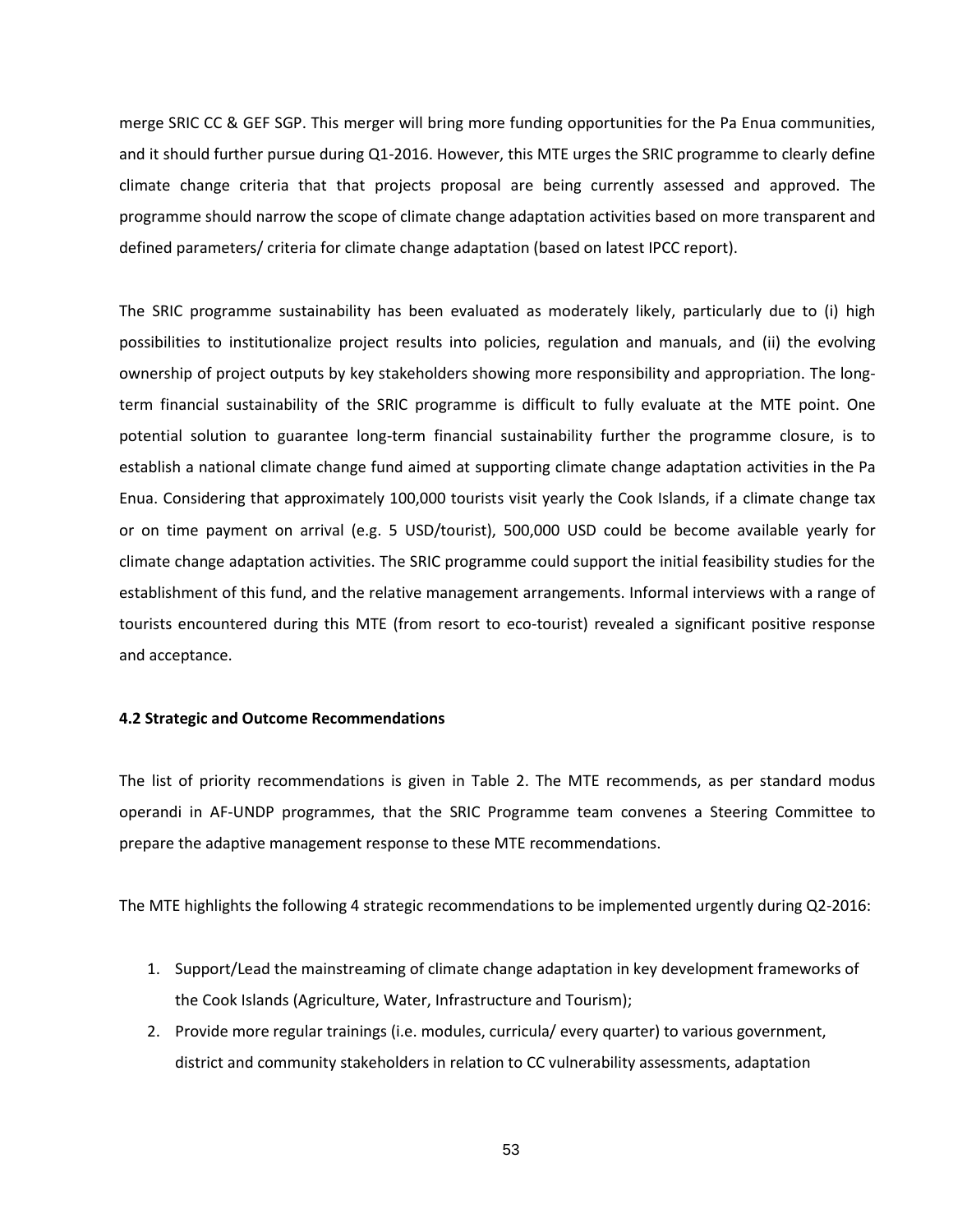merge SRIC CC & GEF SGP. This merger will bring more funding opportunities for the Pa Enua communities, and it should further pursue during Q1-2016. However, this MTE urges the SRIC programme to clearly define climate change criteria that that projects proposal are being currently assessed and approved. The programme should narrow the scope of climate change adaptation activities based on more transparent and defined parameters/ criteria for climate change adaptation (based on latest IPCC report).

The SRIC programme sustainability has been evaluated as moderately likely, particularly due to (i) high possibilities to institutionalize project results into policies, regulation and manuals, and (ii) the evolving ownership of project outputs by key stakeholders showing more responsibility and appropriation. The long-term financial sustainability of the SRIC programme is difficult to fully evaluate at the MTE point. One potential solution to guarantee long-term financial sustainability further the programme closure, is to establish a national climate change fund aimed at supporting climate change adaptation activities in the Pa Enua. Considering that approximately 100,000 tourists visit yearly the Cook Islands, if a climate change tax or on time payment on arrival (e.g. 5 USD/tourist), 500,000 USD could be become available yearly for climate change adaptation activities. The SRIC programme could support the initial feasibility studies for the establishment of this fund, and the relative management arrangements. Informal interviews with a range of tourists encountered during this MTE (from resort to eco-tourist) revealed a significant positive response and acceptance.

#### 4.2 Strategic and Outcome Recommendations

The list of priority recommendations is given in Table 2. The MTE recommends, as per standard modus operandi in AF-UNDP programmes, that the SRIC Programme team convenes a Steering Committee to prepare the adaptive management response to these MTE recommendations.

The MTE highlights the following 4 strategic recommendations to be implemented urgently during Q2-2016:

1. Support/Lead the mainstreaming of climate change adaptation in key development frameworks of the Cook Islands (Agriculture, Water, Infrastructure and Tourism);
2. Provide more regular trainings (i.e. modules, curricula/ every quarter) to various government, district and community stakeholders in relation to CC vulnerability assessments, adaptation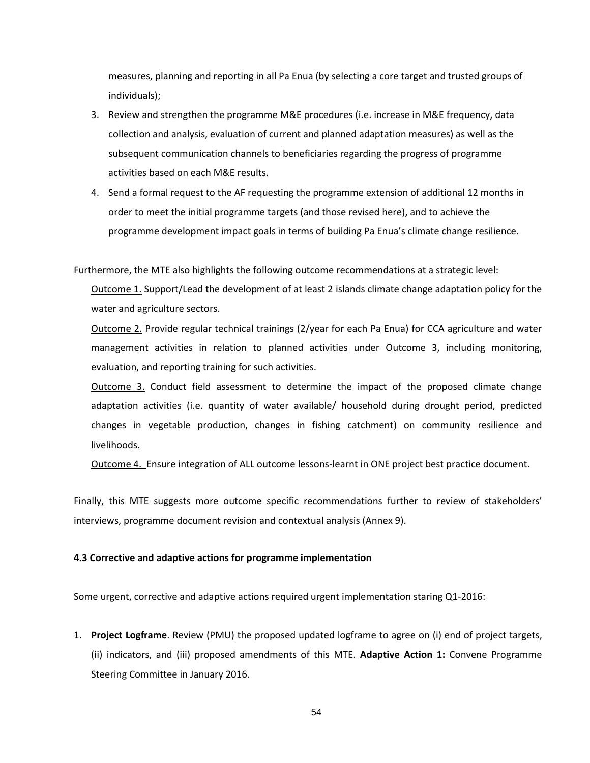measures, planning and reporting in all Pa Enua (by selecting a core target and trusted groups of individuals);

3. Review and strengthen the programme M&E procedures (i.e. increase in M&E frequency, data collection and analysis, evaluation of current and planned adaptation measures) as well as the subsequent communication channels to beneficiaries regarding the progress of programme activities based on each M&E results.
4. Send a formal request to the AF requesting the programme extension of additional 12 months in order to meet the initial programme targets (and those revised here), and to achieve the programme development impact goals in terms of building Pa Enua's climate change resilience.

Furthermore, the MTE also highlights the following outcome recommendations at a strategic level:

Outcome 1. Support/Lead the development of at least 2 islands climate change adaptation policy for the water and agriculture sectors.

Outcome 2. Provide regular technical trainings (2/year for each Pa Enua) for CCA agriculture and water management activities in relation to planned activities under Outcome 3, including monitoring, evaluation, and reporting training for such activities.

Outcome 3. Conduct field assessment to determine the impact of the proposed climate change adaptation activities (i.e. quantity of water available/ household during drought period, predicted changes in vegetable production, changes in fishing catchment) on community resilience and livelihoods.

Outcome 4. Ensure integration of ALL outcome lessons-learnt in ONE project best practice document.

Finally, this MTE suggests more outcome specific recommendations further to review of stakeholders' interviews, programme document revision and contextual analysis (Annex 9).

### 4.3 Corrective and adaptive actions for programme implementation

Some urgent, corrective and adaptive actions required urgent implementation staring Q1-2016:

1. **Project Logframe**. Review (PMU) the proposed updated logframe to agree on (i) end of project targets, (ii) indicators, and (iii) proposed amendments of this MTE. **Adaptive Action 1:** Convene Programme Steering Committee in January 2016.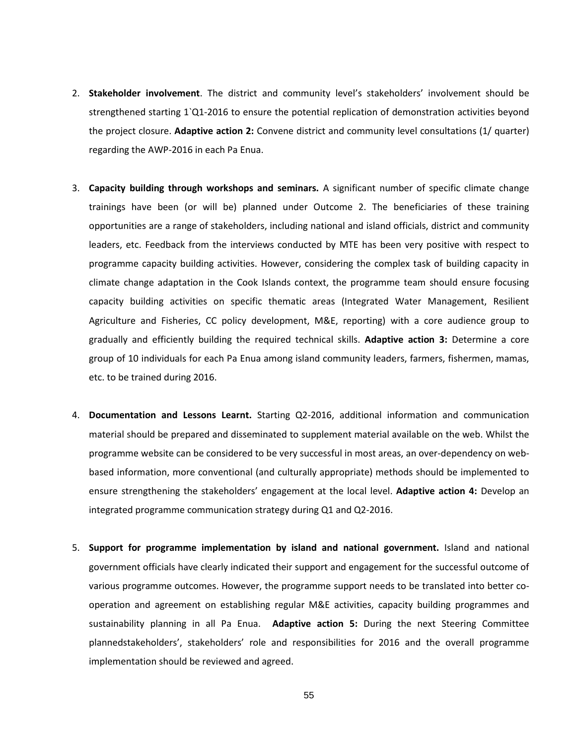2. **Stakeholder involvement**. The district and community level's stakeholders' involvement should be strengthened starting 1`Q1-2016 to ensure the potential replication of demonstration activities beyond the project closure. **Adaptive action 2:** Convene district and community level consultations (1/ quarter) regarding the AWP-2016 in each Pa Enua.

3. **Capacity building through workshops and seminars.** A significant number of specific climate change trainings have been (or will be) planned under Outcome 2. The beneficiaries of these training opportunities are a range of stakeholders, including national and island officials, district and community leaders, etc. Feedback from the interviews conducted by MTE has been very positive with respect to programme capacity building activities. However, considering the complex task of building capacity in climate change adaptation in the Cook Islands context, the programme team should ensure focusing capacity building activities on specific thematic areas (Integrated Water Management, Resilient Agriculture and Fisheries, CC policy development, M&E, reporting) with a core audience group to gradually and efficiently building the required technical skills. **Adaptive action 3:** Determine a core group of 10 individuals for each Pa Enua among island community leaders, farmers, fishermen, mamas, etc. to be trained during 2016.

4. **Documentation and Lessons Learnt.** Starting Q2-2016, additional information and communication material should be prepared and disseminated to supplement material available on the web. Whilst the programme website can be considered to be very successful in most areas, an over-dependency on web-based information, more conventional (and culturally appropriate) methods should be implemented to ensure strengthening the stakeholders' engagement at the local level. **Adaptive action 4:** Develop an integrated programme communication strategy during Q1 and Q2-2016.

5. **Support for programme implementation by island and national government.** Island and national government officials have clearly indicated their support and engagement for the successful outcome of various programme outcomes. However, the programme support needs to be translated into better co-operation and agreement on establishing regular M&E activities, capacity building programmes and sustainability planning in all Pa Enua. **Adaptive action 5:** During the next Steering Committee plannedstakeholders', stakeholders' role and responsibilities for 2016 and the overall programme implementation should be reviewed and agreed.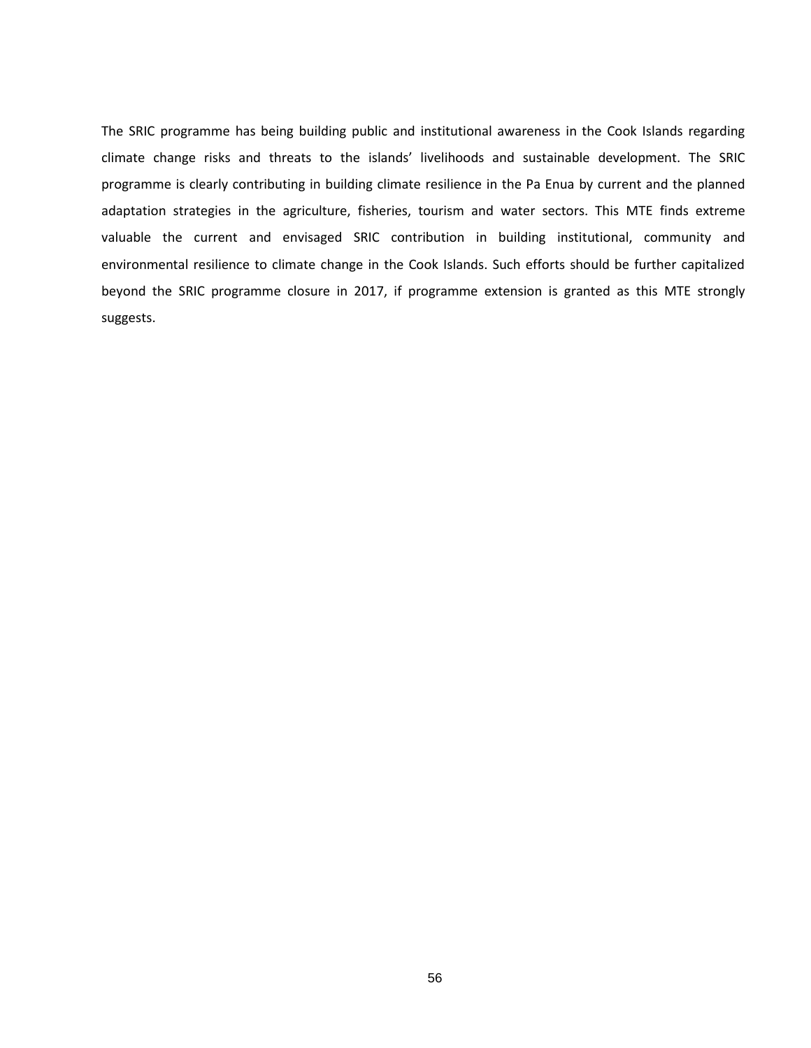The SRIC programme has being building public and institutional awareness in the Cook Islands regarding climate change risks and threats to the islands' livelihoods and sustainable development. The SRIC programme is clearly contributing in building climate resilience in the Pa Enua by current and the planned adaptation strategies in the agriculture, fisheries, tourism and water sectors. This MTE finds extreme valuable the current and envisaged SRIC contribution in building institutional, community and environmental resilience to climate change in the Cook Islands. Such efforts should be further capitalized beyond the SRIC programme closure in 2017, if programme extension is granted as this MTE strongly suggests.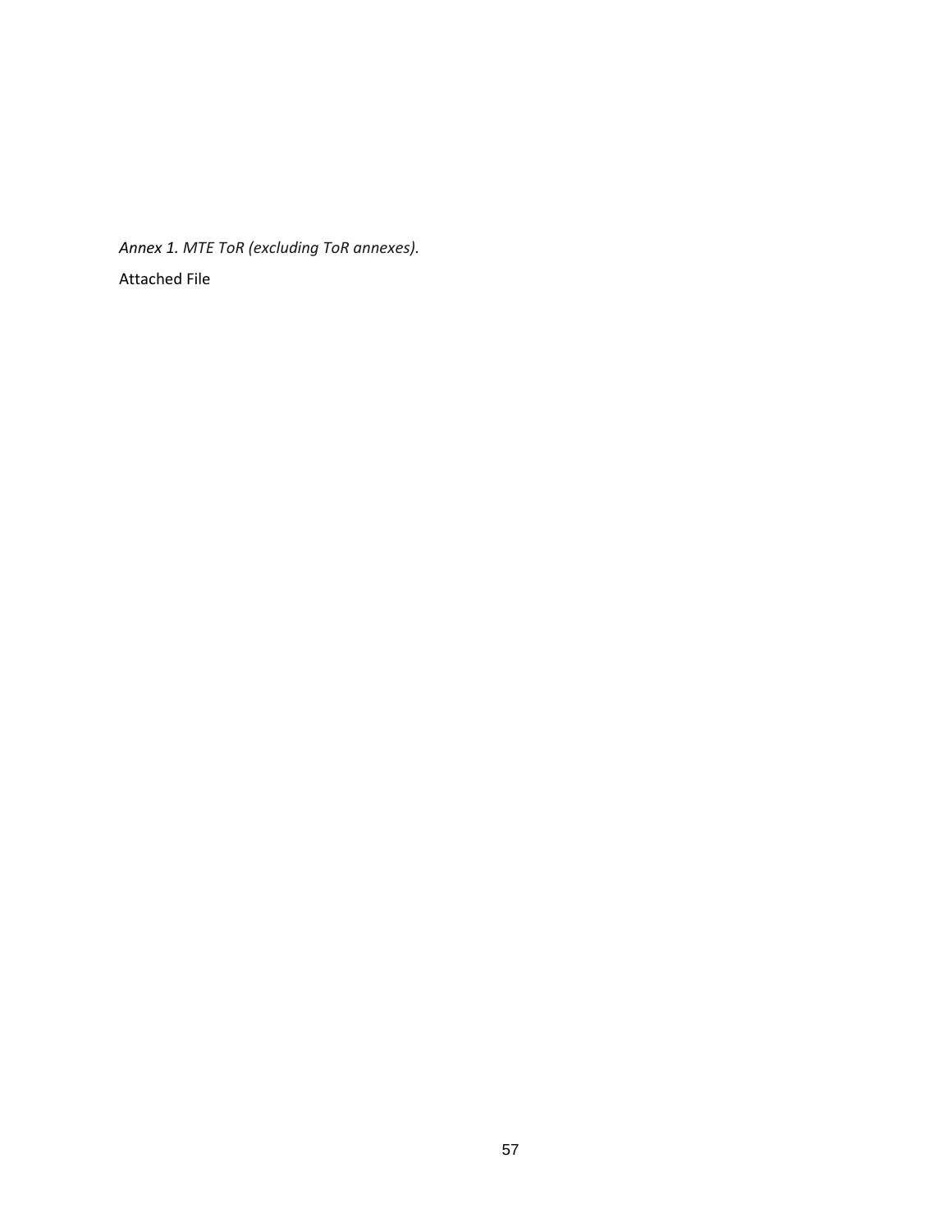*Annex 1. MTE ToR (excluding ToR annexes).*

Attached File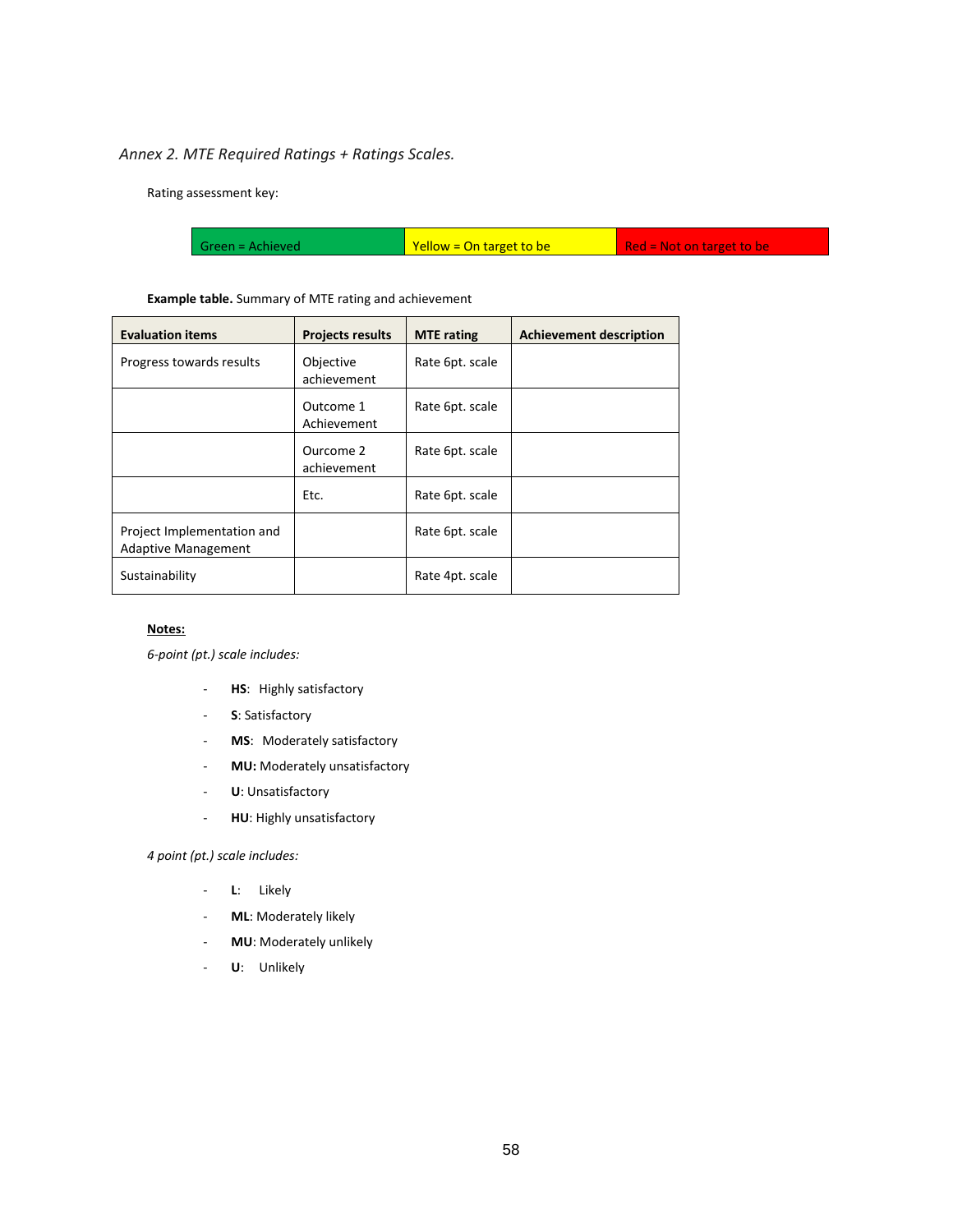*Annex 2. MTE Required Ratings + Ratings Scales.*

Rating assessment key:

| Green = Achieved | Yellow = On target to be | Red = Not on target to be |
|---|---|---|

**Example table.** Summary of MTE rating and achievement

| Evaluation items | Projects results | MTE rating | Achievement description |
|---|---|---|---|
| Progress towards results | Objective achievement | Rate 6pt. scale | |
| | Outcome 1 Achievement | Rate 6pt. scale | |
| | Ourcome 2 achievement | Rate 6pt. scale | |
| | Etc. | Rate 6pt. scale | |
| Project Implementation and Adaptive Management | | Rate 6pt. scale | |
| Sustainability | | Rate 4pt. scale | |

**Notes:**

*6-point (pt.) scale includes:*

- **HS**: Highly satisfactory
- **S**: Satisfactory
- **MS**: Moderately satisfactory
- **MU:** Moderately unsatisfactory
- **U**: Unsatisfactory
- **HU**: Highly unsatisfactory

*4 point (pt.) scale includes:*

- **L**: Likely
- **ML**: Moderately likely
- **MU**: Moderately unlikely
- **U**: Unlikely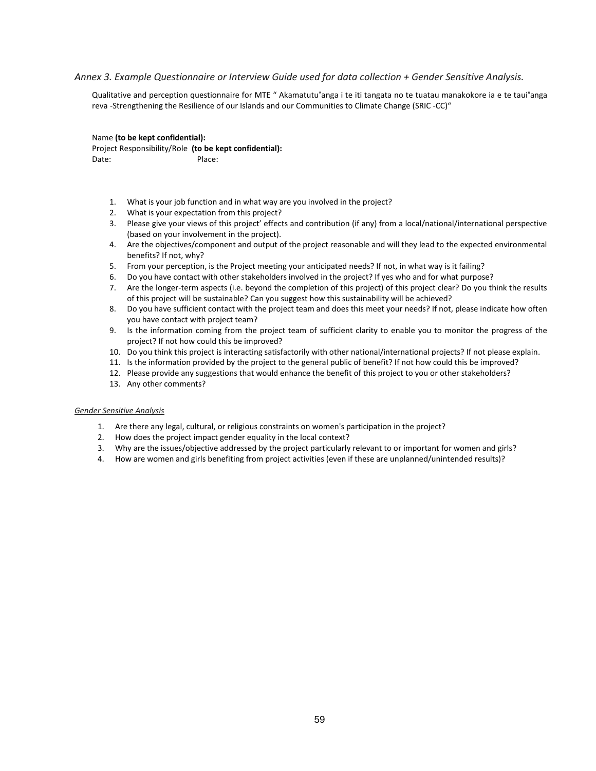*Annex 3. Example Questionnaire or Interview Guide used for data collection + Gender Sensitive Analysis.*

Qualitative and perception questionnaire for MTE " Akamatutu"anga i te iti tangata no te tuatau manakokore ia e te taui"anga reva -Strengthening the Resilience of our Islands and our Communities to Climate Change (SRIC -CC)"

Name **(to be kept confidential):**
Project Responsibility/Role **(to be kept confidential):**
Date: Place:

1. What is your job function and in what way are you involved in the project?
2. What is your expectation from this project?
3. Please give your views of this project' effects and contribution (if any) from a local/national/international perspective (based on your involvement in the project).
4. Are the objectives/component and output of the project reasonable and will they lead to the expected environmental benefits? If not, why?
5. From your perception, is the Project meeting your anticipated needs? If not, in what way is it failing?
6. Do you have contact with other stakeholders involved in the project? If yes who and for what purpose?
7. Are the longer-term aspects (i.e. beyond the completion of this project) of this project clear? Do you think the results of this project will be sustainable? Can you suggest how this sustainability will be achieved?
8. Do you have sufficient contact with the project team and does this meet your needs? If not, please indicate how often you have contact with project team?
9. Is the information coming from the project team of sufficient clarity to enable you to monitor the progress of the project? If not how could this be improved?
10. Do you think this project is interacting satisfactorily with other national/international projects? If not please explain.
11. Is the information provided by the project to the general public of benefit? If not how could this be improved?
12. Please provide any suggestions that would enhance the benefit of this project to you or other stakeholders?
13. Any other comments?

*Gender Sensitive Analysis*

1. Are there any legal, cultural, or religious constraints on women's participation in the project?
2. How does the project impact gender equality in the local context?
3. Why are the issues/objective addressed by the project particularly relevant to or important for women and girls?
4. How are women and girls benefiting from project activities (even if these are unplanned/unintended results)?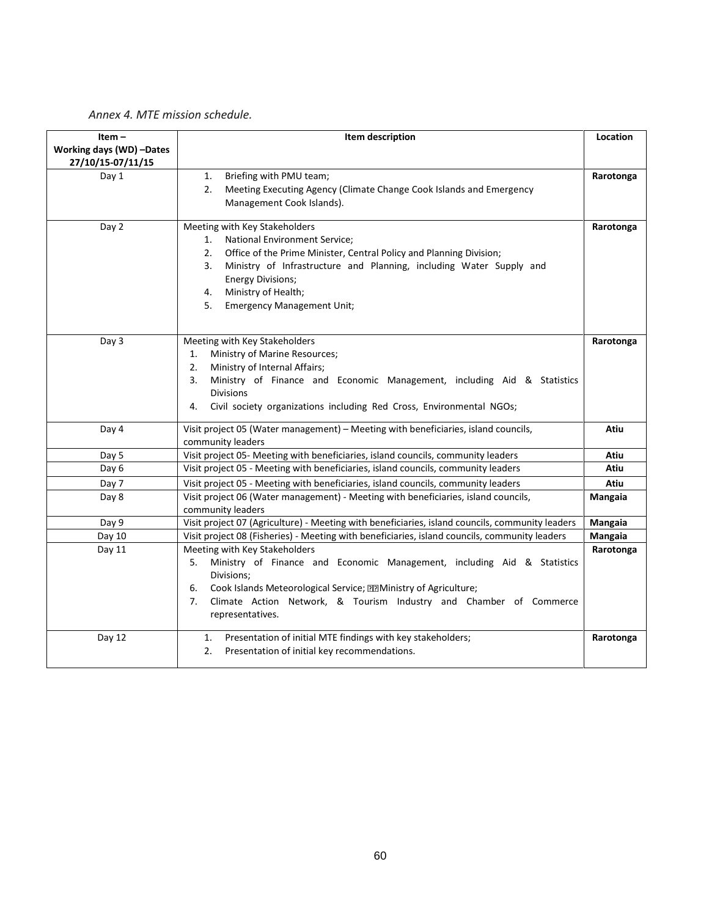*Annex 4. MTE mission schedule.*

| Item – Working days (WD) –Dates 27/10/15-07/11/15 | Item description | Location |
|---|---|---|
| Day 1 | 1. Briefing with PMU team;<br>2. Meeting Executing Agency (Climate Change Cook Islands and Emergency Management Cook Islands). | **Rarotonga** |
| Day 2 | Meeting with Key Stakeholders<br>1. National Environment Service;<br>2. Office of the Prime Minister, Central Policy and Planning Division;<br>3. Ministry of Infrastructure and Planning, including Water Supply and Energy Divisions;<br>4. Ministry of Health;<br>5. Emergency Management Unit; | **Rarotonga** |
| Day 3 | Meeting with Key Stakeholders<br>1. Ministry of Marine Resources;<br>2. Ministry of Internal Affairs;<br>3. Ministry of Finance and Economic Management, including Aid & Statistics Divisions<br>4. Civil society organizations including Red Cross, Environmental NGOs; | **Rarotonga** |
| Day 4 | Visit project 05 (Water management) – Meeting with beneficiaries, island councils, community leaders | **Atiu** |
| Day 5 | Visit project 05- Meeting with beneficiaries, island councils, community leaders | **Atiu** |
| Day 6 | Visit project 05 - Meeting with beneficiaries, island councils, community leaders | **Atiu** |
| Day 7 | Visit project 05 - Meeting with beneficiaries, island councils, community leaders | **Atiu** |
| Day 8 | Visit project 06 (Water management) - Meeting with beneficiaries, island councils, community leaders | **Mangaia** |
| Day 9 | Visit project 07 (Agriculture) - Meeting with beneficiaries, island councils, community leaders | **Mangaia** |
| Day 10 | Visit project 08 (Fisheries) - Meeting with beneficiaries, island councils, community leaders | **Mangaia** |
| Day 11 | Meeting with Key Stakeholders<br>5. Ministry of Finance and Economic Management, including Aid & Statistics Divisions;<br>6. Cook Islands Meteorological Service; Ministry of Agriculture;<br>7. Climate Action Network, & Tourism Industry and Chamber of Commerce representatives. | **Rarotonga** |
| Day 12 | 1. Presentation of initial MTE findings with key stakeholders;<br>2. Presentation of initial key recommendations. | **Rarotonga** |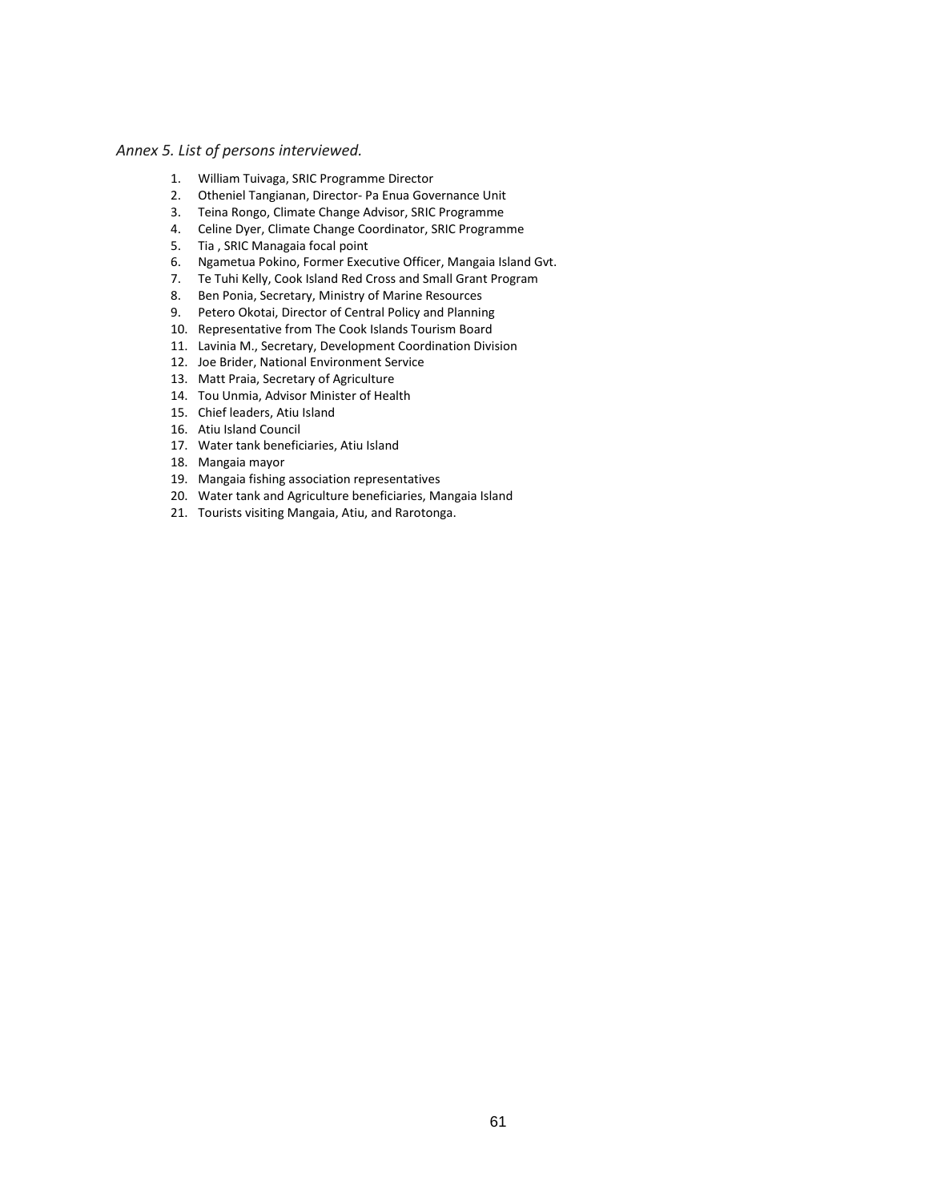*Annex 5. List of persons interviewed.*

1. William Tuivaga, SRIC Programme Director
2. Otheniel Tangianan, Director- Pa Enua Governance Unit
3. Teina Rongo, Climate Change Advisor, SRIC Programme
4. Celine Dyer, Climate Change Coordinator, SRIC Programme
5. Tia , SRIC Managaia focal point
6. Ngametua Pokino, Former Executive Officer, Mangaia Island Gvt.
7. Te Tuhi Kelly, Cook Island Red Cross and Small Grant Program
8. Ben Ponia, Secretary, Ministry of Marine Resources
9. Petero Okotai, Director of Central Policy and Planning
10. Representative from The Cook Islands Tourism Board
11. Lavinia M., Secretary, Development Coordination Division
12. Joe Brider, National Environment Service
13. Matt Praia, Secretary of Agriculture
14. Tou Unmia, Advisor Minister of Health
15. Chief leaders, Atiu Island
16. Atiu Island Council
17. Water tank beneficiaries, Atiu Island
18. Mangaia mayor
19. Mangaia fishing association representatives
20. Water tank and Agriculture beneficiaries, Mangaia Island
21. Tourists visiting Mangaia, Atiu, and Rarotonga.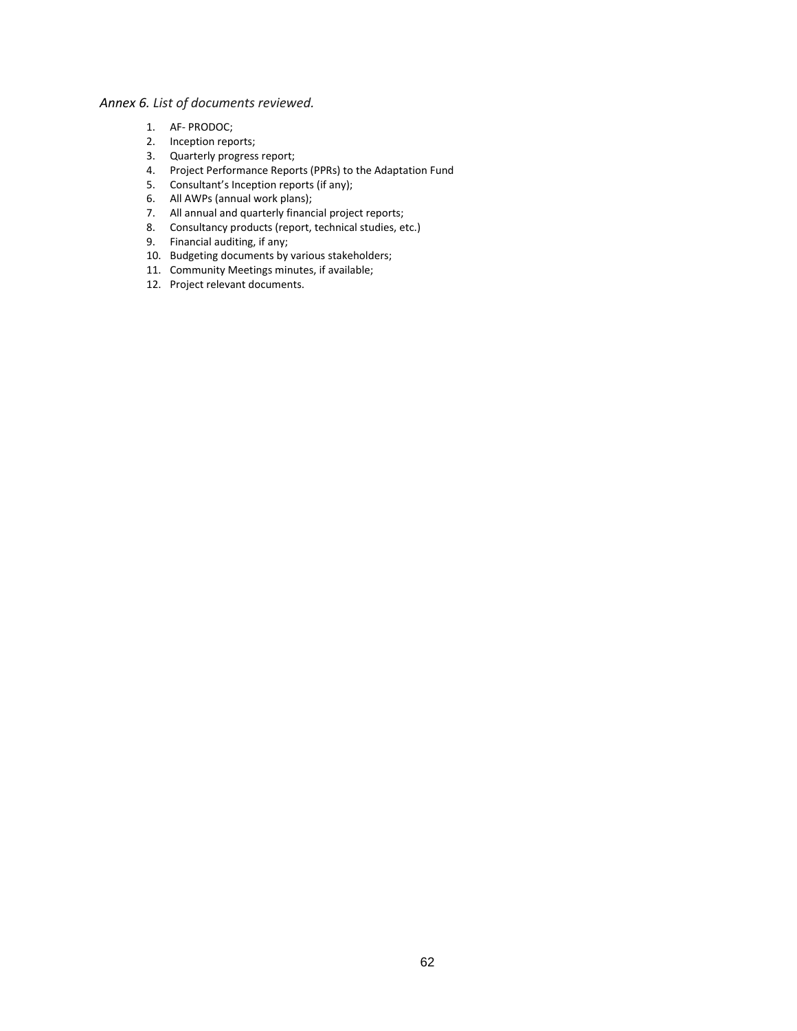*Annex 6. List of documents reviewed.*

1. AF- PRODOC;
2. Inception reports;
3. Quarterly progress report;
4. Project Performance Reports (PPRs) to the Adaptation Fund
5. Consultant's Inception reports (if any);
6. All AWPs (annual work plans);
7. All annual and quarterly financial project reports;
8. Consultancy products (report, technical studies, etc.)
9. Financial auditing, if any;
10. Budgeting documents by various stakeholders;
11. Community Meetings minutes, if available;
12. Project relevant documents.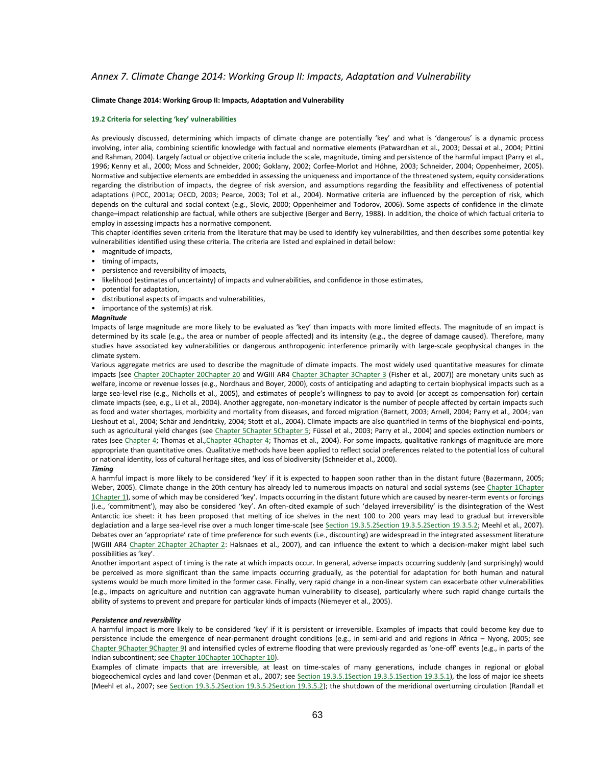## *Annex 7. Climate Change 2014: Working Group II: Impacts, Adaptation and Vulnerability*

**Climate Change 2014: Working Group II: Impacts, Adaptation and Vulnerability**

**19.2 Criteria for selecting 'key' vulnerabilities**

As previously discussed, determining which impacts of climate change are potentially 'key' and what is 'dangerous' is a dynamic process involving, inter alia, combining scientific knowledge with factual and normative elements (Patwardhan et al., 2003; Dessai et al., 2004; Pittini and Rahman, 2004). Largely factual or objective criteria include the scale, magnitude, timing and persistence of the harmful impact (Parry et al., 1996; Kenny et al., 2000; Moss and Schneider, 2000; Goklany, 2002; Corfee-Morlot and Höhne, 2003; Schneider, 2004; Oppenheimer, 2005). Normative and subjective elements are embedded in assessing the uniqueness and importance of the threatened system, equity considerations regarding the distribution of impacts, the degree of risk aversion, and assumptions regarding the feasibility and effectiveness of potential adaptations (IPCC, 2001a; OECD, 2003; Pearce, 2003; Tol et al., 2004). Normative criteria are influenced by the perception of risk, which depends on the cultural and social context (e.g., Slovic, 2000; Oppenheimer and Todorov, 2006). Some aspects of confidence in the climate change–impact relationship are factual, while others are subjective (Berger and Berry, 1988). In addition, the choice of which factual criteria to employ in assessing impacts has a normative component.

This chapter identifies seven criteria from the literature that may be used to identify key vulnerabilities, and then describes some potential key vulnerabilities identified using these criteria. The criteria are listed and explained in detail below:

- magnitude of impacts,
- timing of impacts,
- persistence and reversibility of impacts,
- likelihood (estimates of uncertainty) of impacts and vulnerabilities, and confidence in those estimates,
- potential for adaptation,
- distributional aspects of impacts and vulnerabilities,
- importance of the system(s) at risk.

***Magnitude***

Impacts of large magnitude are more likely to be evaluated as 'key' than impacts with more limited effects. The magnitude of an impact is determined by its scale (e.g., the area or number of people affected) and its intensity (e.g., the degree of damage caused). Therefore, many studies have associated key vulnerabilities or dangerous anthropogenic interference primarily with large-scale geophysical changes in the climate system.

Various aggregate metrics are used to describe the magnitude of climate impacts. The most widely used quantitative measures for climate impacts (see Chapter 20Chapter 20Chapter 20 and WGIII AR4 Chapter 3Chapter 3Chapter 3 (Fisher et al., 2007)) are monetary units such as welfare, income or revenue losses (e.g., Nordhaus and Boyer, 2000), costs of anticipating and adapting to certain biophysical impacts such as a large sea-level rise (e.g., Nicholls et al., 2005), and estimates of people's willingness to pay to avoid (or accept as compensation for) certain climate impacts (see, e.g., Li et al., 2004). Another aggregate, non-monetary indicator is the number of people affected by certain impacts such as food and water shortages, morbidity and mortality from diseases, and forced migration (Barnett, 2003; Arnell, 2004; Parry et al., 2004; van Lieshout et al., 2004; Schär and Jendritzky, 2004; Stott et al., 2004). Climate impacts are also quantified in terms of the biophysical end-points, such as agricultural yield changes (see Chapter 5Chapter 5Chapter 5; Füssel et al., 2003; Parry et al., 2004) and species extinction numbers or rates (see Chapter 4; Thomas et al.,Chapter 4Chapter 4; Thomas et al., 2004). For some impacts, qualitative rankings of magnitude are more appropriate than quantitative ones. Qualitative methods have been applied to reflect social preferences related to the potential loss of cultural or national identity, loss of cultural heritage sites, and loss of biodiversity (Schneider et al., 2000).

***Timing***

A harmful impact is more likely to be considered 'key' if it is expected to happen soon rather than in the distant future (Bazermann, 2005; Weber, 2005). Climate change in the 20th century has already led to numerous impacts on natural and social systems (see Chapter 1Chapter 1Chapter 1), some of which may be considered 'key'. Impacts occurring in the distant future which are caused by nearer-term events or forcings (i.e., 'commitment'), may also be considered 'key'. An often-cited example of such 'delayed irreversibility' is the disintegration of the West Antarctic ice sheet: it has been proposed that melting of ice shelves in the next 100 to 200 years may lead to gradual but irreversible deglaciation and a large sea-level rise over a much longer time-scale (see Section 19.3.5.2Section 19.3.5.2Section 19.3.5.2; Meehl et al., 2007). Debates over an 'appropriate' rate of time preference for such events (i.e., discounting) are widespread in the integrated assessment literature (WGIII AR4 Chapter 2Chapter 2Chapter 2: Halsnaes et al., 2007), and can influence the extent to which a decision-maker might label such possibilities as 'key'.

Another important aspect of timing is the rate at which impacts occur. In general, adverse impacts occurring suddenly (and surprisingly) would be perceived as more significant than the same impacts occurring gradually, as the potential for adaptation for both human and natural systems would be much more limited in the former case. Finally, very rapid change in a non-linear system can exacerbate other vulnerabilities (e.g., impacts on agriculture and nutrition can aggravate human vulnerability to disease), particularly where such rapid change curtails the ability of systems to prevent and prepare for particular kinds of impacts (Niemeyer et al., 2005).

***Persistence and reversibility***

A harmful impact is more likely to be considered 'key' if it is persistent or irreversible. Examples of impacts that could become key due to persistence include the emergence of near-permanent drought conditions (e.g., in semi-arid and arid regions in Africa – Nyong, 2005; see Chapter 9Chapter 9Chapter 9) and intensified cycles of extreme flooding that were previously regarded as 'one-off' events (e.g., in parts of the Indian subcontinent; see Chapter 10Chapter 10Chapter 10).

Examples of climate impacts that are irreversible, at least on time-scales of many generations, include changes in regional or global biogeochemical cycles and land cover (Denman et al., 2007; see Section 19.3.5.1Section 19.3.5.1Section 19.3.5.1), the loss of major ice sheets (Meehl et al., 2007; see Section 19.3.5.2Section 19.3.5.2Section 19.3.5.2); the shutdown of the meridional overturning circulation (Randall et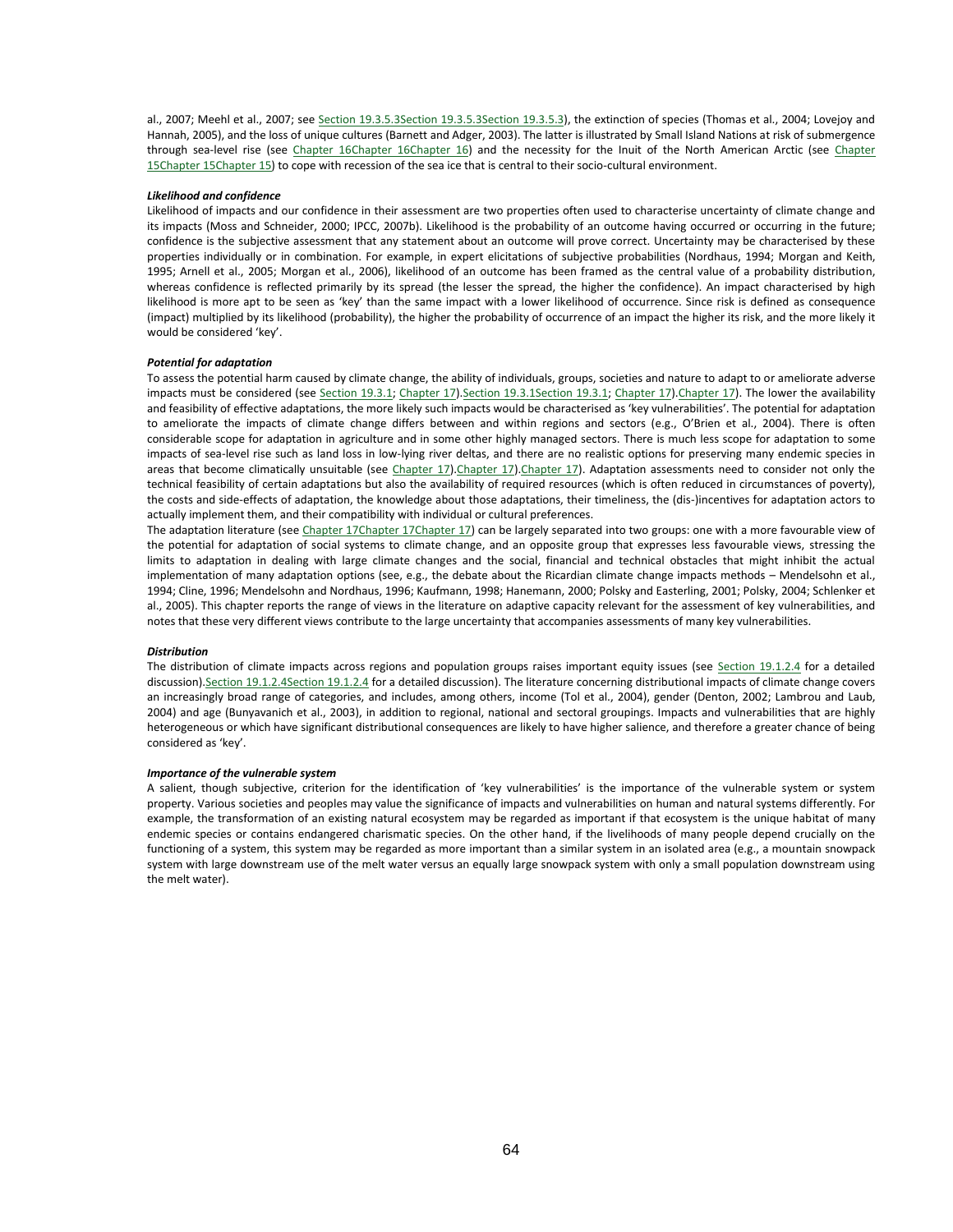al., 2007; Meehl et al., 2007; see Section 19.3.5.3Section 19.3.5.3Section 19.3.5.3), the extinction of species (Thomas et al., 2004; Lovejoy and Hannah, 2005), and the loss of unique cultures (Barnett and Adger, 2003). The latter is illustrated by Small Island Nations at risk of submergence through sea-level rise (see Chapter 16Chapter 16Chapter 16) and the necessity for the Inuit of the North American Arctic (see Chapter 15Chapter 15Chapter 15) to cope with recession of the sea ice that is central to their socio-cultural environment.

***Likelihood and confidence***

Likelihood of impacts and our confidence in their assessment are two properties often used to characterise uncertainty of climate change and its impacts (Moss and Schneider, 2000; IPCC, 2007b). Likelihood is the probability of an outcome having occurred or occurring in the future; confidence is the subjective assessment that any statement about an outcome will prove correct. Uncertainty may be characterised by these properties individually or in combination. For example, in expert elicitations of subjective probabilities (Nordhaus, 1994; Morgan and Keith, 1995; Arnell et al., 2005; Morgan et al., 2006), likelihood of an outcome has been framed as the central value of a probability distribution, whereas confidence is reflected primarily by its spread (the lesser the spread, the higher the confidence). An impact characterised by high likelihood is more apt to be seen as 'key' than the same impact with a lower likelihood of occurrence. Since risk is defined as consequence (impact) multiplied by its likelihood (probability), the higher the probability of occurrence of an impact the higher its risk, and the more likely it would be considered 'key'.

***Potential for adaptation***

To assess the potential harm caused by climate change, the ability of individuals, groups, societies and nature to adapt to or ameliorate adverse impacts must be considered (see Section 19.3.1; Chapter 17).Section 19.3.1Section 19.3.1; Chapter 17).Chapter 17). The lower the availability and feasibility of effective adaptations, the more likely such impacts would be characterised as 'key vulnerabilities'. The potential for adaptation to ameliorate the impacts of climate change differs between and within regions and sectors (e.g., O'Brien et al., 2004). There is often considerable scope for adaptation in agriculture and in some other highly managed sectors. There is much less scope for adaptation to some impacts of sea-level rise such as land loss in low-lying river deltas, and there are no realistic options for preserving many endemic species in areas that become climatically unsuitable (see Chapter 17).Chapter 17).Chapter 17). Adaptation assessments need to consider not only the technical feasibility of certain adaptations but also the availability of required resources (which is often reduced in circumstances of poverty), the costs and side-effects of adaptation, the knowledge about those adaptations, their timeliness, the (dis-)incentives for adaptation actors to actually implement them, and their compatibility with individual or cultural preferences.

The adaptation literature (see Chapter 17Chapter 17Chapter 17) can be largely separated into two groups: one with a more favourable view of the potential for adaptation of social systems to climate change, and an opposite group that expresses less favourable views, stressing the limits to adaptation in dealing with large climate changes and the social, financial and technical obstacles that might inhibit the actual implementation of many adaptation options (see, e.g., the debate about the Ricardian climate change impacts methods – Mendelsohn et al., 1994; Cline, 1996; Mendelsohn and Nordhaus, 1996; Kaufmann, 1998; Hanemann, 2000; Polsky and Easterling, 2001; Polsky, 2004; Schlenker et al., 2005). This chapter reports the range of views in the literature on adaptive capacity relevant for the assessment of key vulnerabilities, and notes that these very different views contribute to the large uncertainty that accompanies assessments of many key vulnerabilities.

***Distribution***

The distribution of climate impacts across regions and population groups raises important equity issues (see Section 19.1.2.4 for a detailed discussion).Section 19.1.2.4Section 19.1.2.4 for a detailed discussion). The literature concerning distributional impacts of climate change covers an increasingly broad range of categories, and includes, among others, income (Tol et al., 2004), gender (Denton, 2002; Lambrou and Laub, 2004) and age (Bunyavanich et al., 2003), in addition to regional, national and sectoral groupings. Impacts and vulnerabilities that are highly heterogeneous or which have significant distributional consequences are likely to have higher salience, and therefore a greater chance of being considered as 'key'.

***Importance of the vulnerable system***

A salient, though subjective, criterion for the identification of 'key vulnerabilities' is the importance of the vulnerable system or system property. Various societies and peoples may value the significance of impacts and vulnerabilities on human and natural systems differently. For example, the transformation of an existing natural ecosystem may be regarded as important if that ecosystem is the unique habitat of many endemic species or contains endangered charismatic species. On the other hand, if the livelihoods of many people depend crucially on the functioning of a system, this system may be regarded as more important than a similar system in an isolated area (e.g., a mountain snowpack system with large downstream use of the melt water versus an equally large snowpack system with only a small population downstream using the melt water).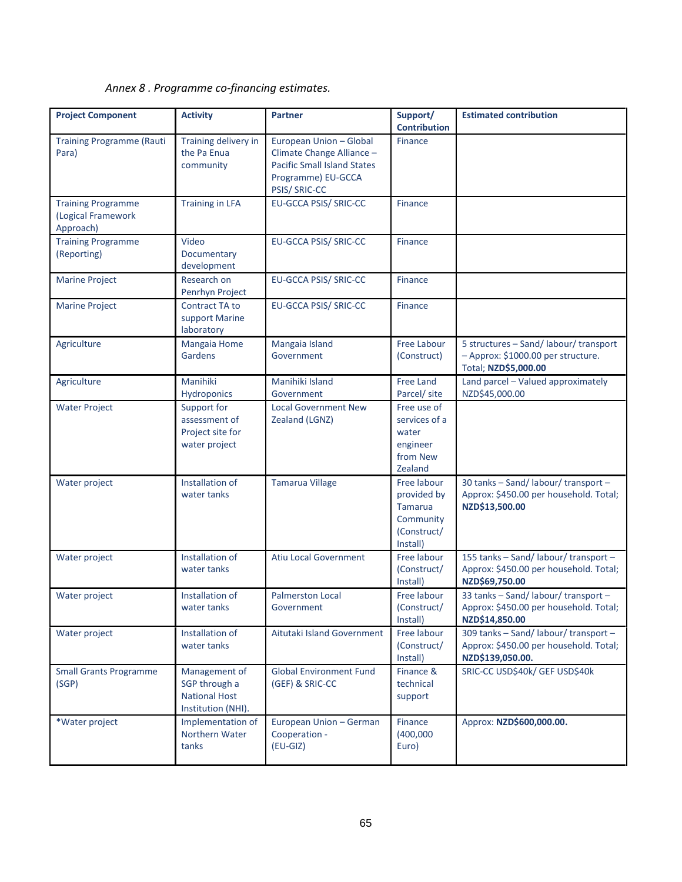*Annex 8 . Programme co-financing estimates.*

| Project Component | Activity | Partner | Support/ Contribution | Estimated contribution |
|---|---|---|---|---|
| Training Programme (Rauti Para) | Training delivery in the Pa Enua community | European Union – Global Climate Change Alliance – Pacific Small Island States Programme) EU-GCCA PSIS/ SRIC-CC | Finance | |
| Training Programme (Logical Framework Approach) | Training in LFA | EU-GCCA PSIS/ SRIC-CC | Finance | |
| Training Programme (Reporting) | Video Documentary development | EU-GCCA PSIS/ SRIC-CC | Finance | |
| Marine Project | Research on Penrhyn Project | EU-GCCA PSIS/ SRIC-CC | Finance | |
| Marine Project | Contract TA to support Marine laboratory | EU-GCCA PSIS/ SRIC-CC | Finance | |
| Agriculture | Mangaia Home Gardens | Mangaia Island Government | Free Labour (Construct) | 5 structures – Sand/ labour/ transport – Approx: $1000.00 per structure. Total; **NZD$5,000.00** |
| Agriculture | Manihiki Hydroponics | Manihiki Island Government | Free Land Parcel/ site | Land parcel – Valued approximately NZD$45,000.00 |
| Water Project | Support for assessment of Project site for water project | Local Government New Zealand (LGNZ) | Free use of services of a water engineer from New Zealand | |
| Water project | Installation of water tanks | Tamarua Village | Free labour provided by Tamarua Community (Construct/ Install) | 30 tanks – Sand/ labour/ transport – Approx: $450.00 per household. Total; **NZD$13,500.00** |
| Water project | Installation of water tanks | Atiu Local Government | Free labour (Construct/ Install) | 155 tanks – Sand/ labour/ transport – Approx: $450.00 per household. Total; **NZD$69,750.00** |
| Water project | Installation of water tanks | Palmerston Local Government | Free labour (Construct/ Install) | 33 tanks – Sand/ labour/ transport – Approx: $450.00 per household. Total; **NZD$14,850.00** |
| Water project | Installation of water tanks | Aitutaki Island Government | Free labour (Construct/ Install) | 309 tanks – Sand/ labour/ transport – Approx: $450.00 per household. Total; **NZD$139,050.00.** |
| Small Grants Programme (SGP) | Management of SGP through a National Host Institution (NHI). | Global Environment Fund (GEF) & SRIC-CC | Finance & technical support | SRIC-CC USD$40k/ GEF USD$40k |
| *Water project | Implementation of Northern Water tanks | European Union – German Cooperation - (EU-GIZ) | Finance (400,000 Euro) | Approx: **NZD$600,000.00.** |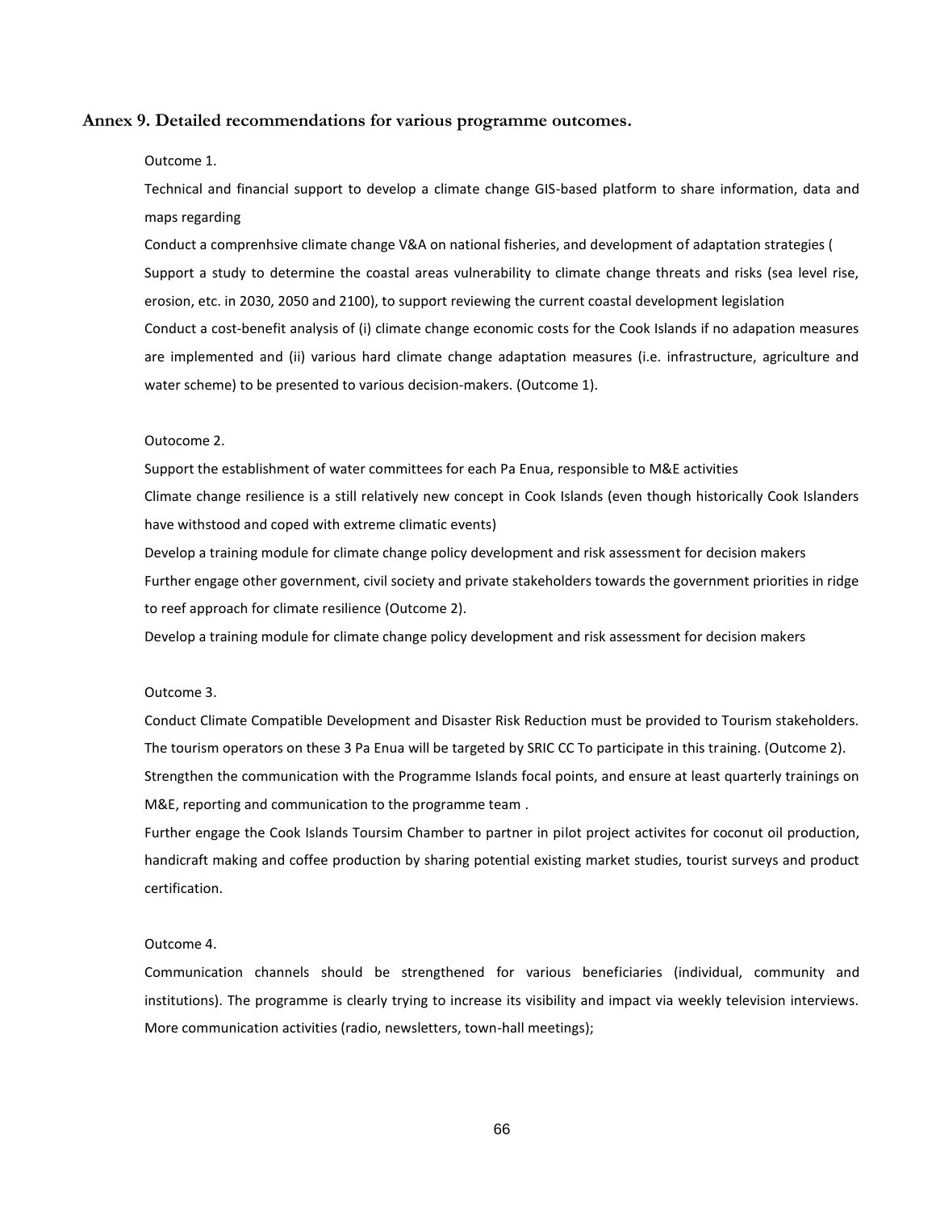### Annex 9. Detailed recommendations for various programme outcomes.

Outcome 1.

Technical and financial support to develop a climate change GIS-based platform to share information, data and maps regarding

Conduct a comprenhsive climate change V&A on national fisheries, and development of adaptation strategies (

Support a study to determine the coastal areas vulnerability to climate change threats and risks (sea level rise, erosion, etc. in 2030, 2050 and 2100), to support reviewing the current coastal development legislation

Conduct a cost-benefit analysis of (i) climate change economic costs for the Cook Islands if no adapation measures are implemented and (ii) various hard climate change adaptation measures (i.e. infrastructure, agriculture and water scheme) to be presented to various decision-makers. (Outcome 1).

Outocome 2.

Support the establishment of water committees for each Pa Enua, responsible to M&E activities

Climate change resilience is a still relatively new concept in Cook Islands (even though historically Cook Islanders have withstood and coped with extreme climatic events)

Develop a training module for climate change policy development and risk assessment for decision makers

Further engage other government, civil society and private stakeholders towards the government priorities in ridge to reef approach for climate resilience (Outcome 2).

Develop a training module for climate change policy development and risk assessment for decision makers

Outcome 3.

Conduct Climate Compatible Development and Disaster Risk Reduction must be provided to Tourism stakeholders. The tourism operators on these 3 Pa Enua will be targeted by SRIC CC To participate in this training. (Outcome 2).

Strengthen the communication with the Programme Islands focal points, and ensure at least quarterly trainings on M&E, reporting and communication to the programme team .

Further engage the Cook Islands Toursim Chamber to partner in pilot project activites for coconut oil production, handicraft making and coffee production by sharing potential existing market studies, tourist surveys and product certification.

Outcome 4.

Communication channels should be strengthened for various beneficiaries (individual, community and institutions). The programme is clearly trying to increase its visibility and impact via weekly television interviews. More communication activities (radio, newsletters, town-hall meetings);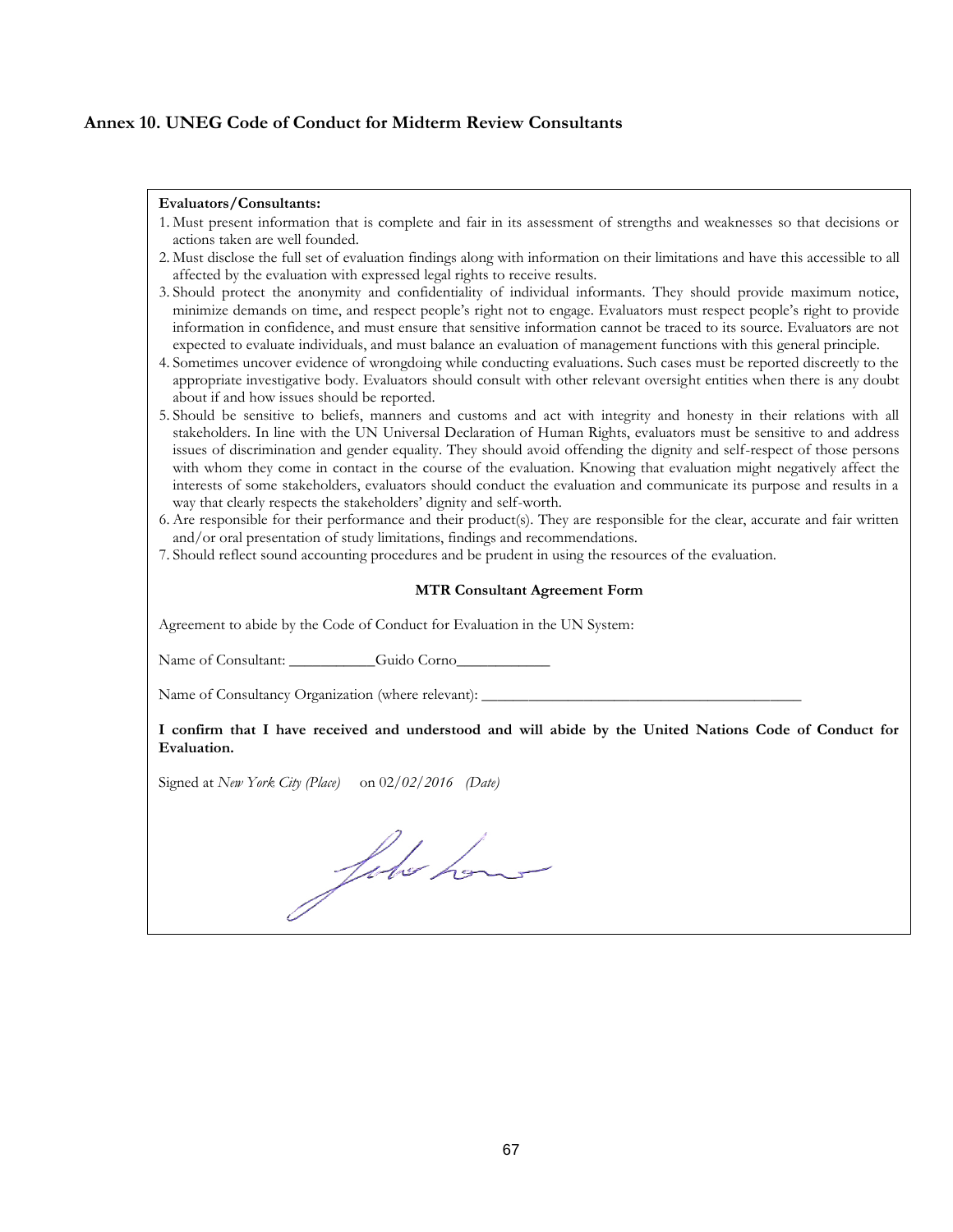## Annex 10. UNEG Code of Conduct for Midterm Review Consultants

**Evaluators/Consultants:**

1. Must present information that is complete and fair in its assessment of strengths and weaknesses so that decisions or actions taken are well founded.
2. Must disclose the full set of evaluation findings along with information on their limitations and have this accessible to all affected by the evaluation with expressed legal rights to receive results.
3. Should protect the anonymity and confidentiality of individual informants. They should provide maximum notice, minimize demands on time, and respect people's right not to engage. Evaluators must respect people's right to provide information in confidence, and must ensure that sensitive information cannot be traced to its source. Evaluators are not expected to evaluate individuals, and must balance an evaluation of management functions with this general principle.
4. Sometimes uncover evidence of wrongdoing while conducting evaluations. Such cases must be reported discreetly to the appropriate investigative body. Evaluators should consult with other relevant oversight entities when there is any doubt about if and how issues should be reported.
5. Should be sensitive to beliefs, manners and customs and act with integrity and honesty in their relations with all stakeholders. In line with the UN Universal Declaration of Human Rights, evaluators must be sensitive to and address issues of discrimination and gender equality. They should avoid offending the dignity and self-respect of those persons with whom they come in contact in the course of the evaluation. Knowing that evaluation might negatively affect the interests of some stakeholders, evaluators should conduct the evaluation and communicate its purpose and results in a way that clearly respects the stakeholders' dignity and self-worth.
6. Are responsible for their performance and their product(s). They are responsible for the clear, accurate and fair written and/or oral presentation of study limitations, findings and recommendations.
7. Should reflect sound accounting procedures and be prudent in using the resources of the evaluation.

**MTR Consultant Agreement Form**

Agreement to abide by the Code of Conduct for Evaluation in the UN System:

Name of Consultant: ___________Guido Corno____________

Name of Consultancy Organization (where relevant): ________________________________________

**I confirm that I have received and understood and will abide by the United Nations Code of Conduct for Evaluation.**

Signed at *New York City (Place)* on 02/*02/2016* *(Date)*